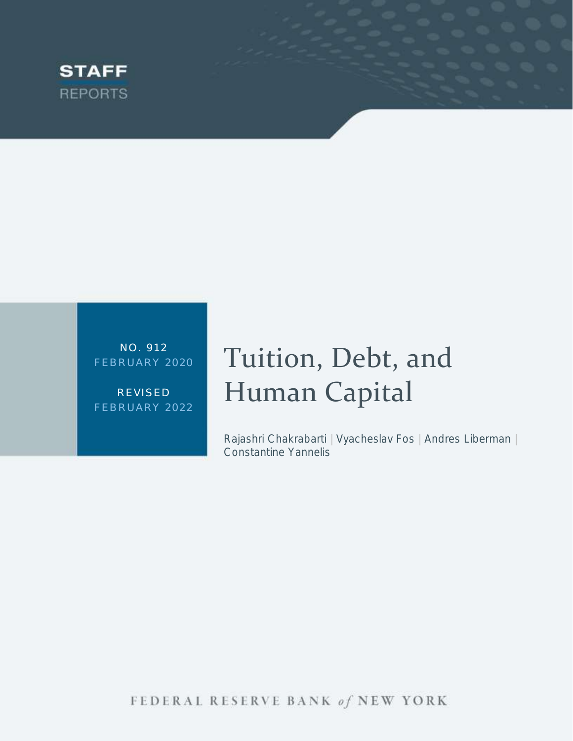STAFF
REPORTS

NO. 912
FEBRUARY 2020

REVISED
FEBRUARY 2022

# Tuition, Debt, and Human Capital

Rajashri Chakrabarti | Vyacheslav Fos | Andres Liberman | Constantine Yannelis

FEDERAL RESERVE BANK *of* NEW YORK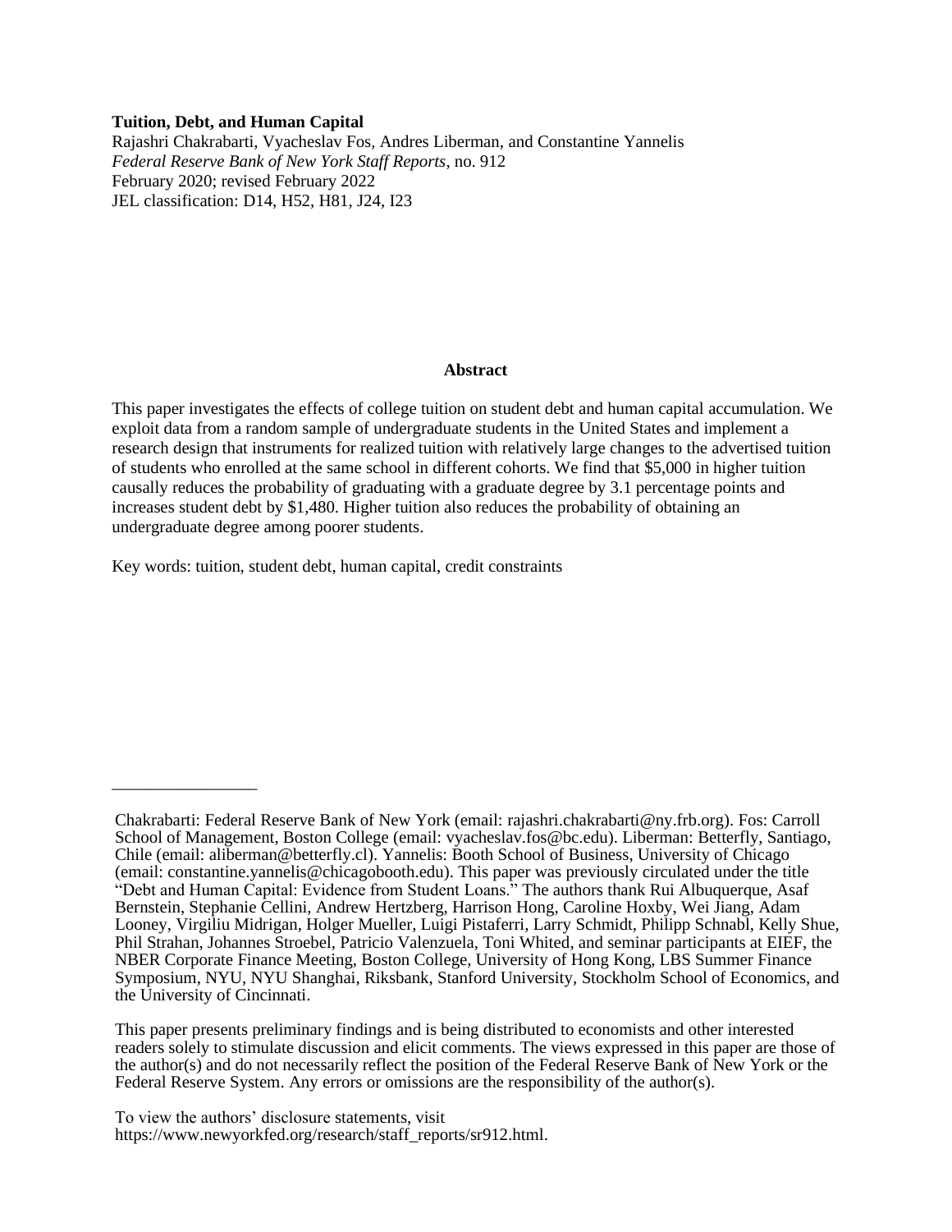**Tuition, Debt, and Human Capital**
Rajashri Chakrabarti, Vyacheslav Fos, Andres Liberman, and Constantine Yannelis
*Federal Reserve Bank of New York Staff Reports*, no. 912
February 2020; revised February 2022
JEL classification: D14, H52, H81, J24, I23

## Abstract

This paper investigates the effects of college tuition on student debt and human capital accumulation. We exploit data from a random sample of undergraduate students in the United States and implement a research design that instruments for realized tuition with relatively large changes to the advertised tuition of students who enrolled at the same school in different cohorts. We find that $5,000 in higher tuition causally reduces the probability of graduating with a graduate degree by 3.1 percentage points and increases student debt by $1,480. Higher tuition also reduces the probability of obtaining an undergraduate degree among poorer students.

Key words: tuition, student debt, human capital, credit constraints

---

Chakrabarti: Federal Reserve Bank of New York (email: rajashri.chakrabarti@ny.frb.org). Fos: Carroll School of Management, Boston College (email: vyacheslav.fos@bc.edu). Liberman: Betterfly, Santiago, Chile (email: aliberman@betterfly.cl). Yannelis: Booth School of Business, University of Chicago (email: constantine.yannelis@chicagobooth.edu). This paper was previously circulated under the title "Debt and Human Capital: Evidence from Student Loans." The authors thank Rui Albuquerque, Asaf Bernstein, Stephanie Cellini, Andrew Hertzberg, Harrison Hong, Caroline Hoxby, Wei Jiang, Adam Looney, Virgiliu Midrigan, Holger Mueller, Luigi Pistaferri, Larry Schmidt, Philipp Schnabl, Kelly Shue, Phil Strahan, Johannes Stroebel, Patricio Valenzuela, Toni Whited, and seminar participants at EIEF, the NBER Corporate Finance Meeting, Boston College, University of Hong Kong, LBS Summer Finance Symposium, NYU, NYU Shanghai, Riksbank, Stanford University, Stockholm School of Economics, and the University of Cincinnati.

This paper presents preliminary findings and is being distributed to economists and other interested readers solely to stimulate discussion and elicit comments. The views expressed in this paper are those of the author(s) and do not necessarily reflect the position of the Federal Reserve Bank of New York or the Federal Reserve System. Any errors or omissions are the responsibility of the author(s).

To view the authors' disclosure statements, visit
https://www.newyorkfed.org/research/staff_reports/sr912.html.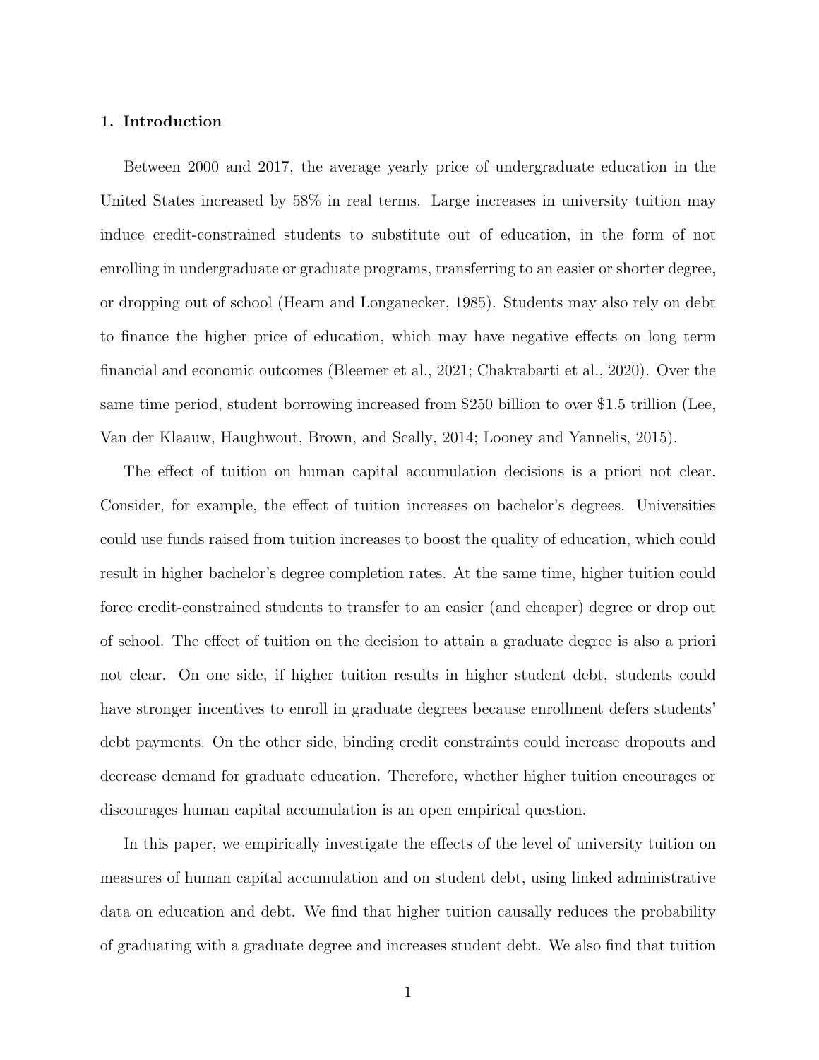## 1. Introduction

Between 2000 and 2017, the average yearly price of undergraduate education in the United States increased by 58% in real terms. Large increases in university tuition may induce credit-constrained students to substitute out of education, in the form of not enrolling in undergraduate or graduate programs, transferring to an easier or shorter degree, or dropping out of school (Hearn and Longanecker, 1985). Students may also rely on debt to finance the higher price of education, which may have negative effects on long term financial and economic outcomes (Bleemer et al., 2021; Chakrabarti et al., 2020). Over the same time period, student borrowing increased from $250 billion to over $1.5 trillion (Lee, Van der Klaauw, Haughwout, Brown, and Scally, 2014; Looney and Yannelis, 2015).

The effect of tuition on human capital accumulation decisions is a priori not clear. Consider, for example, the effect of tuition increases on bachelor's degrees. Universities could use funds raised from tuition increases to boost the quality of education, which could result in higher bachelor's degree completion rates. At the same time, higher tuition could force credit-constrained students to transfer to an easier (and cheaper) degree or drop out of school. The effect of tuition on the decision to attain a graduate degree is also a priori not clear. On one side, if higher tuition results in higher student debt, students could have stronger incentives to enroll in graduate degrees because enrollment defers students' debt payments. On the other side, binding credit constraints could increase dropouts and decrease demand for graduate education. Therefore, whether higher tuition encourages or discourages human capital accumulation is an open empirical question.

In this paper, we empirically investigate the effects of the level of university tuition on measures of human capital accumulation and on student debt, using linked administrative data on education and debt. We find that higher tuition causally reduces the probability of graduating with a graduate degree and increases student debt. We also find that tuition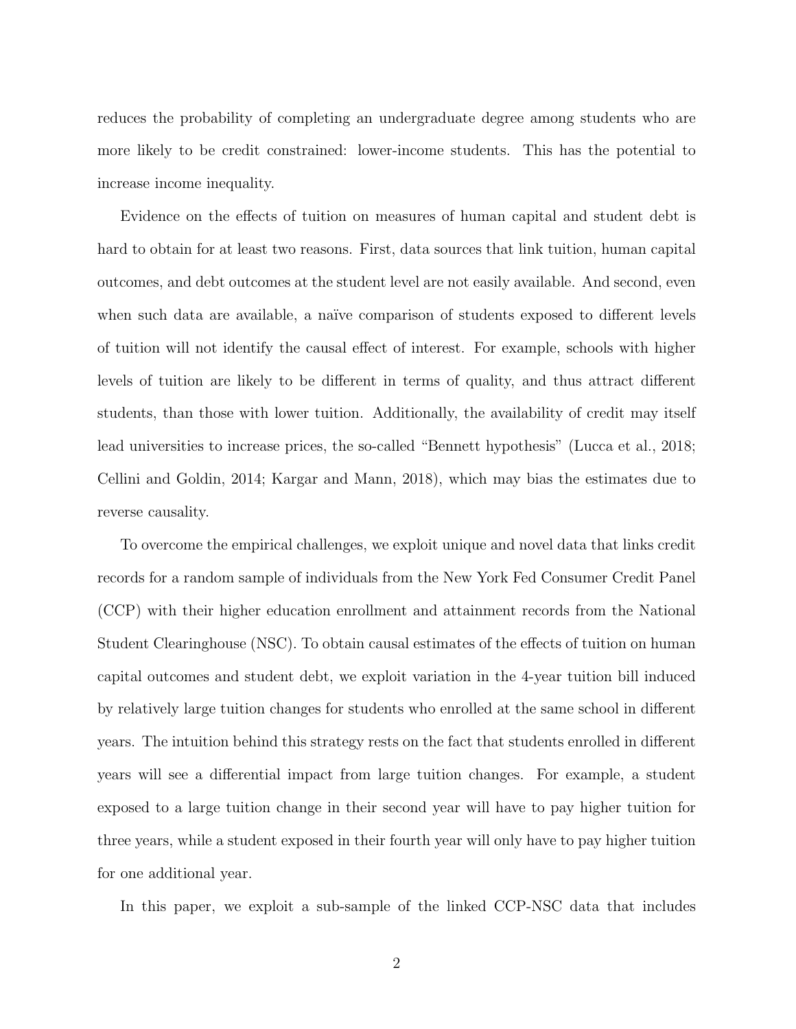reduces the probability of completing an undergraduate degree among students who are more likely to be credit constrained: lower-income students. This has the potential to increase income inequality.

Evidence on the effects of tuition on measures of human capital and student debt is hard to obtain for at least two reasons. First, data sources that link tuition, human capital outcomes, and debt outcomes at the student level are not easily available. And second, even when such data are available, a naïve comparison of students exposed to different levels of tuition will not identify the causal effect of interest. For example, schools with higher levels of tuition are likely to be different in terms of quality, and thus attract different students, than those with lower tuition. Additionally, the availability of credit may itself lead universities to increase prices, the so-called "Bennett hypothesis" (Lucca et al., 2018; Cellini and Goldin, 2014; Kargar and Mann, 2018), which may bias the estimates due to reverse causality.

To overcome the empirical challenges, we exploit unique and novel data that links credit records for a random sample of individuals from the New York Fed Consumer Credit Panel (CCP) with their higher education enrollment and attainment records from the National Student Clearinghouse (NSC). To obtain causal estimates of the effects of tuition on human capital outcomes and student debt, we exploit variation in the 4-year tuition bill induced by relatively large tuition changes for students who enrolled at the same school in different years. The intuition behind this strategy rests on the fact that students enrolled in different years will see a differential impact from large tuition changes. For example, a student exposed to a large tuition change in their second year will have to pay higher tuition for three years, while a student exposed in their fourth year will only have to pay higher tuition for one additional year.

In this paper, we exploit a sub-sample of the linked CCP-NSC data that includes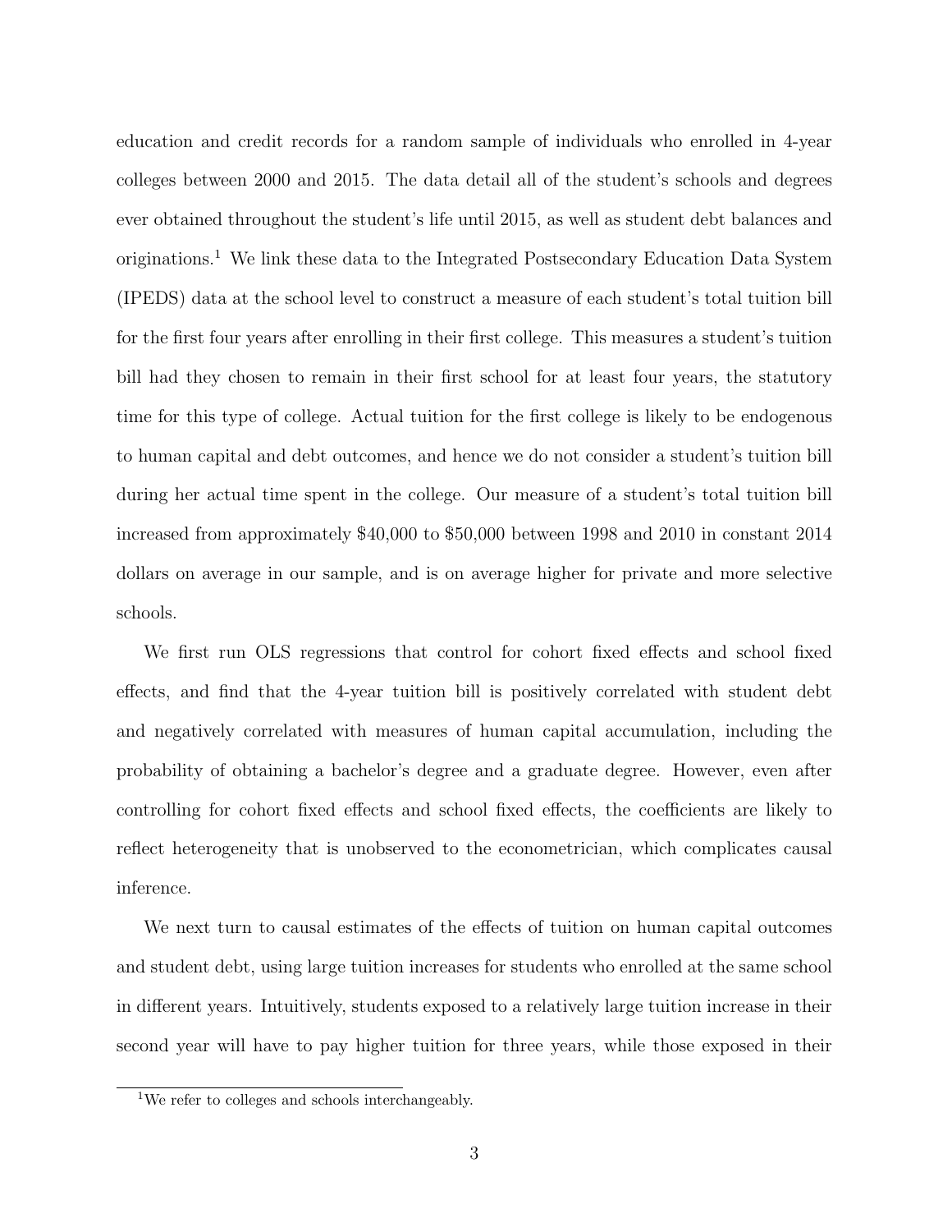education and credit records for a random sample of individuals who enrolled in 4-year colleges between 2000 and 2015. The data detail all of the student's schools and degrees ever obtained throughout the student's life until 2015, as well as student debt balances and originations.[1] We link these data to the Integrated Postsecondary Education Data System (IPEDS) data at the school level to construct a measure of each student's total tuition bill for the first four years after enrolling in their first college. This measures a student's tuition bill had they chosen to remain in their first school for at least four years, the statutory time for this type of college. Actual tuition for the first college is likely to be endogenous to human capital and debt outcomes, and hence we do not consider a student's tuition bill during her actual time spent in the college. Our measure of a student's total tuition bill increased from approximately \$40,000 to \$50,000 between 1998 and 2010 in constant 2014 dollars on average in our sample, and is on average higher for private and more selective schools.

We first run OLS regressions that control for cohort fixed effects and school fixed effects, and find that the 4-year tuition bill is positively correlated with student debt and negatively correlated with measures of human capital accumulation, including the probability of obtaining a bachelor's degree and a graduate degree. However, even after controlling for cohort fixed effects and school fixed effects, the coefficients are likely to reflect heterogeneity that is unobserved to the econometrician, which complicates causal inference.

We next turn to causal estimates of the effects of tuition on human capital outcomes and student debt, using large tuition increases for students who enrolled at the same school in different years. Intuitively, students exposed to a relatively large tuition increase in their second year will have to pay higher tuition for three years, while those exposed in their

[1] We refer to colleges and schools interchangeably.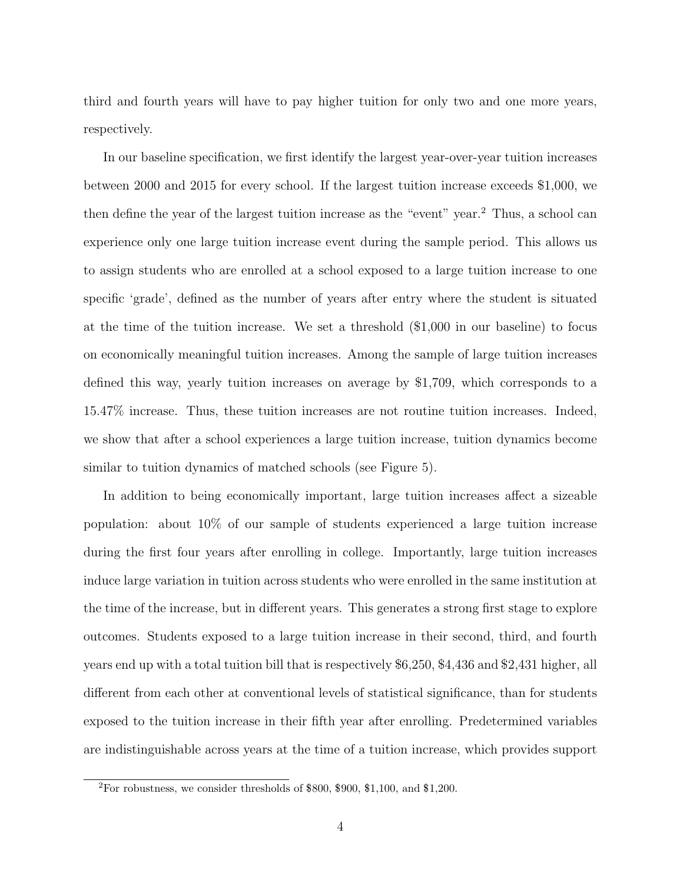third and fourth years will have to pay higher tuition for only two and one more years, respectively.

In our baseline specification, we first identify the largest year-over-year tuition increases between 2000 and 2015 for every school. If the largest tuition increase exceeds $1,000, we then define the year of the largest tuition increase as the "event" year.[2] Thus, a school can experience only one large tuition increase event during the sample period. This allows us to assign students who are enrolled at a school exposed to a large tuition increase to one specific 'grade', defined as the number of years after entry where the student is situated at the time of the tuition increase. We set a threshold ($1,000 in our baseline) to focus on economically meaningful tuition increases. Among the sample of large tuition increases defined this way, yearly tuition increases on average by $1,709, which corresponds to a 15.47% increase. Thus, these tuition increases are not routine tuition increases. Indeed, we show that after a school experiences a large tuition increase, tuition dynamics become similar to tuition dynamics of matched schools (see Figure 5).

In addition to being economically important, large tuition increases affect a sizeable population: about 10% of our sample of students experienced a large tuition increase during the first four years after enrolling in college. Importantly, large tuition increases induce large variation in tuition across students who were enrolled in the same institution at the time of the increase, but in different years. This generates a strong first stage to explore outcomes. Students exposed to a large tuition increase in their second, third, and fourth years end up with a total tuition bill that is respectively $6,250, $4,436 and $2,431 higher, all different from each other at conventional levels of statistical significance, than for students exposed to the tuition increase in their fifth year after enrolling. Predetermined variables are indistinguishable across years at the time of a tuition increase, which provides support

[2]For robustness, we consider thresholds of $800, $900, $1,100, and $1,200.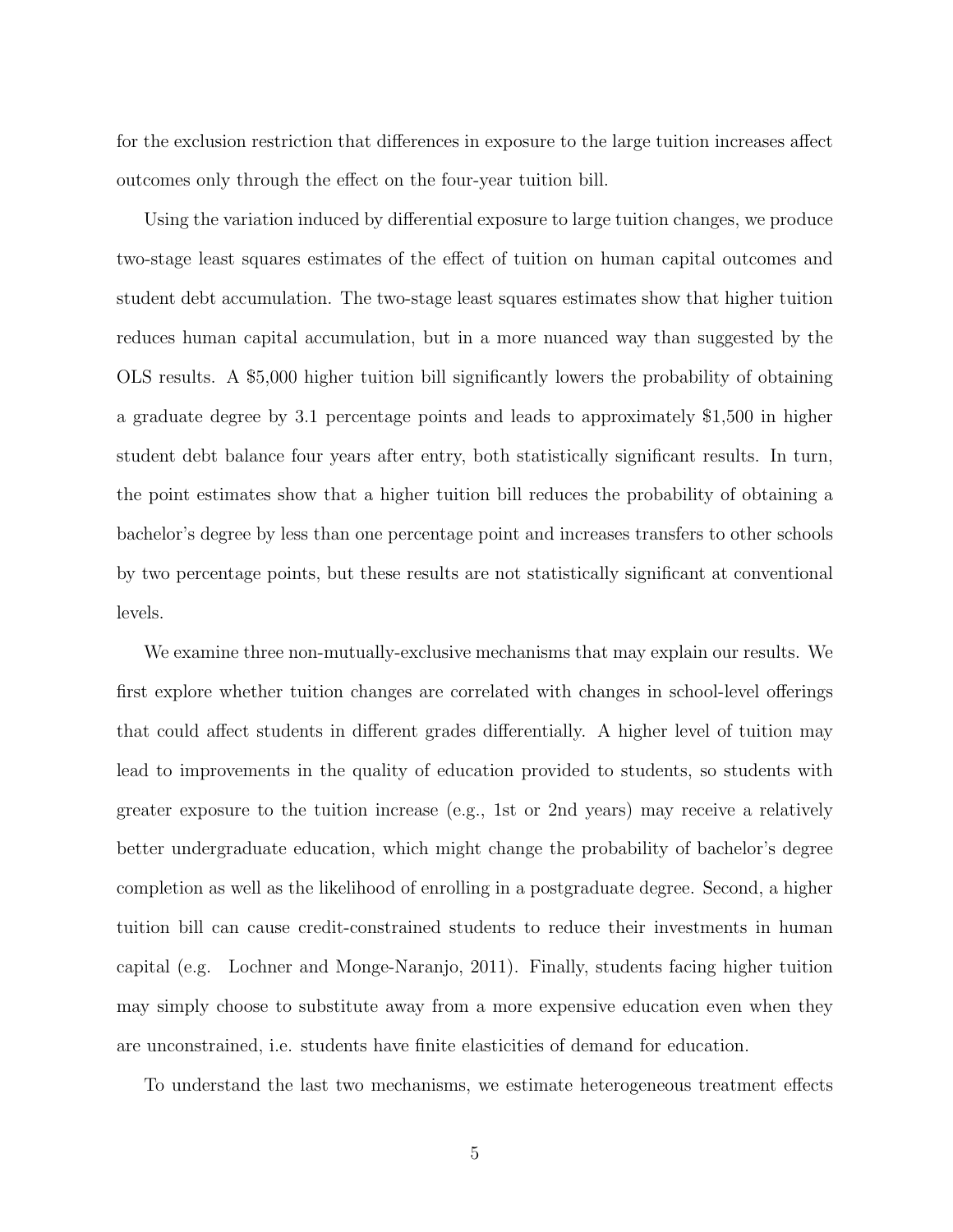for the exclusion restriction that differences in exposure to the large tuition increases affect outcomes only through the effect on the four-year tuition bill.

Using the variation induced by differential exposure to large tuition changes, we produce two-stage least squares estimates of the effect of tuition on human capital outcomes and student debt accumulation. The two-stage least squares estimates show that higher tuition reduces human capital accumulation, but in a more nuanced way than suggested by the OLS results. A $5,000 higher tuition bill significantly lowers the probability of obtaining a graduate degree by 3.1 percentage points and leads to approximately $1,500 in higher student debt balance four years after entry, both statistically significant results. In turn, the point estimates show that a higher tuition bill reduces the probability of obtaining a bachelor's degree by less than one percentage point and increases transfers to other schools by two percentage points, but these results are not statistically significant at conventional levels.

We examine three non-mutually-exclusive mechanisms that may explain our results. We first explore whether tuition changes are correlated with changes in school-level offerings that could affect students in different grades differentially. A higher level of tuition may lead to improvements in the quality of education provided to students, so students with greater exposure to the tuition increase (e.g., 1st or 2nd years) may receive a relatively better undergraduate education, which might change the probability of bachelor's degree completion as well as the likelihood of enrolling in a postgraduate degree. Second, a higher tuition bill can cause credit-constrained students to reduce their investments in human capital (e.g. Lochner and Monge-Naranjo, 2011). Finally, students facing higher tuition may simply choose to substitute away from a more expensive education even when they are unconstrained, i.e. students have finite elasticities of demand for education.

To understand the last two mechanisms, we estimate heterogeneous treatment effects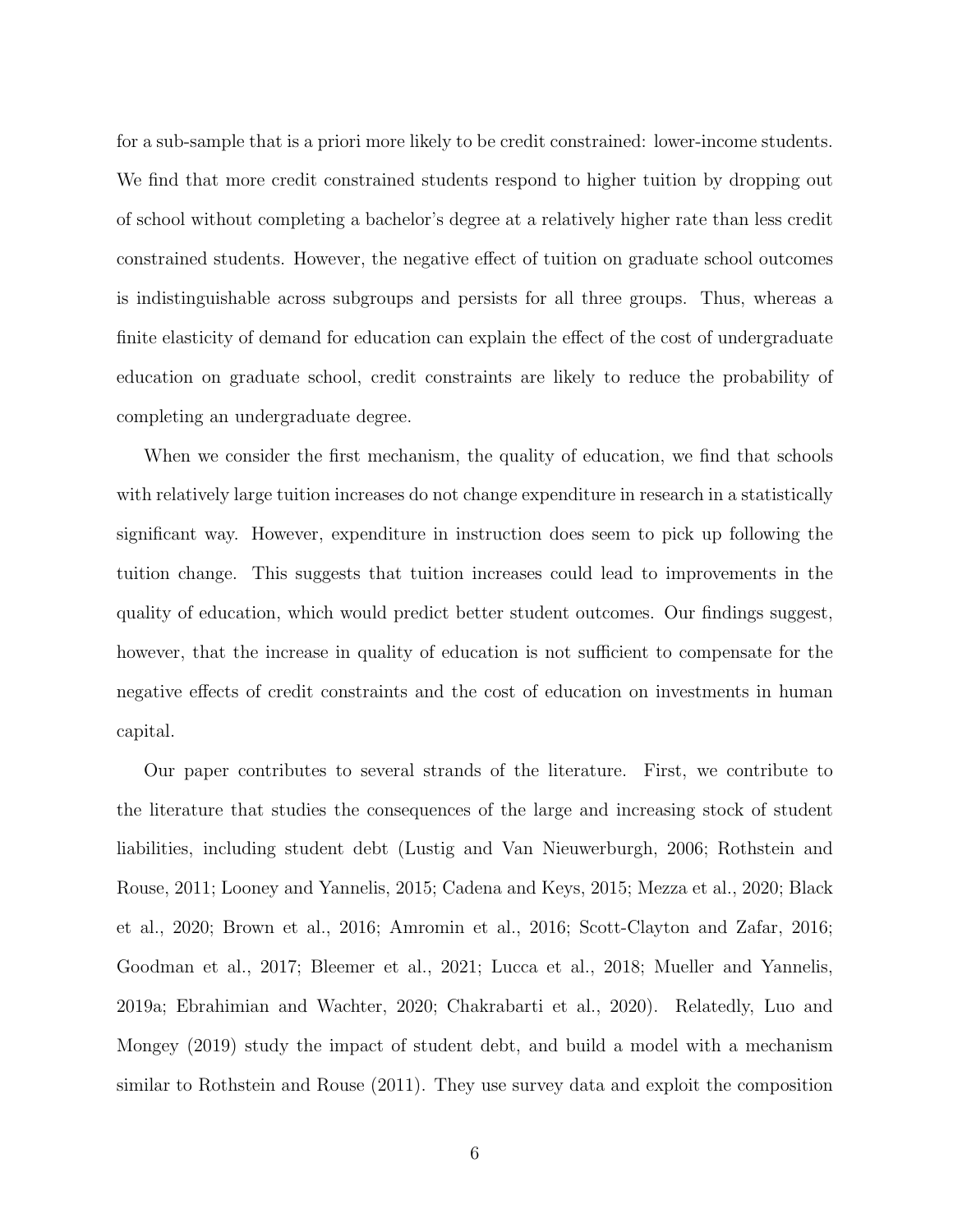for a sub-sample that is a priori more likely to be credit constrained: lower-income students. We find that more credit constrained students respond to higher tuition by dropping out of school without completing a bachelor's degree at a relatively higher rate than less credit constrained students. However, the negative effect of tuition on graduate school outcomes is indistinguishable across subgroups and persists for all three groups. Thus, whereas a finite elasticity of demand for education can explain the effect of the cost of undergraduate education on graduate school, credit constraints are likely to reduce the probability of completing an undergraduate degree.

When we consider the first mechanism, the quality of education, we find that schools with relatively large tuition increases do not change expenditure in research in a statistically significant way. However, expenditure in instruction does seem to pick up following the tuition change. This suggests that tuition increases could lead to improvements in the quality of education, which would predict better student outcomes. Our findings suggest, however, that the increase in quality of education is not sufficient to compensate for the negative effects of credit constraints and the cost of education on investments in human capital.

Our paper contributes to several strands of the literature. First, we contribute to the literature that studies the consequences of the large and increasing stock of student liabilities, including student debt (Lustig and Van Nieuwerburgh, 2006; Rothstein and Rouse, 2011; Looney and Yannelis, 2015; Cadena and Keys, 2015; Mezza et al., 2020; Black et al., 2020; Brown et al., 2016; Amromin et al., 2016; Scott-Clayton and Zafar, 2016; Goodman et al., 2017; Bleemer et al., 2021; Lucca et al., 2018; Mueller and Yannelis, 2019a; Ebrahimian and Wachter, 2020; Chakrabarti et al., 2020). Relatedly, Luo and Mongey (2019) study the impact of student debt, and build a model with a mechanism similar to Rothstein and Rouse (2011). They use survey data and exploit the composition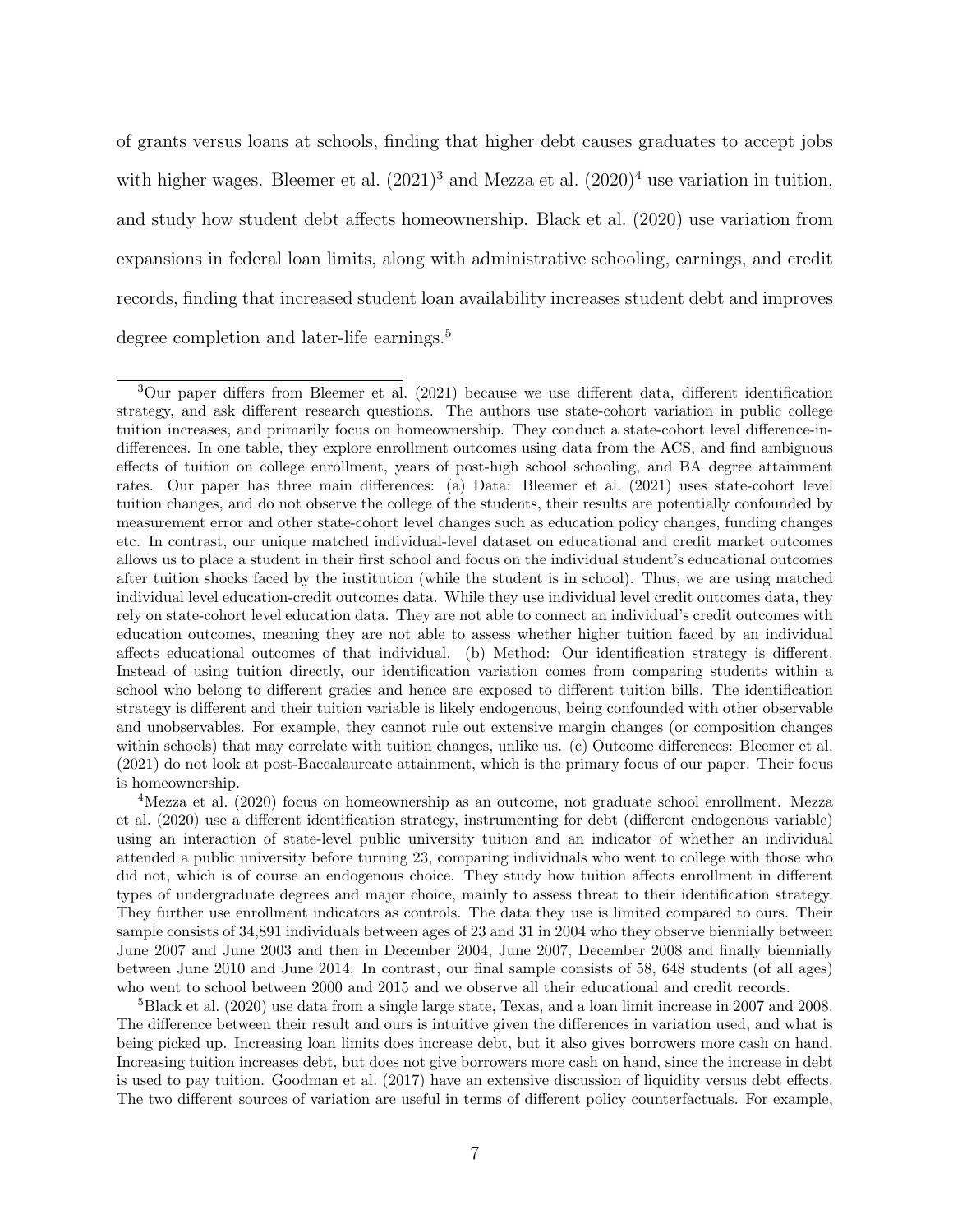of grants versus loans at schools, finding that higher debt causes graduates to accept jobs with higher wages. Bleemer et al. (2021)[3] and Mezza et al. (2020)[4] use variation in tuition, and study how student debt affects homeownership. Black et al. (2020) use variation from expansions in federal loan limits, along with administrative schooling, earnings, and credit records, finding that increased student loan availability increases student debt and improves degree completion and later-life earnings.[5]

[3]Our paper differs from Bleemer et al. (2021) because we use different data, different identification strategy, and ask different research questions. The authors use state-cohort variation in public college tuition increases, and primarily focus on homeownership. They conduct a state-cohort level difference-in-differences. In one table, they explore enrollment outcomes using data from the ACS, and find ambiguous effects of tuition on college enrollment, years of post-high school schooling, and BA degree attainment rates. Our paper has three main differences: (a) Data: Bleemer et al. (2021) uses state-cohort level tuition changes, and do not observe the college of the students, their results are potentially confounded by measurement error and other state-cohort level changes such as education policy changes, funding changes etc. In contrast, our unique matched individual-level dataset on educational and credit market outcomes allows us to place a student in their first school and focus on the individual student's educational outcomes after tuition shocks faced by the institution (while the student is in school). Thus, we are using matched individual level education-credit outcomes data. While they use individual level credit outcomes data, they rely on state-cohort level education data. They are not able to connect an individual's credit outcomes with education outcomes, meaning they are not able to assess whether higher tuition faced by an individual affects educational outcomes of that individual. (b) Method: Our identification strategy is different. Instead of using tuition directly, our identification variation comes from comparing students within a school who belong to different grades and hence are exposed to different tuition bills. The identification strategy is different and their tuition variable is likely endogenous, being confounded with other observable and unobservables. For example, they cannot rule out extensive margin changes (or composition changes within schools) that may correlate with tuition changes, unlike us. (c) Outcome differences: Bleemer et al. (2021) do not look at post-Baccalaureate attainment, which is the primary focus of our paper. Their focus is homeownership.

[4]Mezza et al. (2020) focus on homeownership as an outcome, not graduate school enrollment. Mezza et al. (2020) use a different identification strategy, instrumenting for debt (different endogenous variable) using an interaction of state-level public university tuition and an indicator of whether an individual attended a public university before turning 23, comparing individuals who went to college with those who did not, which is of course an endogenous choice. They study how tuition affects enrollment in different types of undergraduate degrees and major choice, mainly to assess threat to their identification strategy. They further use enrollment indicators as controls. The data they use is limited compared to ours. Their sample consists of 34,891 individuals between ages of 23 and 31 in 2004 who they observe biennially between June 2007 and June 2003 and then in December 2004, June 2007, December 2008 and finally biennially between June 2010 and June 2014. In contrast, our final sample consists of 58, 648 students (of all ages) who went to school between 2000 and 2015 and we observe all their educational and credit records.

[5]Black et al. (2020) use data from a single large state, Texas, and a loan limit increase in 2007 and 2008. The difference between their result and ours is intuitive given the differences in variation used, and what is being picked up. Increasing loan limits does increase debt, but it also gives borrowers more cash on hand. Increasing tuition increases debt, but does not give borrowers more cash on hand, since the increase in debt is used to pay tuition. Goodman et al. (2017) have an extensive discussion of liquidity versus debt effects. The two different sources of variation are useful in terms of different policy counterfactuals. For example,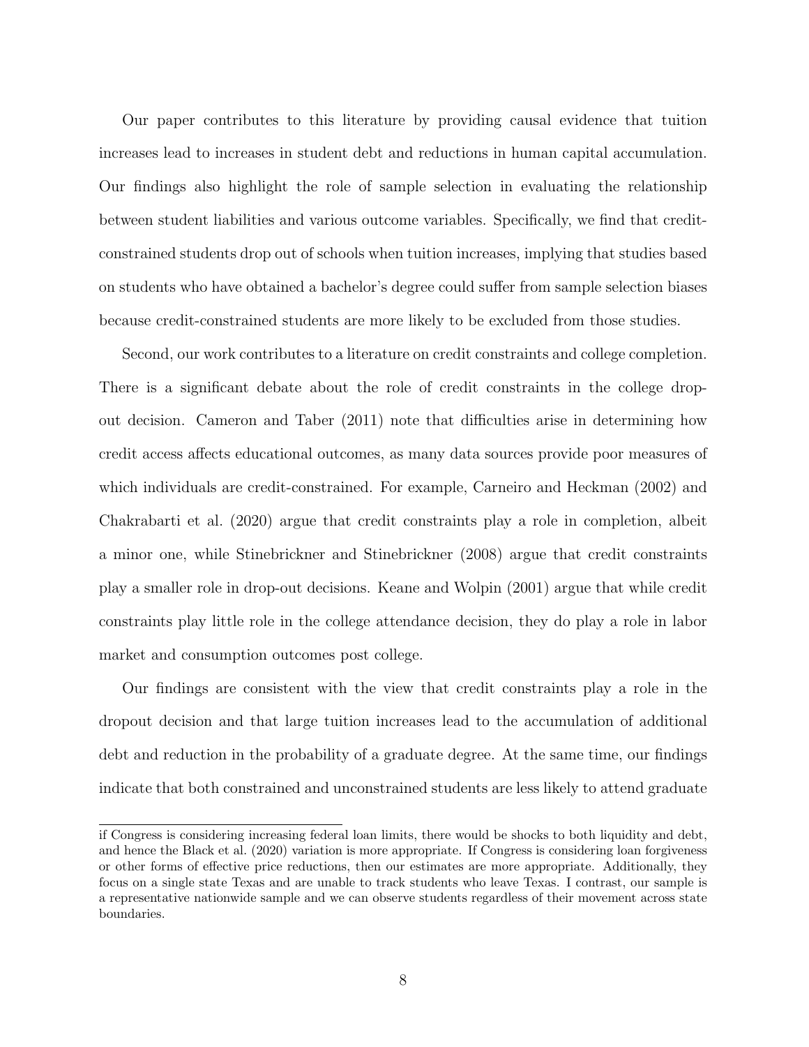Our paper contributes to this literature by providing causal evidence that tuition increases lead to increases in student debt and reductions in human capital accumulation. Our findings also highlight the role of sample selection in evaluating the relationship between student liabilities and various outcome variables. Specifically, we find that credit-constrained students drop out of schools when tuition increases, implying that studies based on students who have obtained a bachelor's degree could suffer from sample selection biases because credit-constrained students are more likely to be excluded from those studies.

Second, our work contributes to a literature on credit constraints and college completion. There is a significant debate about the role of credit constraints in the college drop-out decision. Cameron and Taber (2011) note that difficulties arise in determining how credit access affects educational outcomes, as many data sources provide poor measures of which individuals are credit-constrained. For example, Carneiro and Heckman (2002) and Chakrabarti et al. (2020) argue that credit constraints play a role in completion, albeit a minor one, while Stinebrickner and Stinebrickner (2008) argue that credit constraints play a smaller role in drop-out decisions. Keane and Wolpin (2001) argue that while credit constraints play little role in the college attendance decision, they do play a role in labor market and consumption outcomes post college.

Our findings are consistent with the view that credit constraints play a role in the dropout decision and that large tuition increases lead to the accumulation of additional debt and reduction in the probability of a graduate degree. At the same time, our findings indicate that both constrained and unconstrained students are less likely to attend graduate

if Congress is considering increasing federal loan limits, there would be shocks to both liquidity and debt, and hence the Black et al. (2020) variation is more appropriate. If Congress is considering loan forgiveness or other forms of effective price reductions, then our estimates are more appropriate. Additionally, they focus on a single state Texas and are unable to track students who leave Texas. I contrast, our sample is a representative nationwide sample and we can observe students regardless of their movement across state boundaries.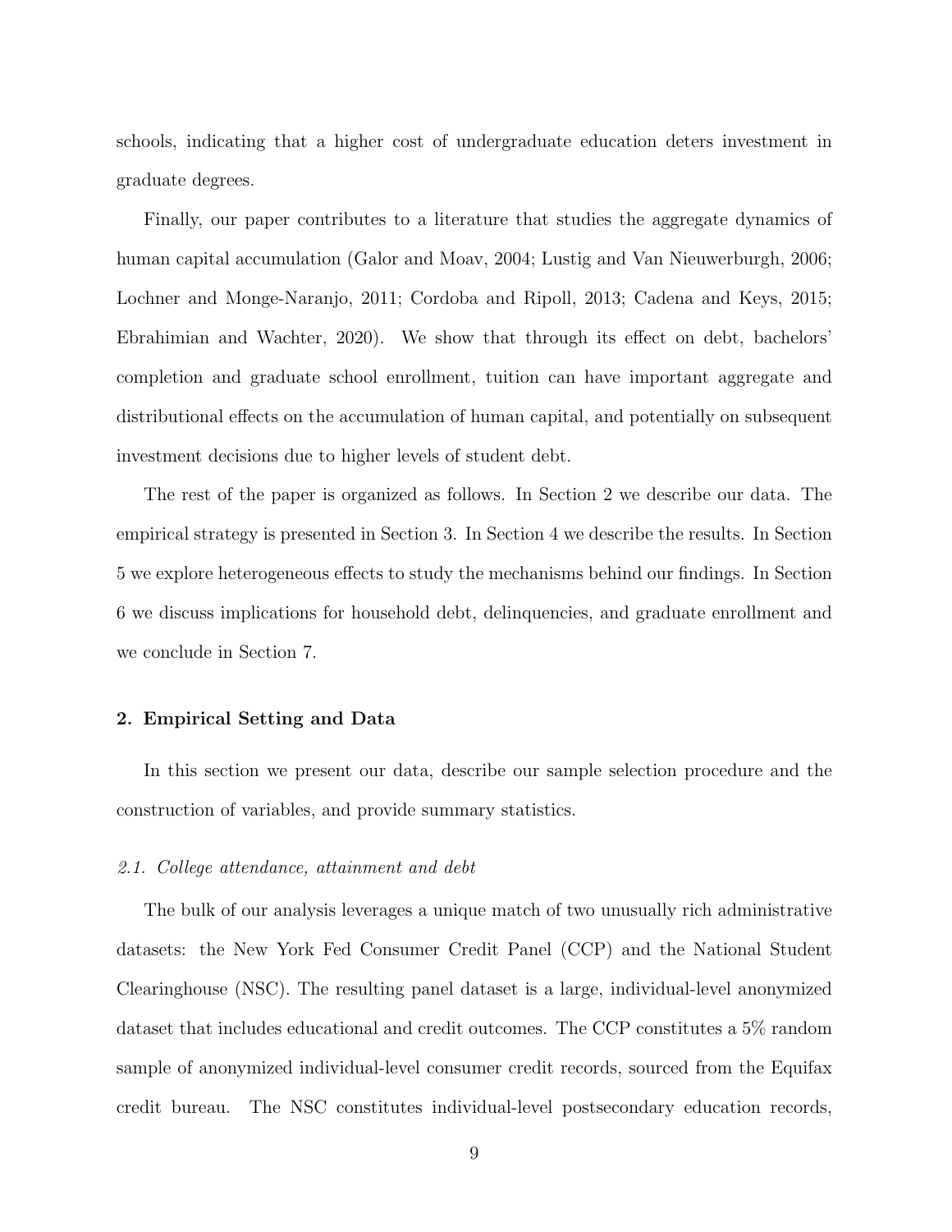schools, indicating that a higher cost of undergraduate education deters investment in graduate degrees.

Finally, our paper contributes to a literature that studies the aggregate dynamics of human capital accumulation (Galor and Moav, 2004; Lustig and Van Nieuwerburgh, 2006; Lochner and Monge-Naranjo, 2011; Cordoba and Ripoll, 2013; Cadena and Keys, 2015; Ebrahimian and Wachter, 2020). We show that through its effect on debt, bachelors' completion and graduate school enrollment, tuition can have important aggregate and distributional effects on the accumulation of human capital, and potentially on subsequent investment decisions due to higher levels of student debt.

The rest of the paper is organized as follows. In Section 2 we describe our data. The empirical strategy is presented in Section 3. In Section 4 we describe the results. In Section 5 we explore heterogeneous effects to study the mechanisms behind our findings. In Section 6 we discuss implications for household debt, delinquencies, and graduate enrollment and we conclude in Section 7.

## 2. Empirical Setting and Data

In this section we present our data, describe our sample selection procedure and the construction of variables, and provide summary statistics.

### *2.1. College attendance, attainment and debt*

The bulk of our analysis leverages a unique match of two unusually rich administrative datasets: the New York Fed Consumer Credit Panel (CCP) and the National Student Clearinghouse (NSC). The resulting panel dataset is a large, individual-level anonymized dataset that includes educational and credit outcomes. The CCP constitutes a 5% random sample of anonymized individual-level consumer credit records, sourced from the Equifax credit bureau. The NSC constitutes individual-level postsecondary education records,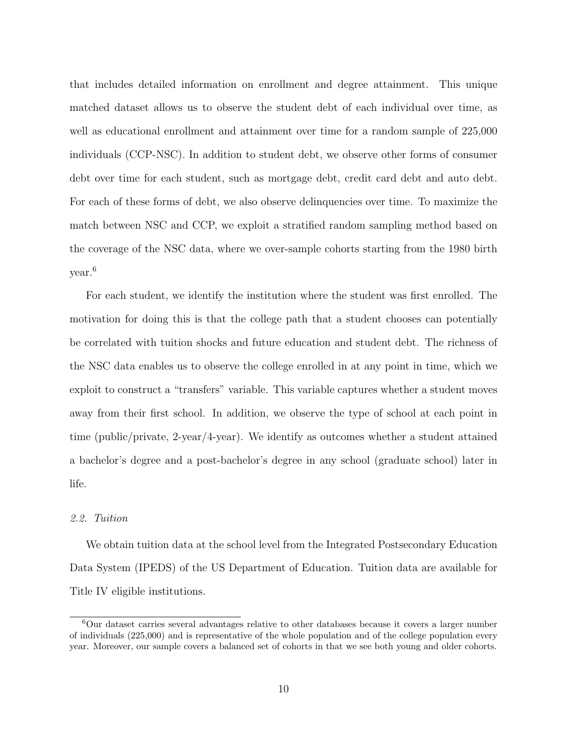that includes detailed information on enrollment and degree attainment. This unique matched dataset allows us to observe the student debt of each individual over time, as well as educational enrollment and attainment over time for a random sample of 225,000 individuals (CCP-NSC). In addition to student debt, we observe other forms of consumer debt over time for each student, such as mortgage debt, credit card debt and auto debt. For each of these forms of debt, we also observe delinquencies over time. To maximize the match between NSC and CCP, we exploit a stratified random sampling method based on the coverage of the NSC data, where we over-sample cohorts starting from the 1980 birth year.[6]

For each student, we identify the institution where the student was first enrolled. The motivation for doing this is that the college path that a student chooses can potentially be correlated with tuition shocks and future education and student debt. The richness of the NSC data enables us to observe the college enrolled in at any point in time, which we exploit to construct a "transfers" variable. This variable captures whether a student moves away from their first school. In addition, we observe the type of school at each point in time (public/private, 2-year/4-year). We identify as outcomes whether a student attained a bachelor's degree and a post-bachelor's degree in any school (graduate school) later in life.

### *2.2. Tuition*

We obtain tuition data at the school level from the Integrated Postsecondary Education Data System (IPEDS) of the US Department of Education. Tuition data are available for Title IV eligible institutions.

[6] Our dataset carries several advantages relative to other databases because it covers a larger number of individuals (225,000) and is representative of the whole population and of the college population every year. Moreover, our sample covers a balanced set of cohorts in that we see both young and older cohorts.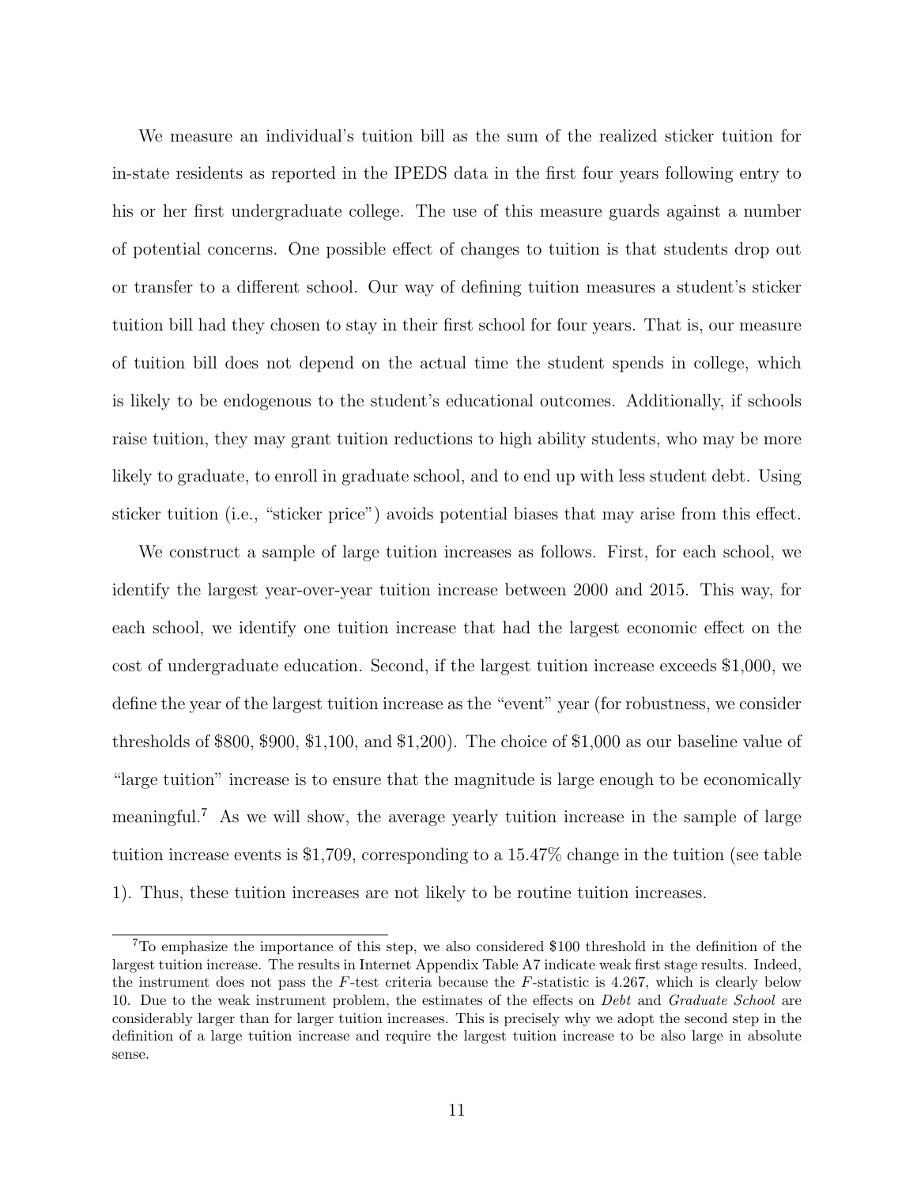We measure an individual's tuition bill as the sum of the realized sticker tuition for in-state residents as reported in the IPEDS data in the first four years following entry to his or her first undergraduate college. The use of this measure guards against a number of potential concerns. One possible effect of changes to tuition is that students drop out or transfer to a different school. Our way of defining tuition measures a student's sticker tuition bill had they chosen to stay in their first school for four years. That is, our measure of tuition bill does not depend on the actual time the student spends in college, which is likely to be endogenous to the student's educational outcomes. Additionally, if schools raise tuition, they may grant tuition reductions to high ability students, who may be more likely to graduate, to enroll in graduate school, and to end up with less student debt. Using sticker tuition (i.e., "sticker price") avoids potential biases that may arise from this effect.

We construct a sample of large tuition increases as follows. First, for each school, we identify the largest year-over-year tuition increase between 2000 and 2015. This way, for each school, we identify one tuition increase that had the largest economic effect on the cost of undergraduate education. Second, if the largest tuition increase exceeds $1,000, we define the year of the largest tuition increase as the "event" year (for robustness, we consider thresholds of $800, $900, $1,100, and $1,200). The choice of $1,000 as our baseline value of "large tuition" increase is to ensure that the magnitude is large enough to be economically meaningful.[7] As we will show, the average yearly tuition increase in the sample of large tuition increase events is $1,709, corresponding to a 15.47% change in the tuition (see table 1). Thus, these tuition increases are not likely to be routine tuition increases.

[7] To emphasize the importance of this step, we also considered $100 threshold in the definition of the largest tuition increase. The results in Internet Appendix Table A7 indicate weak first stage results. Indeed, the instrument does not pass the $F$-test criteria because the $F$-statistic is 4.267, which is clearly below 10. Due to the weak instrument problem, the estimates of the effects on *Debt* and *Graduate School* are considerably larger than for larger tuition increases. This is precisely why we adopt the second step in the definition of a large tuition increase and require the largest tuition increase to be also large in absolute sense.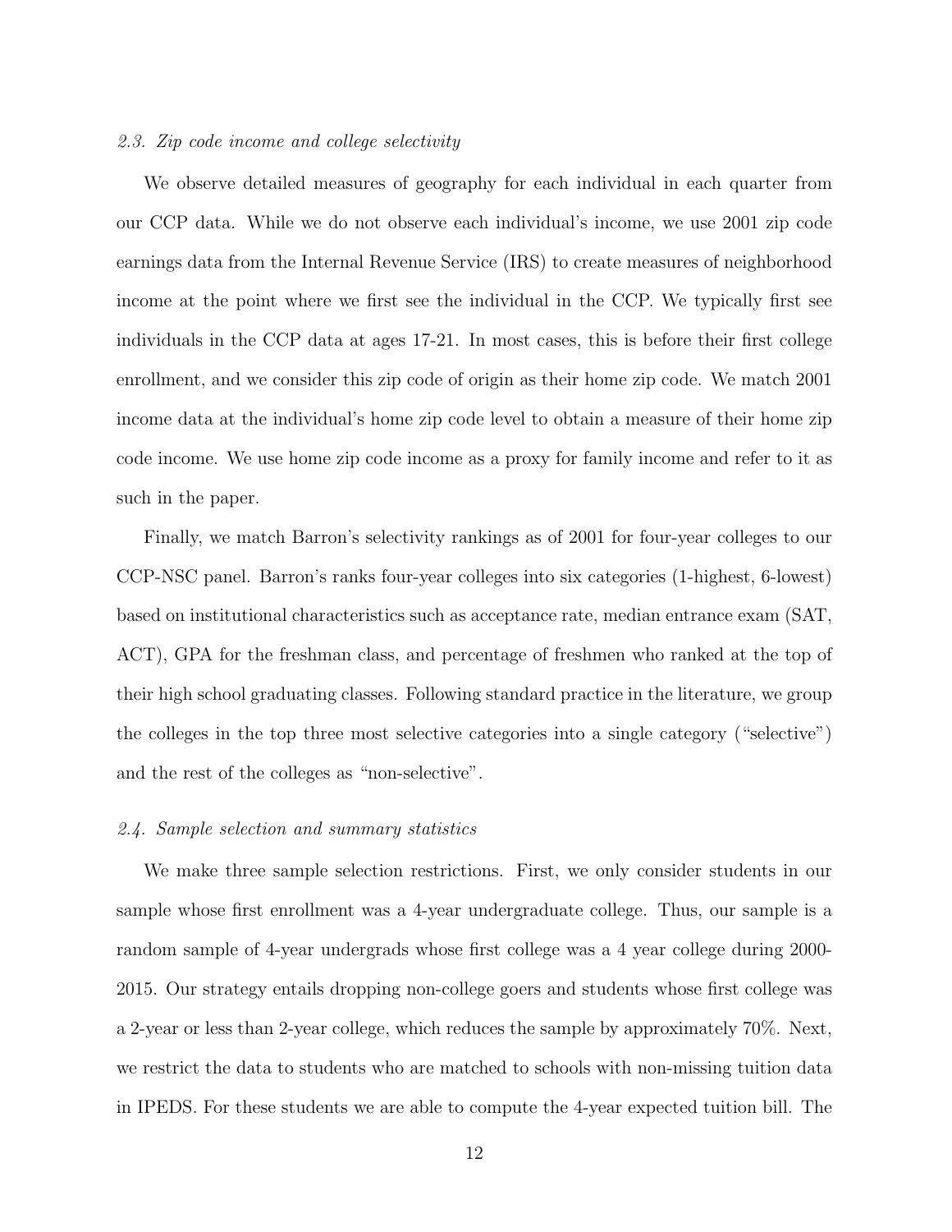### 2.3. Zip code income and college selectivity

We observe detailed measures of geography for each individual in each quarter from our CCP data. While we do not observe each individual's income, we use 2001 zip code earnings data from the Internal Revenue Service (IRS) to create measures of neighborhood income at the point where we first see the individual in the CCP. We typically first see individuals in the CCP data at ages 17-21. In most cases, this is before their first college enrollment, and we consider this zip code of origin as their home zip code. We match 2001 income data at the individual's home zip code level to obtain a measure of their home zip code income. We use home zip code income as a proxy for family income and refer to it as such in the paper.

Finally, we match Barron's selectivity rankings as of 2001 for four-year colleges to our CCP-NSC panel. Barron's ranks four-year colleges into six categories (1-highest, 6-lowest) based on institutional characteristics such as acceptance rate, median entrance exam (SAT, ACT), GPA for the freshman class, and percentage of freshmen who ranked at the top of their high school graduating classes. Following standard practice in the literature, we group the colleges in the top three most selective categories into a single category ("selective") and the rest of the colleges as "non-selective".

### 2.4. Sample selection and summary statistics

We make three sample selection restrictions. First, we only consider students in our sample whose first enrollment was a 4-year undergraduate college. Thus, our sample is a random sample of 4-year undergrads whose first college was a 4 year college during 2000-2015. Our strategy entails dropping non-college goers and students whose first college was a 2-year or less than 2-year college, which reduces the sample by approximately 70%. Next, we restrict the data to students who are matched to schools with non-missing tuition data in IPEDS. For these students we are able to compute the 4-year expected tuition bill. The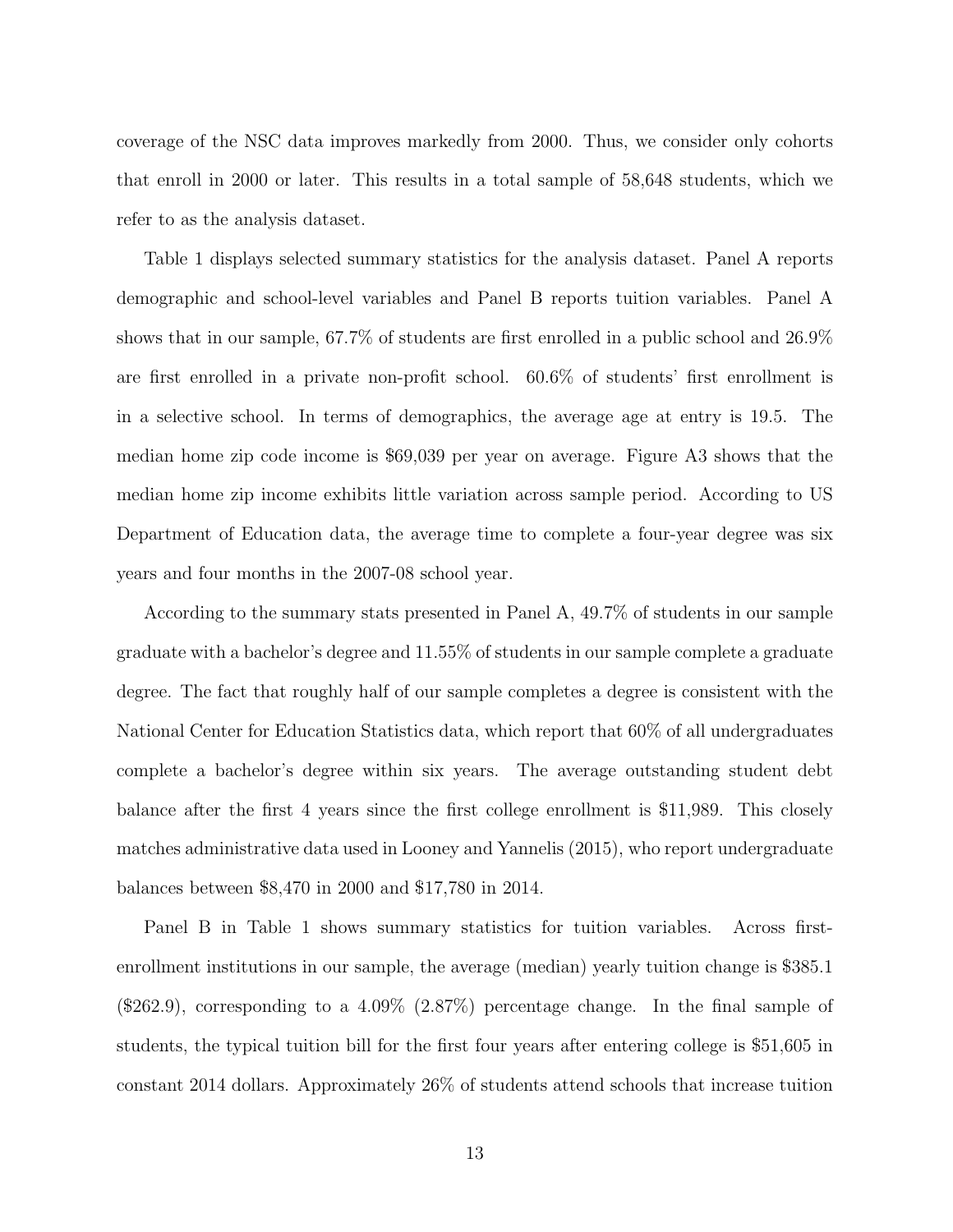coverage of the NSC data improves markedly from 2000. Thus, we consider only cohorts that enroll in 2000 or later. This results in a total sample of 58,648 students, which we refer to as the analysis dataset.

Table 1 displays selected summary statistics for the analysis dataset. Panel A reports demographic and school-level variables and Panel B reports tuition variables. Panel A shows that in our sample, 67.7% of students are first enrolled in a public school and 26.9% are first enrolled in a private non-profit school. 60.6% of students' first enrollment is in a selective school. In terms of demographics, the average age at entry is 19.5. The median home zip code income is $69,039 per year on average. Figure A3 shows that the median home zip income exhibits little variation across sample period. According to US Department of Education data, the average time to complete a four-year degree was six years and four months in the 2007-08 school year.

According to the summary stats presented in Panel A, 49.7% of students in our sample graduate with a bachelor's degree and 11.55% of students in our sample complete a graduate degree. The fact that roughly half of our sample completes a degree is consistent with the National Center for Education Statistics data, which report that 60% of all undergraduates complete a bachelor's degree within six years. The average outstanding student debt balance after the first 4 years since the first college enrollment is $11,989. This closely matches administrative data used in Looney and Yannelis (2015), who report undergraduate balances between $8,470 in 2000 and $17,780 in 2014.

Panel B in Table 1 shows summary statistics for tuition variables. Across first-enrollment institutions in our sample, the average (median) yearly tuition change is $385.1 ($262.9), corresponding to a 4.09% (2.87%) percentage change. In the final sample of students, the typical tuition bill for the first four years after entering college is $51,605 in constant 2014 dollars. Approximately 26% of students attend schools that increase tuition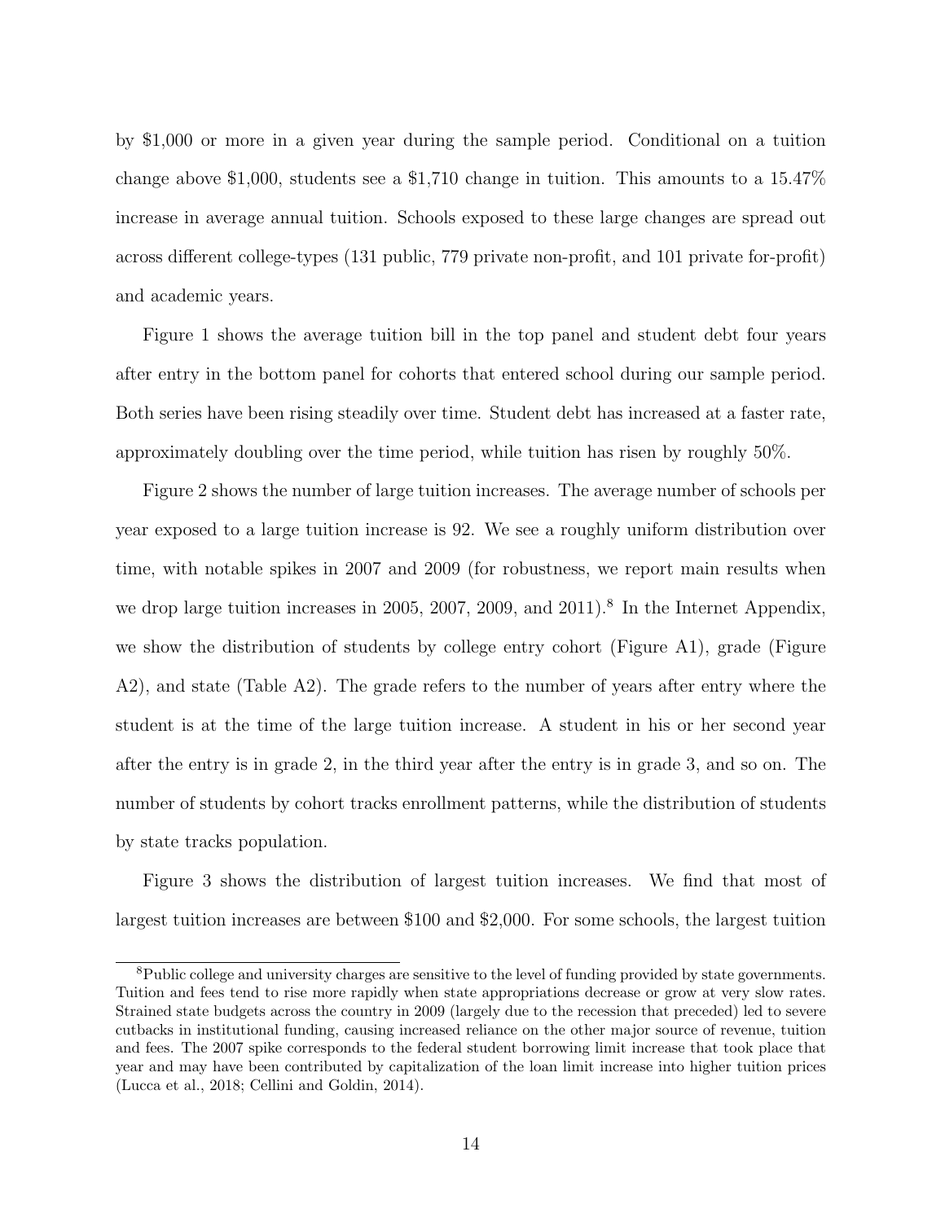by \$1,000 or more in a given year during the sample period. Conditional on a tuition change above \$1,000, students see a \$1,710 change in tuition. This amounts to a 15.47% increase in average annual tuition. Schools exposed to these large changes are spread out across different college-types (131 public, 779 private non-profit, and 101 private for-profit) and academic years.

Figure 1 shows the average tuition bill in the top panel and student debt four years after entry in the bottom panel for cohorts that entered school during our sample period. Both series have been rising steadily over time. Student debt has increased at a faster rate, approximately doubling over the time period, while tuition has risen by roughly 50%.

Figure 2 shows the number of large tuition increases. The average number of schools per year exposed to a large tuition increase is 92. We see a roughly uniform distribution over time, with notable spikes in 2007 and 2009 (for robustness, we report main results when we drop large tuition increases in 2005, 2007, 2009, and 2011).[8] In the Internet Appendix, we show the distribution of students by college entry cohort (Figure A1), grade (Figure A2), and state (Table A2). The grade refers to the number of years after entry where the student is at the time of the large tuition increase. A student in his or her second year after the entry is in grade 2, in the third year after the entry is in grade 3, and so on. The number of students by cohort tracks enrollment patterns, while the distribution of students by state tracks population.

Figure 3 shows the distribution of largest tuition increases. We find that most of largest tuition increases are between \$100 and \$2,000. For some schools, the largest tuition

[8] Public college and university charges are sensitive to the level of funding provided by state governments. Tuition and fees tend to rise more rapidly when state appropriations decrease or grow at very slow rates. Strained state budgets across the country in 2009 (largely due to the recession that preceded) led to severe cutbacks in institutional funding, causing increased reliance on the other major source of revenue, tuition and fees. The 2007 spike corresponds to the federal student borrowing limit increase that took place that year and may have been contributed by capitalization of the loan limit increase into higher tuition prices (Lucca et al., 2018; Cellini and Goldin, 2014).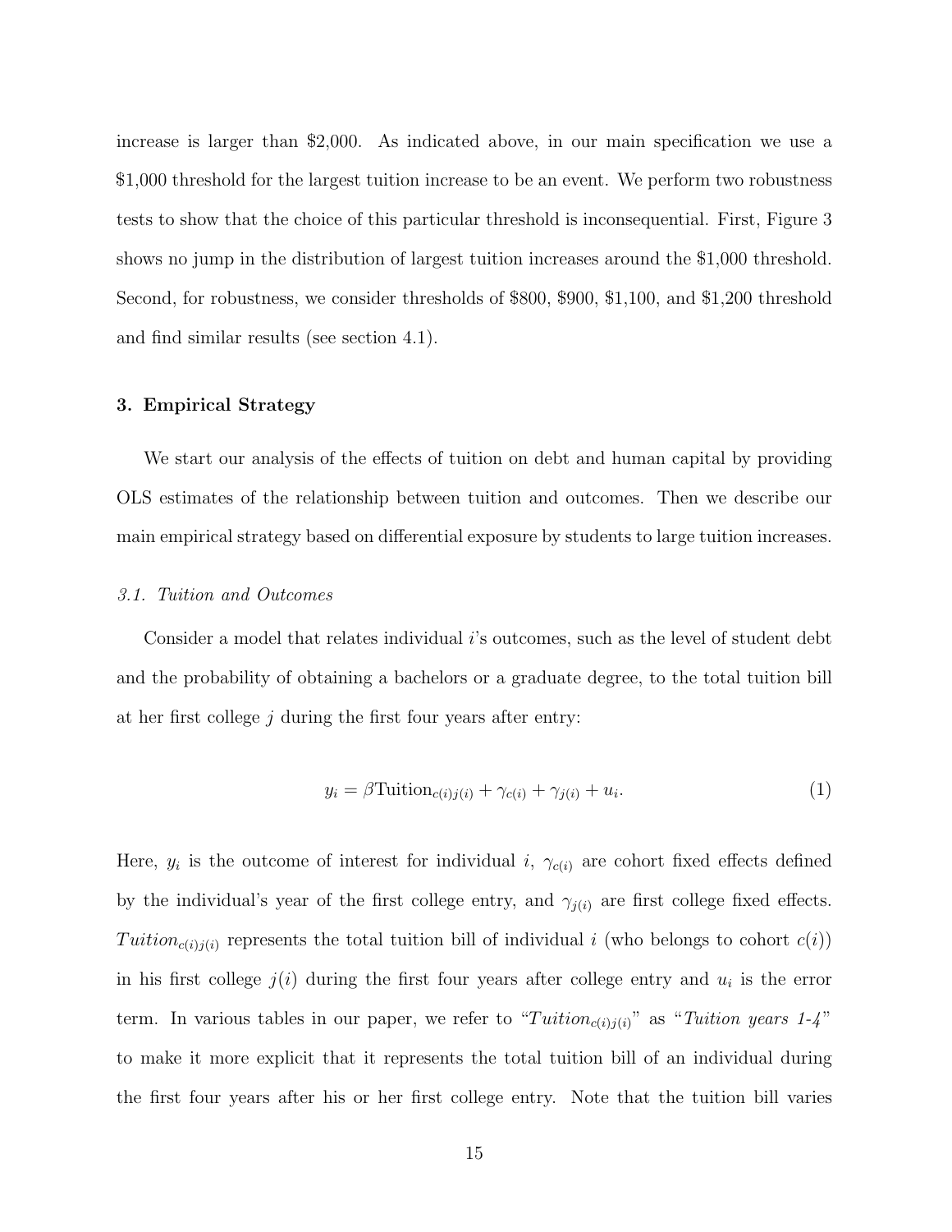increase is larger than \$2,000. As indicated above, in our main specification we use a \$1,000 threshold for the largest tuition increase to be an event. We perform two robustness tests to show that the choice of this particular threshold is inconsequential. First, Figure 3 shows no jump in the distribution of largest tuition increases around the \$1,000 threshold. Second, for robustness, we consider thresholds of \$800, \$900, \$1,100, and \$1,200 threshold and find similar results (see section 4.1).

## 3. Empirical Strategy

We start our analysis of the effects of tuition on debt and human capital by providing OLS estimates of the relationship between tuition and outcomes. Then we describe our main empirical strategy based on differential exposure by students to large tuition increases.

### *3.1. Tuition and Outcomes*

Consider a model that relates individual $i$'s outcomes, such as the level of student debt and the probability of obtaining a bachelors or a graduate degree, to the total tuition bill at her first college $j$ during the first four years after entry:

$$y_i = \beta \text{Tuition}_{c(i)j(i)} + \gamma_{c(i)} + \gamma_{j(i)} + u_i. \tag{1}$$

Here, $y_i$ is the outcome of interest for individual $i$, $\gamma_{c(i)}$ are cohort fixed effects defined by the individual's year of the first college entry, and $\gamma_{j(i)}$ are first college fixed effects. $Tuition_{c(i)j(i)}$ represents the total tuition bill of individual $i$ (who belongs to cohort $c(i)$) in his first college $j(i)$ during the first four years after college entry and $u_i$ is the error term. In various tables in our paper, we refer to "$Tuition_{c(i)j(i)}$" as "*Tuition years 1-4*" to make it more explicit that it represents the total tuition bill of an individual during the first four years after his or her first college entry. Note that the tuition bill varies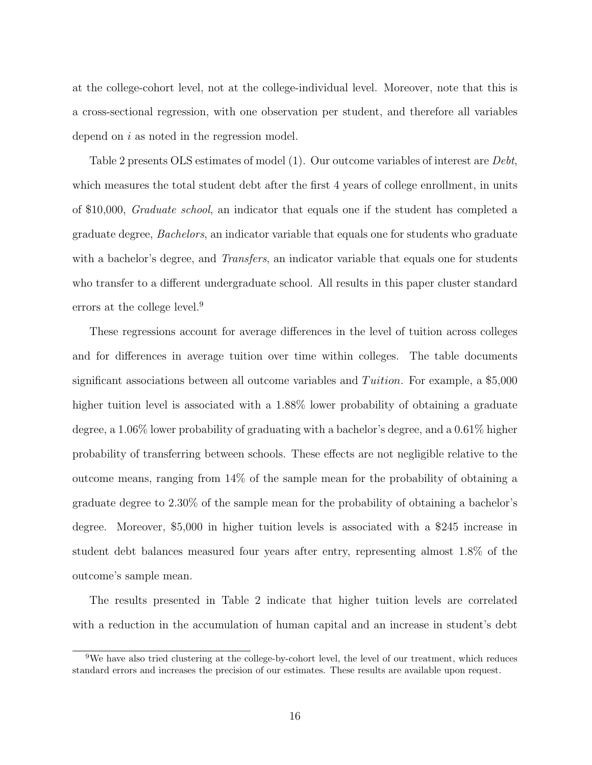at the college-cohort level, not at the college-individual level. Moreover, note that this is a cross-sectional regression, with one observation per student, and therefore all variables depend on $i$ as noted in the regression model.

Table 2 presents OLS estimates of model (1). Our outcome variables of interest are *Debt*, which measures the total student debt after the first 4 years of college enrollment, in units of $10,000, *Graduate school*, an indicator that equals one if the student has completed a graduate degree, *Bachelors*, an indicator variable that equals one for students who graduate with a bachelor's degree, and *Transfers*, an indicator variable that equals one for students who transfer to a different undergraduate school. All results in this paper cluster standard errors at the college level.[9]

These regressions account for average differences in the level of tuition across colleges and for differences in average tuition over time within colleges. The table documents significant associations between all outcome variables and $Tuition$. For example, a $5,000 higher tuition level is associated with a 1.88% lower probability of obtaining a graduate degree, a 1.06% lower probability of graduating with a bachelor's degree, and a 0.61% higher probability of transferring between schools. These effects are not negligible relative to the outcome means, ranging from 14% of the sample mean for the probability of obtaining a graduate degree to 2.30% of the sample mean for the probability of obtaining a bachelor's degree. Moreover, $5,000 in higher tuition levels is associated with a $245 increase in student debt balances measured four years after entry, representing almost 1.8% of the outcome's sample mean.

The results presented in Table 2 indicate that higher tuition levels are correlated with a reduction in the accumulation of human capital and an increase in student's debt

[9]We have also tried clustering at the college-by-cohort level, the level of our treatment, which reduces standard errors and increases the precision of our estimates. These results are available upon request.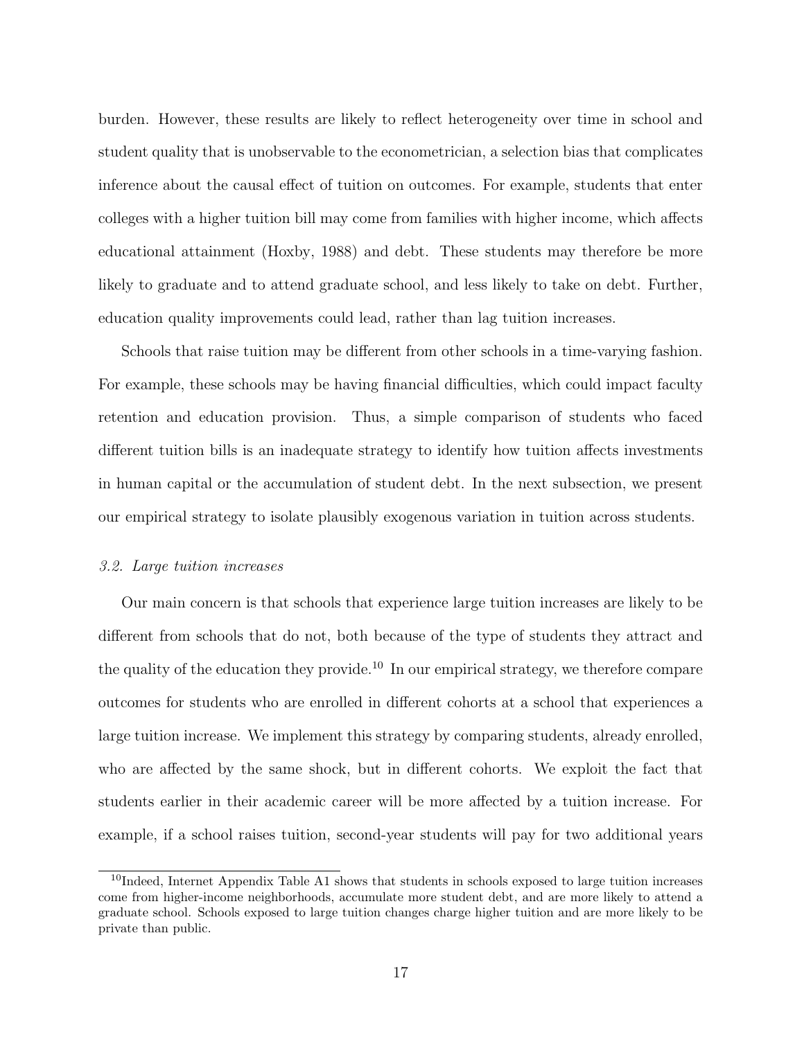burden. However, these results are likely to reflect heterogeneity over time in school and student quality that is unobservable to the econometrician, a selection bias that complicates inference about the causal effect of tuition on outcomes. For example, students that enter colleges with a higher tuition bill may come from families with higher income, which affects educational attainment (Hoxby, 1988) and debt. These students may therefore be more likely to graduate and to attend graduate school, and less likely to take on debt. Further, education quality improvements could lead, rather than lag tuition increases.

Schools that raise tuition may be different from other schools in a time-varying fashion. For example, these schools may be having financial difficulties, which could impact faculty retention and education provision. Thus, a simple comparison of students who faced different tuition bills is an inadequate strategy to identify how tuition affects investments in human capital or the accumulation of student debt. In the next subsection, we present our empirical strategy to isolate plausibly exogenous variation in tuition across students.

### *3.2. Large tuition increases*

Our main concern is that schools that experience large tuition increases are likely to be different from schools that do not, both because of the type of students they attract and the quality of the education they provide.[10] In our empirical strategy, we therefore compare outcomes for students who are enrolled in different cohorts at a school that experiences a large tuition increase. We implement this strategy by comparing students, already enrolled, who are affected by the same shock, but in different cohorts. We exploit the fact that students earlier in their academic career will be more affected by a tuition increase. For example, if a school raises tuition, second-year students will pay for two additional years

[10] Indeed, Internet Appendix Table A1 shows that students in schools exposed to large tuition increases come from higher-income neighborhoods, accumulate more student debt, and are more likely to attend a graduate school. Schools exposed to large tuition changes charge higher tuition and are more likely to be private than public.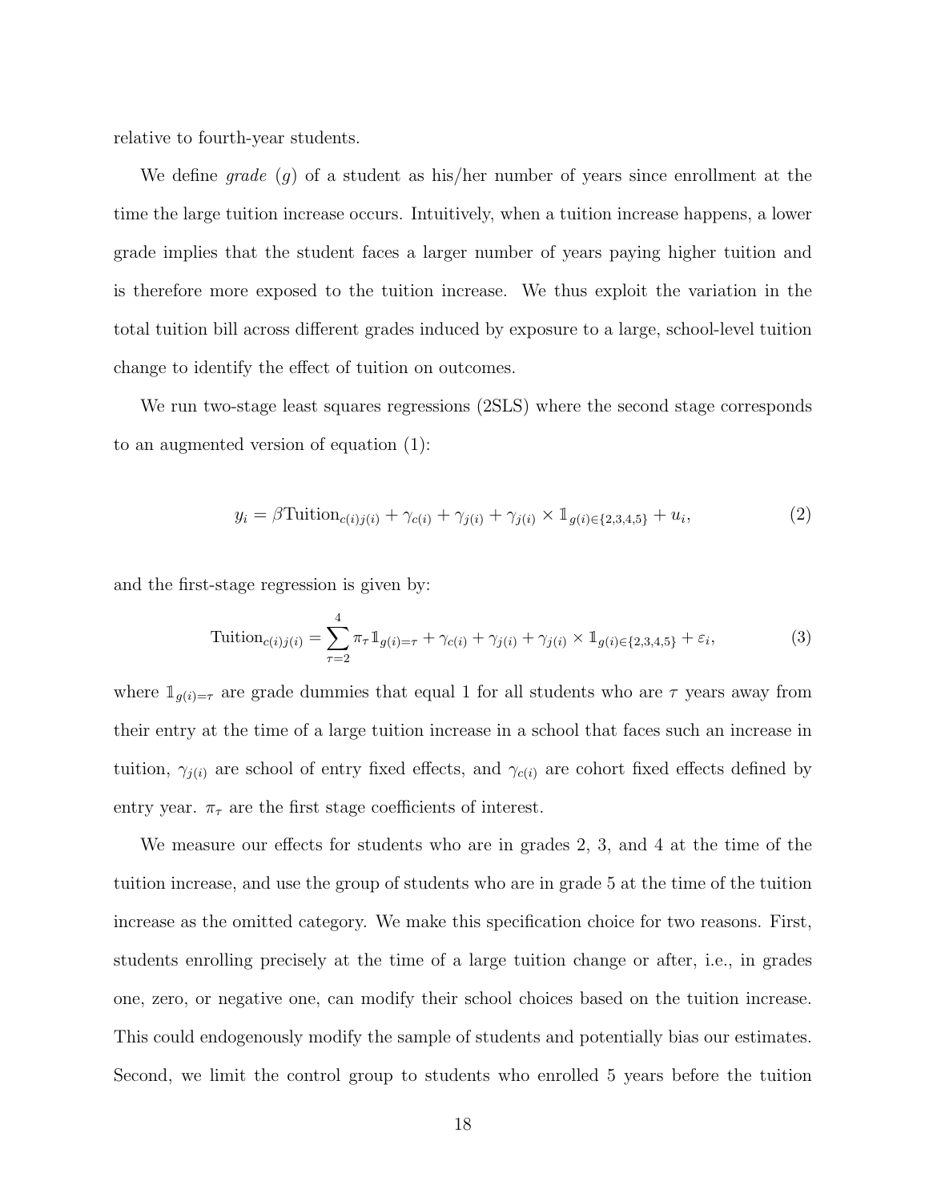relative to fourth-year students.

We define *grade* ($g$) of a student as his/her number of years since enrollment at the time the large tuition increase occurs. Intuitively, when a tuition increase happens, a lower grade implies that the student faces a larger number of years paying higher tuition and is therefore more exposed to the tuition increase. We thus exploit the variation in the total tuition bill across different grades induced by exposure to a large, school-level tuition change to identify the effect of tuition on outcomes.

We run two-stage least squares regressions (2SLS) where the second stage corresponds to an augmented version of equation (1):

$$y_i = \beta \text{Tuition}_{c(i)j(i)} + \gamma_{c(i)} + \gamma_{j(i)} + \gamma_{j(i)} \times \mathbb{1}_{g(i) \in \{2,3,4,5\}} + u_i, \tag{2}$$

and the first-stage regression is given by:

$$\text{Tuition}_{c(i)j(i)} = \sum_{\tau=2}^{4} \pi_\tau \mathbb{1}_{g(i)=\tau} + \gamma_{c(i)} + \gamma_{j(i)} + \gamma_{j(i)} \times \mathbb{1}_{g(i) \in \{2,3,4,5\}} + \varepsilon_i, \tag{3}$$

where $\mathbb{1}_{g(i)=\tau}$ are grade dummies that equal 1 for all students who are $\tau$ years away from their entry at the time of a large tuition increase in a school that faces such an increase in tuition, $\gamma_{j(i)}$ are school of entry fixed effects, and $\gamma_{c(i)}$ are cohort fixed effects defined by entry year. $\pi_\tau$ are the first stage coefficients of interest.

We measure our effects for students who are in grades 2, 3, and 4 at the time of the tuition increase, and use the group of students who are in grade 5 at the time of the tuition increase as the omitted category. We make this specification choice for two reasons. First, students enrolling precisely at the time of a large tuition change or after, i.e., in grades one, zero, or negative one, can modify their school choices based on the tuition increase. This could endogenously modify the sample of students and potentially bias our estimates. Second, we limit the control group to students who enrolled 5 years before the tuition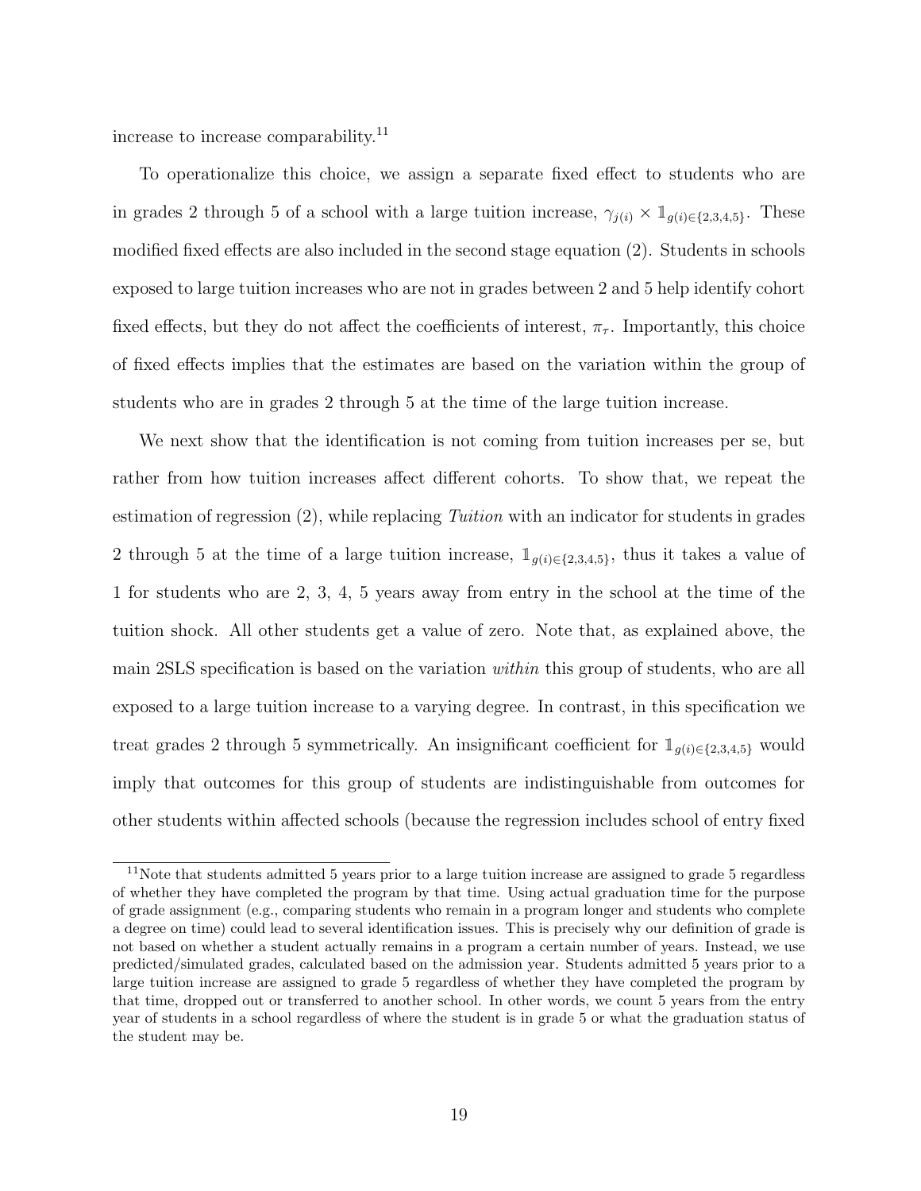increase to increase comparability.[11]

To operationalize this choice, we assign a separate fixed effect to students who are in grades 2 through 5 of a school with a large tuition increase, $\gamma_{j(i)} \times \mathbb{1}_{g(i) \in \{2,3,4,5\}}$. These modified fixed effects are also included in the second stage equation (2). Students in schools exposed to large tuition increases who are not in grades between 2 and 5 help identify cohort fixed effects, but they do not affect the coefficients of interest, $\pi_\tau$. Importantly, this choice of fixed effects implies that the estimates are based on the variation within the group of students who are in grades 2 through 5 at the time of the large tuition increase.

We next show that the identification is not coming from tuition increases per se, but rather from how tuition increases affect different cohorts. To show that, we repeat the estimation of regression (2), while replacing *Tuition* with an indicator for students in grades 2 through 5 at the time of a large tuition increase, $\mathbb{1}_{g(i) \in \{2,3,4,5\}}$, thus it takes a value of 1 for students who are 2, 3, 4, 5 years away from entry in the school at the time of the tuition shock. All other students get a value of zero. Note that, as explained above, the main 2SLS specification is based on the variation *within* this group of students, who are all exposed to a large tuition increase to a varying degree. In contrast, in this specification we treat grades 2 through 5 symmetrically. An insignificant coefficient for $\mathbb{1}_{g(i) \in \{2,3,4,5\}}$ would imply that outcomes for this group of students are indistinguishable from outcomes for other students within affected schools (because the regression includes school of entry fixed

[11] Note that students admitted 5 years prior to a large tuition increase are assigned to grade 5 regardless of whether they have completed the program by that time. Using actual graduation time for the purpose of grade assignment (e.g., comparing students who remain in a program longer and students who complete a degree on time) could lead to several identification issues. This is precisely why our definition of grade is not based on whether a student actually remains in a program a certain number of years. Instead, we use predicted/simulated grades, calculated based on the admission year. Students admitted 5 years prior to a large tuition increase are assigned to grade 5 regardless of whether they have completed the program by that time, dropped out or transferred to another school. In other words, we count 5 years from the entry year of students in a school regardless of where the student is in grade 5 or what the graduation status of the student may be.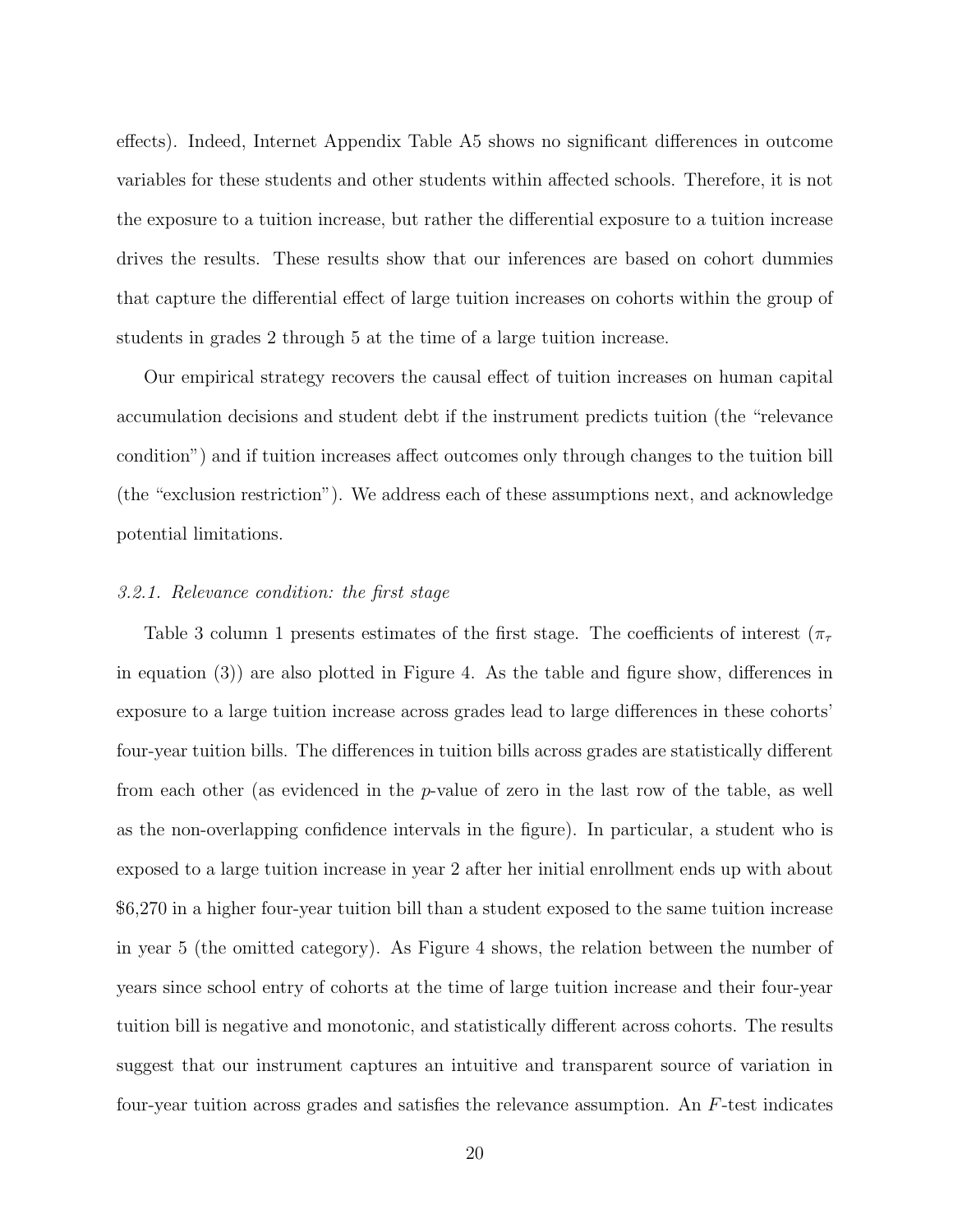effects). Indeed, Internet Appendix Table A5 shows no significant differences in outcome variables for these students and other students within affected schools. Therefore, it is not the exposure to a tuition increase, but rather the differential exposure to a tuition increase drives the results. These results show that our inferences are based on cohort dummies that capture the differential effect of large tuition increases on cohorts within the group of students in grades 2 through 5 at the time of a large tuition increase.

Our empirical strategy recovers the causal effect of tuition increases on human capital accumulation decisions and student debt if the instrument predicts tuition (the "relevance condition") and if tuition increases affect outcomes only through changes to the tuition bill (the "exclusion restriction"). We address each of these assumptions next, and acknowledge potential limitations.

### *3.2.1. Relevance condition: the first stage*

Table 3 column 1 presents estimates of the first stage. The coefficients of interest ($\pi_\tau$ in equation (3)) are also plotted in Figure 4. As the table and figure show, differences in exposure to a large tuition increase across grades lead to large differences in these cohorts' four-year tuition bills. The differences in tuition bills across grades are statistically different from each other (as evidenced in the $p$-value of zero in the last row of the table, as well as the non-overlapping confidence intervals in the figure). In particular, a student who is exposed to a large tuition increase in year 2 after her initial enrollment ends up with about $6,270 in a higher four-year tuition bill than a student exposed to the same tuition increase in year 5 (the omitted category). As Figure 4 shows, the relation between the number of years since school entry of cohorts at the time of large tuition increase and their four-year tuition bill is negative and monotonic, and statistically different across cohorts. The results suggest that our instrument captures an intuitive and transparent source of variation in four-year tuition across grades and satisfies the relevance assumption. An $F$-test indicates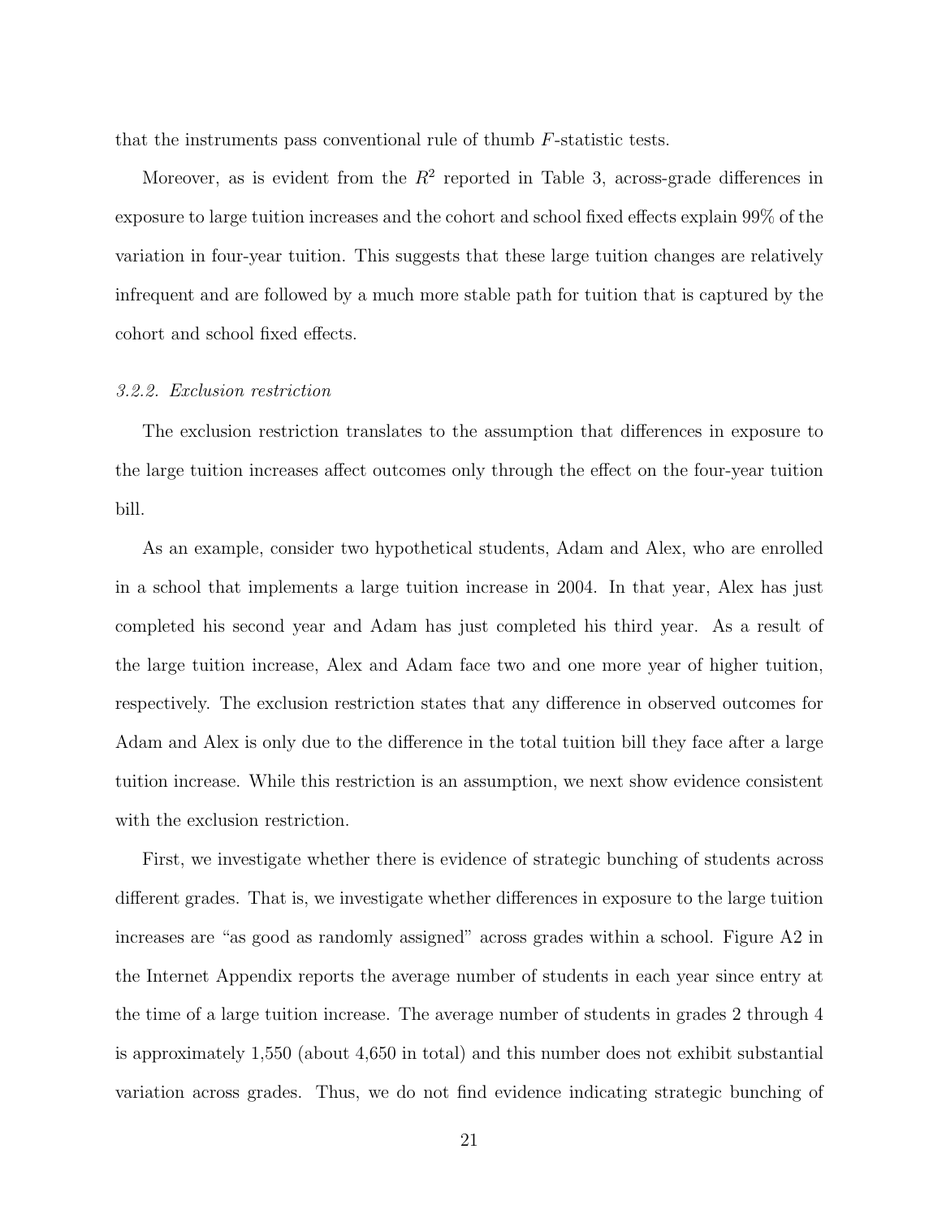that the instruments pass conventional rule of thumb $F$-statistic tests.

Moreover, as is evident from the $R^2$ reported in Table 3, across-grade differences in exposure to large tuition increases and the cohort and school fixed effects explain 99% of the variation in four-year tuition. This suggests that these large tuition changes are relatively infrequent and are followed by a much more stable path for tuition that is captured by the cohort and school fixed effects.

#### *3.2.2. Exclusion restriction*

The exclusion restriction translates to the assumption that differences in exposure to the large tuition increases affect outcomes only through the effect on the four-year tuition bill.

As an example, consider two hypothetical students, Adam and Alex, who are enrolled in a school that implements a large tuition increase in 2004. In that year, Alex has just completed his second year and Adam has just completed his third year. As a result of the large tuition increase, Alex and Adam face two and one more year of higher tuition, respectively. The exclusion restriction states that any difference in observed outcomes for Adam and Alex is only due to the difference in the total tuition bill they face after a large tuition increase. While this restriction is an assumption, we next show evidence consistent with the exclusion restriction.

First, we investigate whether there is evidence of strategic bunching of students across different grades. That is, we investigate whether differences in exposure to the large tuition increases are "as good as randomly assigned" across grades within a school. Figure A2 in the Internet Appendix reports the average number of students in each year since entry at the time of a large tuition increase. The average number of students in grades 2 through 4 is approximately 1,550 (about 4,650 in total) and this number does not exhibit substantial variation across grades. Thus, we do not find evidence indicating strategic bunching of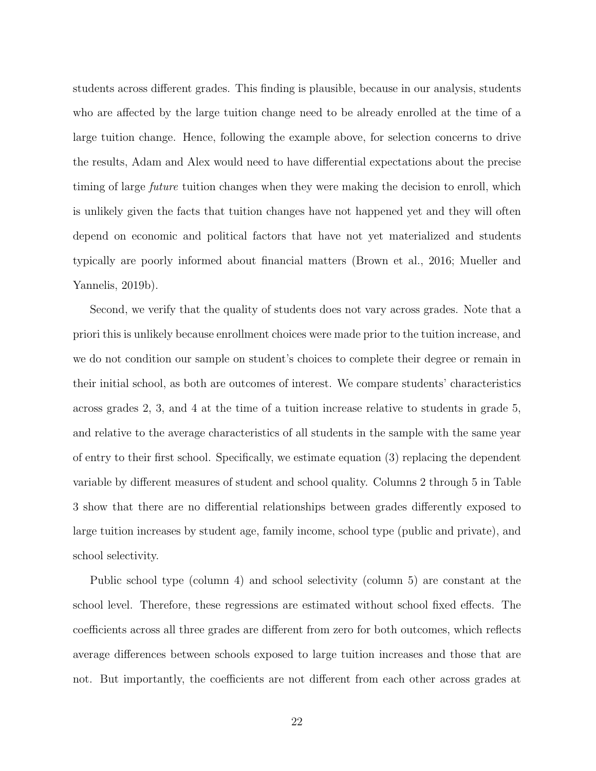students across different grades. This finding is plausible, because in our analysis, students who are affected by the large tuition change need to be already enrolled at the time of a large tuition change. Hence, following the example above, for selection concerns to drive the results, Adam and Alex would need to have differential expectations about the precise timing of large *future* tuition changes when they were making the decision to enroll, which is unlikely given the facts that tuition changes have not happened yet and they will often depend on economic and political factors that have not yet materialized and students typically are poorly informed about financial matters (Brown et al., 2016; Mueller and Yannelis, 2019b).

Second, we verify that the quality of students does not vary across grades. Note that a priori this is unlikely because enrollment choices were made prior to the tuition increase, and we do not condition our sample on student's choices to complete their degree or remain in their initial school, as both are outcomes of interest. We compare students' characteristics across grades 2, 3, and 4 at the time of a tuition increase relative to students in grade 5, and relative to the average characteristics of all students in the sample with the same year of entry to their first school. Specifically, we estimate equation (3) replacing the dependent variable by different measures of student and school quality. Columns 2 through 5 in Table 3 show that there are no differential relationships between grades differently exposed to large tuition increases by student age, family income, school type (public and private), and school selectivity.

Public school type (column 4) and school selectivity (column 5) are constant at the school level. Therefore, these regressions are estimated without school fixed effects. The coefficients across all three grades are different from zero for both outcomes, which reflects average differences between schools exposed to large tuition increases and those that are not. But importantly, the coefficients are not different from each other across grades at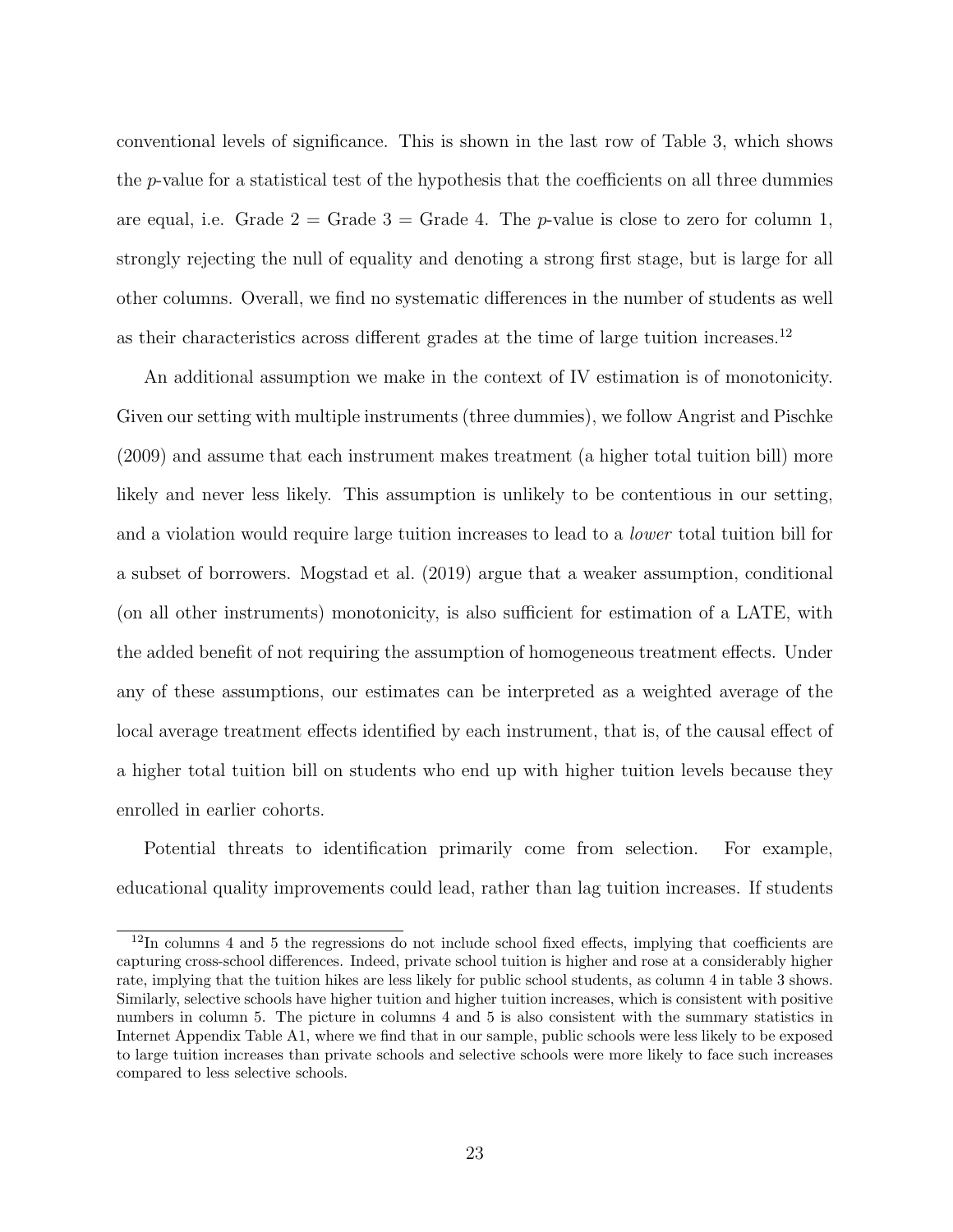conventional levels of significance. This is shown in the last row of Table 3, which shows the $p$-value for a statistical test of the hypothesis that the coefficients on all three dummies are equal, i.e. Grade 2 = Grade 3 = Grade 4. The $p$-value is close to zero for column 1, strongly rejecting the null of equality and denoting a strong first stage, but is large for all other columns. Overall, we find no systematic differences in the number of students as well as their characteristics across different grades at the time of large tuition increases.[12]

An additional assumption we make in the context of IV estimation is of monotonicity. Given our setting with multiple instruments (three dummies), we follow Angrist and Pischke (2009) and assume that each instrument makes treatment (a higher total tuition bill) more likely and never less likely. This assumption is unlikely to be contentious in our setting, and a violation would require large tuition increases to lead to a *lower* total tuition bill for a subset of borrowers. Mogstad et al. (2019) argue that a weaker assumption, conditional (on all other instruments) monotonicity, is also sufficient for estimation of a LATE, with the added benefit of not requiring the assumption of homogeneous treatment effects. Under any of these assumptions, our estimates can be interpreted as a weighted average of the local average treatment effects identified by each instrument, that is, of the causal effect of a higher total tuition bill on students who end up with higher tuition levels because they enrolled in earlier cohorts.

Potential threats to identification primarily come from selection. For example, educational quality improvements could lead, rather than lag tuition increases. If students

[12] In columns 4 and 5 the regressions do not include school fixed effects, implying that coefficients are capturing cross-school differences. Indeed, private school tuition is higher and rose at a considerably higher rate, implying that the tuition hikes are less likely for public school students, as column 4 in table 3 shows. Similarly, selective schools have higher tuition and higher tuition increases, which is consistent with positive numbers in column 5. The picture in columns 4 and 5 is also consistent with the summary statistics in Internet Appendix Table A1, where we find that in our sample, public schools were less likely to be exposed to large tuition increases than private schools and selective schools were more likely to face such increases compared to less selective schools.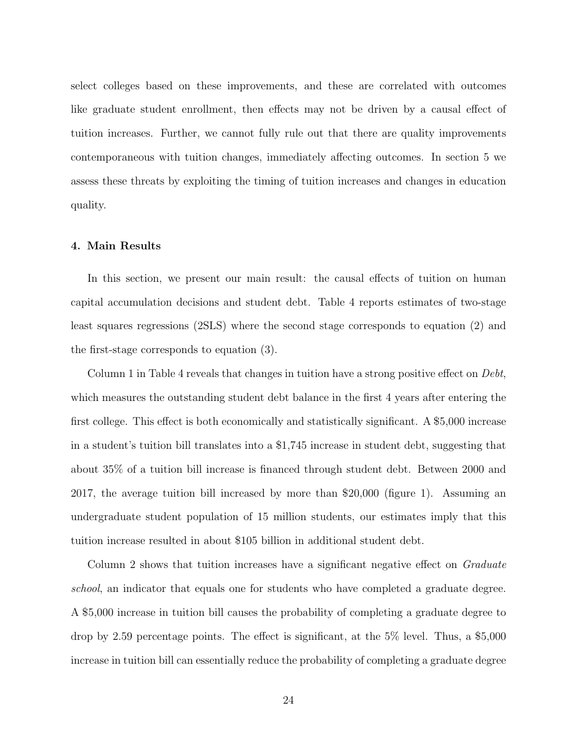select colleges based on these improvements, and these are correlated with outcomes like graduate student enrollment, then effects may not be driven by a causal effect of tuition increases. Further, we cannot fully rule out that there are quality improvements contemporaneous with tuition changes, immediately affecting outcomes. In section 5 we assess these threats by exploiting the timing of tuition increases and changes in education quality.

### 4. Main Results

In this section, we present our main result: the causal effects of tuition on human capital accumulation decisions and student debt. Table 4 reports estimates of two-stage least squares regressions (2SLS) where the second stage corresponds to equation (2) and the first-stage corresponds to equation (3).

Column 1 in Table 4 reveals that changes in tuition have a strong positive effect on *Debt*, which measures the outstanding student debt balance in the first 4 years after entering the first college. This effect is both economically and statistically significant. A $5,000 increase in a student's tuition bill translates into a $1,745 increase in student debt, suggesting that about 35% of a tuition bill increase is financed through student debt. Between 2000 and 2017, the average tuition bill increased by more than $20,000 (figure 1). Assuming an undergraduate student population of 15 million students, our estimates imply that this tuition increase resulted in about $105 billion in additional student debt.

Column 2 shows that tuition increases have a significant negative effect on *Graduate school*, an indicator that equals one for students who have completed a graduate degree. A $5,000 increase in tuition bill causes the probability of completing a graduate degree to drop by 2.59 percentage points. The effect is significant, at the 5% level. Thus, a $5,000 increase in tuition bill can essentially reduce the probability of completing a graduate degree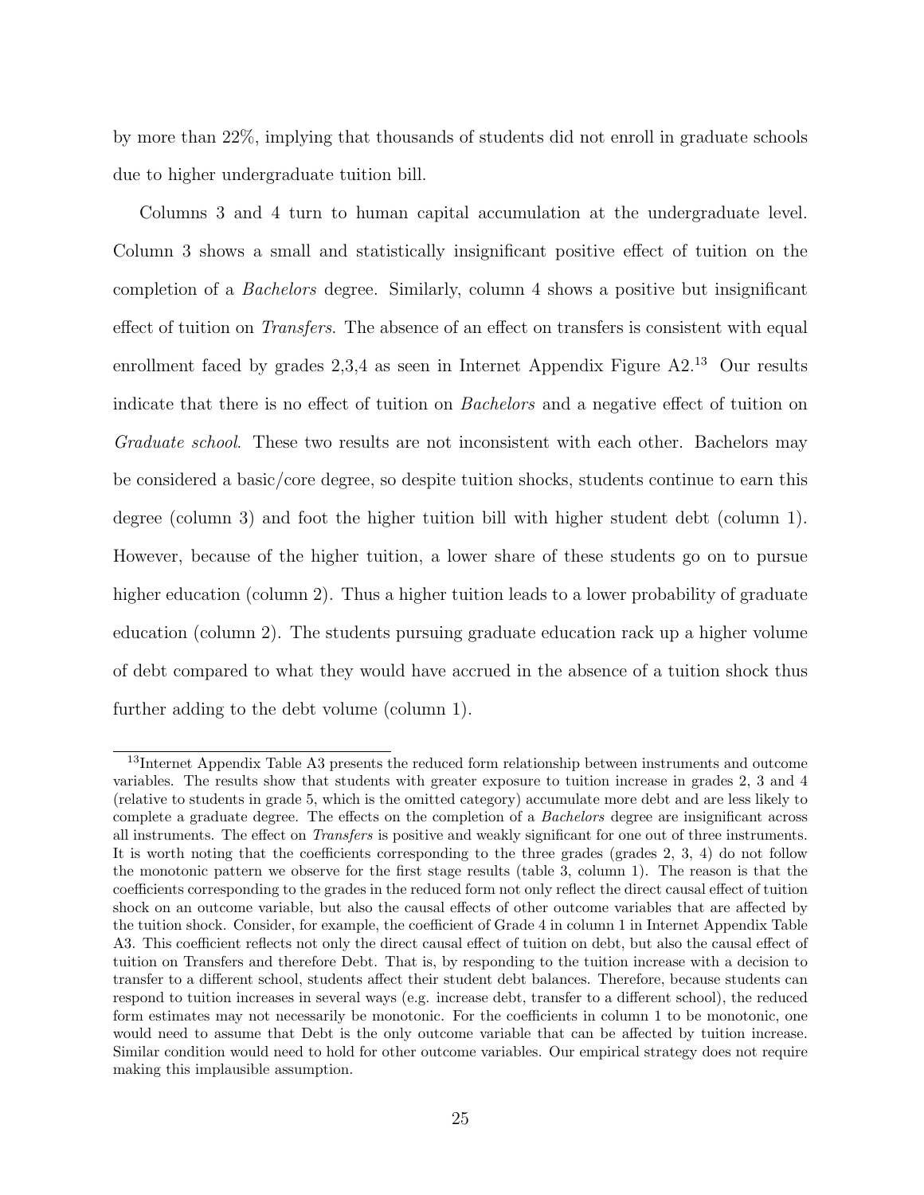by more than 22%, implying that thousands of students did not enroll in graduate schools due to higher undergraduate tuition bill.

Columns 3 and 4 turn to human capital accumulation at the undergraduate level. Column 3 shows a small and statistically insignificant positive effect of tuition on the completion of a *Bachelors* degree. Similarly, column 4 shows a positive but insignificant effect of tuition on *Transfers*. The absence of an effect on transfers is consistent with equal enrollment faced by grades 2,3,4 as seen in Internet Appendix Figure A2.[13] Our results indicate that there is no effect of tuition on *Bachelors* and a negative effect of tuition on *Graduate school*. These two results are not inconsistent with each other. Bachelors may be considered a basic/core degree, so despite tuition shocks, students continue to earn this degree (column 3) and foot the higher tuition bill with higher student debt (column 1). However, because of the higher tuition, a lower share of these students go on to pursue higher education (column 2). Thus a higher tuition leads to a lower probability of graduate education (column 2). The students pursuing graduate education rack up a higher volume of debt compared to what they would have accrued in the absence of a tuition shock thus further adding to the debt volume (column 1).

[13] Internet Appendix Table A3 presents the reduced form relationship between instruments and outcome variables. The results show that students with greater exposure to tuition increase in grades 2, 3 and 4 (relative to students in grade 5, which is the omitted category) accumulate more debt and are less likely to complete a graduate degree. The effects on the completion of a *Bachelors* degree are insignificant across all instruments. The effect on *Transfers* is positive and weakly significant for one out of three instruments. It is worth noting that the coefficients corresponding to the three grades (grades 2, 3, 4) do not follow the monotonic pattern we observe for the first stage results (table 3, column 1). The reason is that the coefficients corresponding to the grades in the reduced form not only reflect the direct causal effect of tuition shock on an outcome variable, but also the causal effects of other outcome variables that are affected by the tuition shock. Consider, for example, the coefficient of Grade 4 in column 1 in Internet Appendix Table A3. This coefficient reflects not only the direct causal effect of tuition on debt, but also the causal effect of tuition on Transfers and therefore Debt. That is, by responding to the tuition increase with a decision to transfer to a different school, students affect their student debt balances. Therefore, because students can respond to tuition increases in several ways (e.g. increase debt, transfer to a different school), the reduced form estimates may not necessarily be monotonic. For the coefficients in column 1 to be monotonic, one would need to assume that Debt is the only outcome variable that can be affected by tuition increase. Similar condition would need to hold for other outcome variables. Our empirical strategy does not require making this implausible assumption.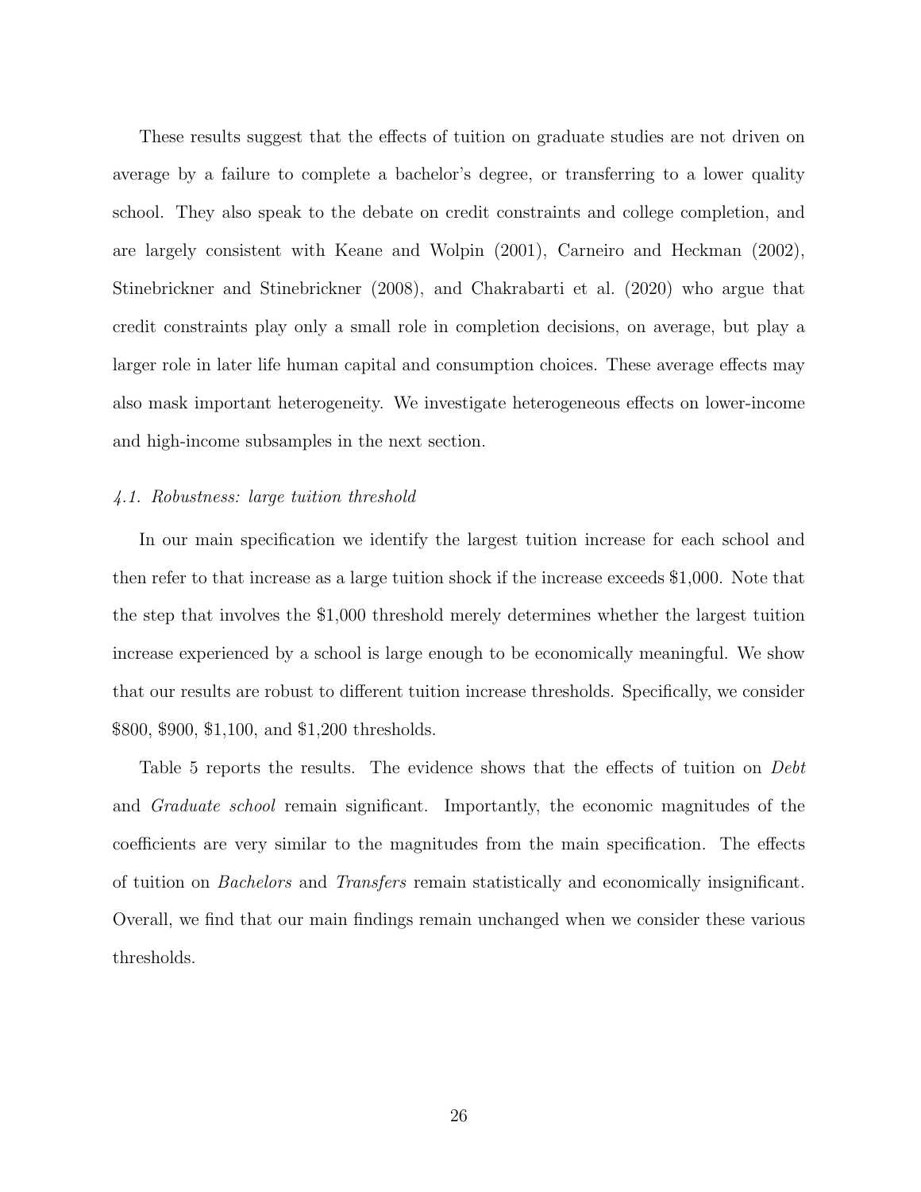These results suggest that the effects of tuition on graduate studies are not driven on average by a failure to complete a bachelor's degree, or transferring to a lower quality school. They also speak to the debate on credit constraints and college completion, and are largely consistent with Keane and Wolpin (2001), Carneiro and Heckman (2002), Stinebrickner and Stinebrickner (2008), and Chakrabarti et al. (2020) who argue that credit constraints play only a small role in completion decisions, on average, but play a larger role in later life human capital and consumption choices. These average effects may also mask important heterogeneity. We investigate heterogeneous effects on lower-income and high-income subsamples in the next section.

### *4.1. Robustness: large tuition threshold*

In our main specification we identify the largest tuition increase for each school and then refer to that increase as a large tuition shock if the increase exceeds $1,000. Note that the step that involves the $1,000 threshold merely determines whether the largest tuition increase experienced by a school is large enough to be economically meaningful. We show that our results are robust to different tuition increase thresholds. Specifically, we consider $800, $900, $1,100, and $1,200 thresholds.

Table 5 reports the results. The evidence shows that the effects of tuition on *Debt* and *Graduate school* remain significant. Importantly, the economic magnitudes of the coefficients are very similar to the magnitudes from the main specification. The effects of tuition on *Bachelors* and *Transfers* remain statistically and economically insignificant. Overall, we find that our main findings remain unchanged when we consider these various thresholds.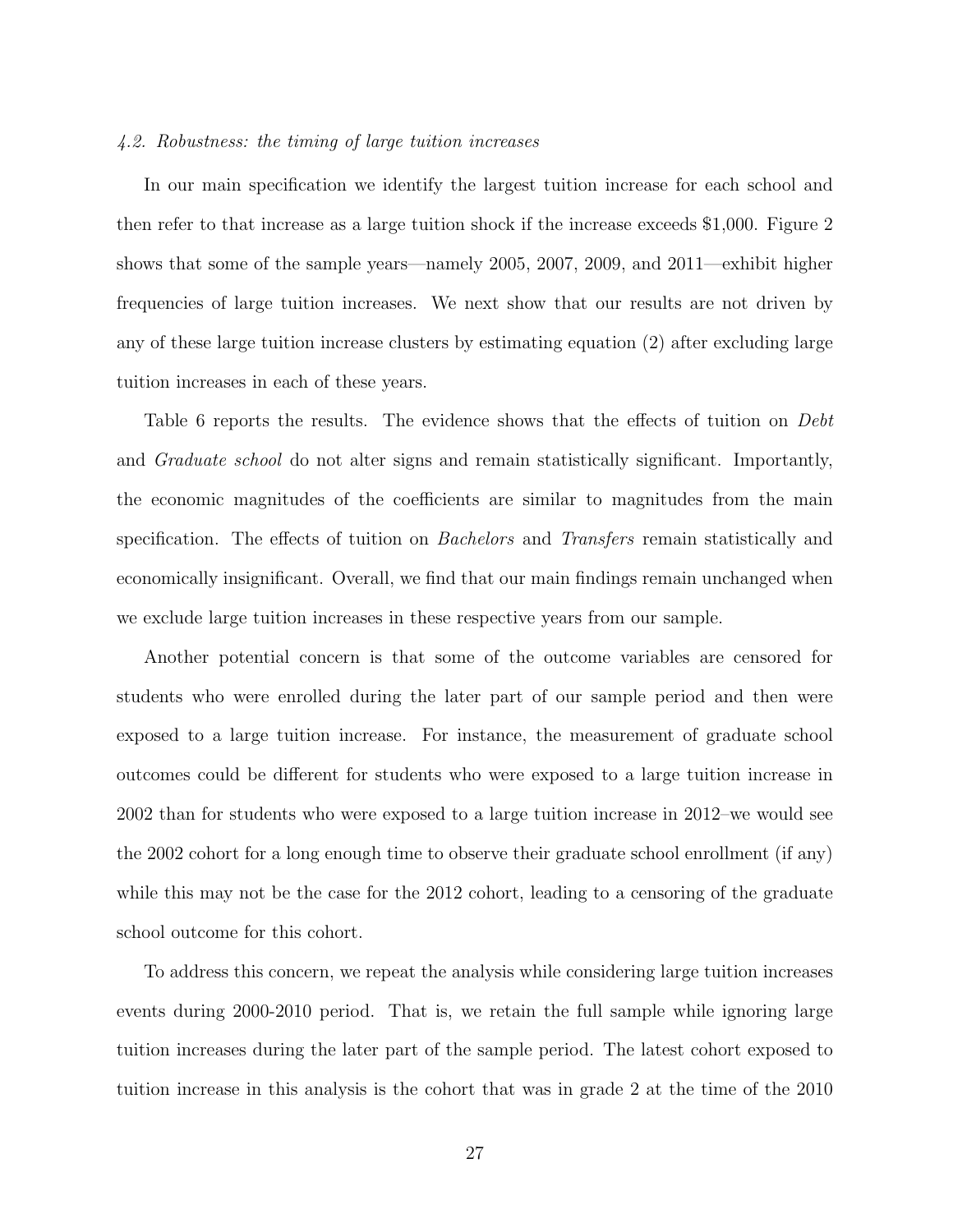### *4.2. Robustness: the timing of large tuition increases*

In our main specification we identify the largest tuition increase for each school and then refer to that increase as a large tuition shock if the increase exceeds $1,000. Figure 2 shows that some of the sample years—namely 2005, 2007, 2009, and 2011—exhibit higher frequencies of large tuition increases. We next show that our results are not driven by any of these large tuition increase clusters by estimating equation (2) after excluding large tuition increases in each of these years.

Table 6 reports the results. The evidence shows that the effects of tuition on *Debt* and *Graduate school* do not alter signs and remain statistically significant. Importantly, the economic magnitudes of the coefficients are similar to magnitudes from the main specification. The effects of tuition on *Bachelors* and *Transfers* remain statistically and economically insignificant. Overall, we find that our main findings remain unchanged when we exclude large tuition increases in these respective years from our sample.

Another potential concern is that some of the outcome variables are censored for students who were enrolled during the later part of our sample period and then were exposed to a large tuition increase. For instance, the measurement of graduate school outcomes could be different for students who were exposed to a large tuition increase in 2002 than for students who were exposed to a large tuition increase in 2012–we would see the 2002 cohort for a long enough time to observe their graduate school enrollment (if any) while this may not be the case for the 2012 cohort, leading to a censoring of the graduate school outcome for this cohort.

To address this concern, we repeat the analysis while considering large tuition increases events during 2000-2010 period. That is, we retain the full sample while ignoring large tuition increases during the later part of the sample period. The latest cohort exposed to tuition increase in this analysis is the cohort that was in grade 2 at the time of the 2010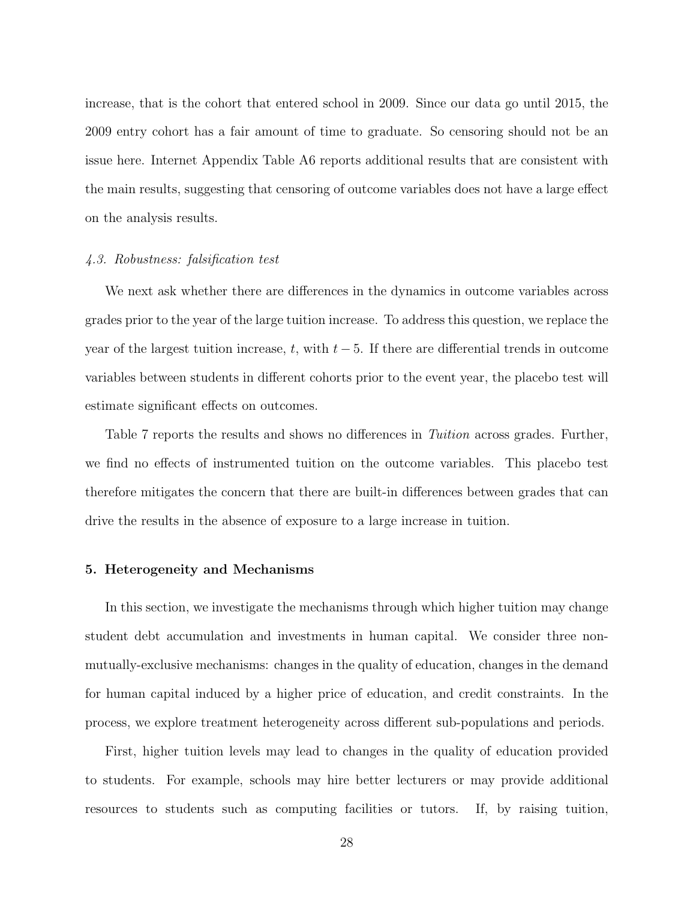increase, that is the cohort that entered school in 2009. Since our data go until 2015, the 2009 entry cohort has a fair amount of time to graduate. So censoring should not be an issue here. Internet Appendix Table A6 reports additional results that are consistent with the main results, suggesting that censoring of outcome variables does not have a large effect on the analysis results.

### *4.3. Robustness: falsification test*

We next ask whether there are differences in the dynamics in outcome variables across grades prior to the year of the large tuition increase. To address this question, we replace the year of the largest tuition increase, $t$, with $t-5$. If there are differential trends in outcome variables between students in different cohorts prior to the event year, the placebo test will estimate significant effects on outcomes.

Table 7 reports the results and shows no differences in *Tuition* across grades. Further, we find no effects of instrumented tuition on the outcome variables. This placebo test therefore mitigates the concern that there are built-in differences between grades that can drive the results in the absence of exposure to a large increase in tuition.

## 5. Heterogeneity and Mechanisms

In this section, we investigate the mechanisms through which higher tuition may change student debt accumulation and investments in human capital. We consider three non-mutually-exclusive mechanisms: changes in the quality of education, changes in the demand for human capital induced by a higher price of education, and credit constraints. In the process, we explore treatment heterogeneity across different sub-populations and periods.

First, higher tuition levels may lead to changes in the quality of education provided to students. For example, schools may hire better lecturers or may provide additional resources to students such as computing facilities or tutors. If, by raising tuition,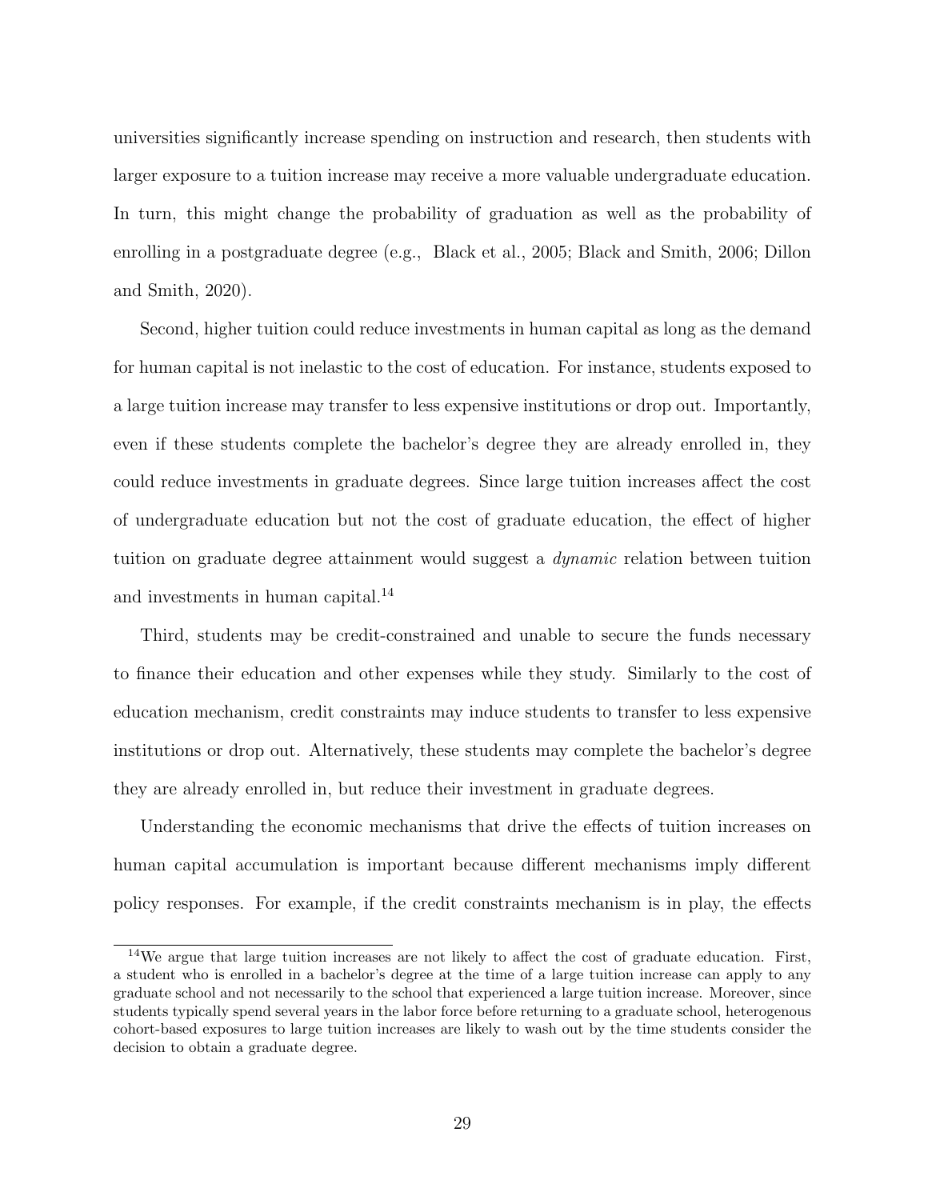universities significantly increase spending on instruction and research, then students with larger exposure to a tuition increase may receive a more valuable undergraduate education. In turn, this might change the probability of graduation as well as the probability of enrolling in a postgraduate degree (e.g., Black et al., 2005; Black and Smith, 2006; Dillon and Smith, 2020).

Second, higher tuition could reduce investments in human capital as long as the demand for human capital is not inelastic to the cost of education. For instance, students exposed to a large tuition increase may transfer to less expensive institutions or drop out. Importantly, even if these students complete the bachelor's degree they are already enrolled in, they could reduce investments in graduate degrees. Since large tuition increases affect the cost of undergraduate education but not the cost of graduate education, the effect of higher tuition on graduate degree attainment would suggest a *dynamic* relation between tuition and investments in human capital.[14]

Third, students may be credit-constrained and unable to secure the funds necessary to finance their education and other expenses while they study. Similarly to the cost of education mechanism, credit constraints may induce students to transfer to less expensive institutions or drop out. Alternatively, these students may complete the bachelor's degree they are already enrolled in, but reduce their investment in graduate degrees.

Understanding the economic mechanisms that drive the effects of tuition increases on human capital accumulation is important because different mechanisms imply different policy responses. For example, if the credit constraints mechanism is in play, the effects

[14] We argue that large tuition increases are not likely to affect the cost of graduate education. First, a student who is enrolled in a bachelor's degree at the time of a large tuition increase can apply to any graduate school and not necessarily to the school that experienced a large tuition increase. Moreover, since students typically spend several years in the labor force before returning to a graduate school, heterogenous cohort-based exposures to large tuition increases are likely to wash out by the time students consider the decision to obtain a graduate degree.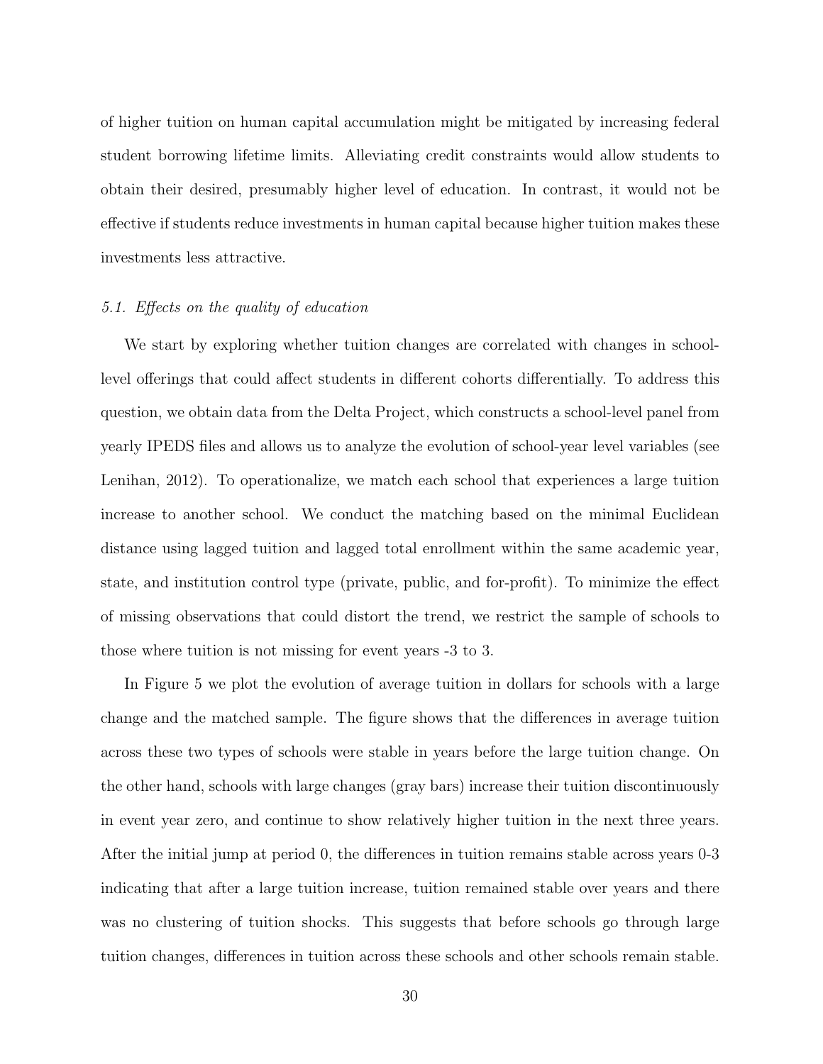of higher tuition on human capital accumulation might be mitigated by increasing federal student borrowing lifetime limits. Alleviating credit constraints would allow students to obtain their desired, presumably higher level of education. In contrast, it would not be effective if students reduce investments in human capital because higher tuition makes these investments less attractive.

### *5.1. Effects on the quality of education*

We start by exploring whether tuition changes are correlated with changes in school-level offerings that could affect students in different cohorts differentially. To address this question, we obtain data from the Delta Project, which constructs a school-level panel from yearly IPEDS files and allows us to analyze the evolution of school-year level variables (see Lenihan, 2012). To operationalize, we match each school that experiences a large tuition increase to another school. We conduct the matching based on the minimal Euclidean distance using lagged tuition and lagged total enrollment within the same academic year, state, and institution control type (private, public, and for-profit). To minimize the effect of missing observations that could distort the trend, we restrict the sample of schools to those where tuition is not missing for event years -3 to 3.

In Figure 5 we plot the evolution of average tuition in dollars for schools with a large change and the matched sample. The figure shows that the differences in average tuition across these two types of schools were stable in years before the large tuition change. On the other hand, schools with large changes (gray bars) increase their tuition discontinuously in event year zero, and continue to show relatively higher tuition in the next three years. After the initial jump at period 0, the differences in tuition remains stable across years 0-3 indicating that after a large tuition increase, tuition remained stable over years and there was no clustering of tuition shocks. This suggests that before schools go through large tuition changes, differences in tuition across these schools and other schools remain stable.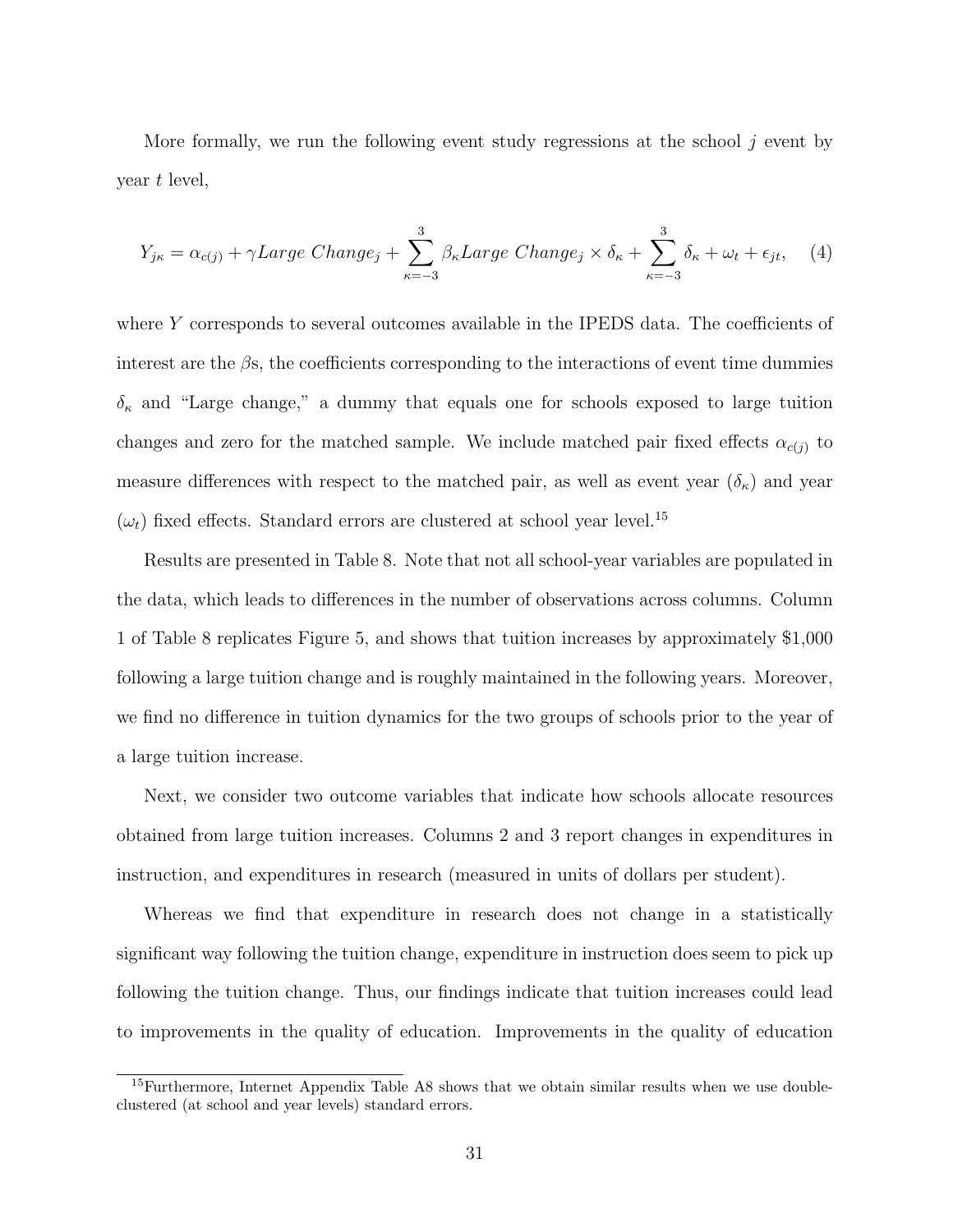More formally, we run the following event study regressions at the school $j$ event by year $t$ level,

$$Y_{j\kappa} = \alpha_{c(j)} + \gamma Large\ Change_j + \sum_{\kappa=-3}^{3} \beta_\kappa Large\ Change_j \times \delta_\kappa + \sum_{\kappa=-3}^{3} \delta_\kappa + \omega_t + \epsilon_{jt}, \quad (4)$$

where $Y$ corresponds to several outcomes available in the IPEDS data. The coefficients of interest are the $\beta$s, the coefficients corresponding to the interactions of event time dummies $\delta_\kappa$ and "Large change," a dummy that equals one for schools exposed to large tuition changes and zero for the matched sample. We include matched pair fixed effects $\alpha_{c(j)}$ to measure differences with respect to the matched pair, as well as event year ($\delta_\kappa$) and year ($\omega_t$) fixed effects. Standard errors are clustered at school year level.[15]

Results are presented in Table 8. Note that not all school-year variables are populated in the data, which leads to differences in the number of observations across columns. Column 1 of Table 8 replicates Figure 5, and shows that tuition increases by approximately $1,000 following a large tuition change and is roughly maintained in the following years. Moreover, we find no difference in tuition dynamics for the two groups of schools prior to the year of a large tuition increase.

Next, we consider two outcome variables that indicate how schools allocate resources obtained from large tuition increases. Columns 2 and 3 report changes in expenditures in instruction, and expenditures in research (measured in units of dollars per student).

Whereas we find that expenditure in research does not change in a statistically significant way following the tuition change, expenditure in instruction does seem to pick up following the tuition change. Thus, our findings indicate that tuition increases could lead to improvements in the quality of education. Improvements in the quality of education

[15] Furthermore, Internet Appendix Table A8 shows that we obtain similar results when we use double-clustered (at school and year levels) standard errors.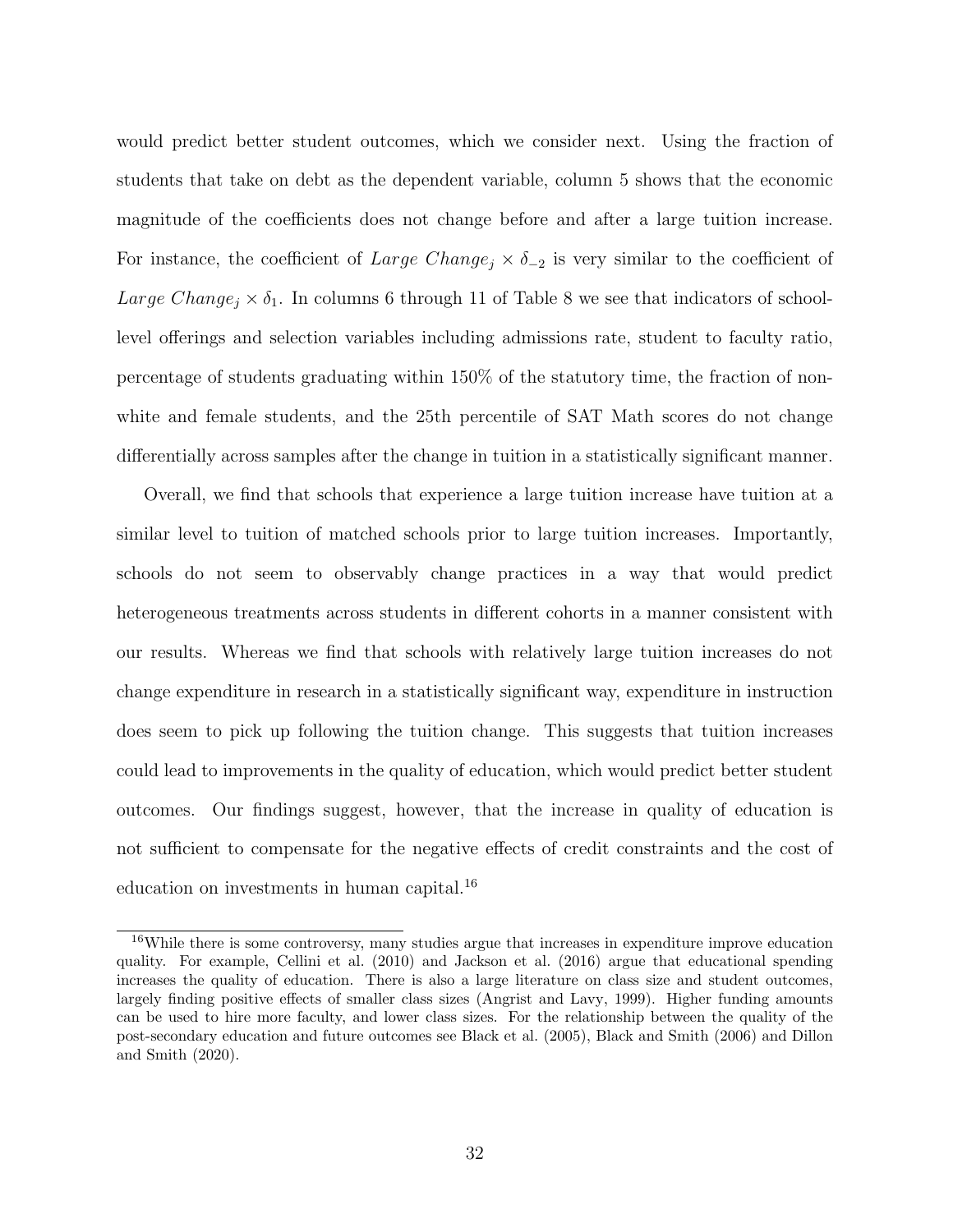would predict better student outcomes, which we consider next. Using the fraction of students that take on debt as the dependent variable, column 5 shows that the economic magnitude of the coefficients does not change before and after a large tuition increase. For instance, the coefficient of $Large\ Change_j \times \delta_{-2}$ is very similar to the coefficient of $Large\ Change_j \times \delta_1$. In columns 6 through 11 of Table 8 we see that indicators of school-level offerings and selection variables including admissions rate, student to faculty ratio, percentage of students graduating within 150% of the statutory time, the fraction of non-white and female students, and the 25th percentile of SAT Math scores do not change differentially across samples after the change in tuition in a statistically significant manner.

Overall, we find that schools that experience a large tuition increase have tuition at a similar level to tuition of matched schools prior to large tuition increases. Importantly, schools do not seem to observably change practices in a way that would predict heterogeneous treatments across students in different cohorts in a manner consistent with our results. Whereas we find that schools with relatively large tuition increases do not change expenditure in research in a statistically significant way, expenditure in instruction does seem to pick up following the tuition change. This suggests that tuition increases could lead to improvements in the quality of education, which would predict better student outcomes. Our findings suggest, however, that the increase in quality of education is not sufficient to compensate for the negative effects of credit constraints and the cost of education on investments in human capital.[16]

[16] While there is some controversy, many studies argue that increases in expenditure improve education quality. For example, Cellini et al. (2010) and Jackson et al. (2016) argue that educational spending increases the quality of education. There is also a large literature on class size and student outcomes, largely finding positive effects of smaller class sizes (Angrist and Lavy, 1999). Higher funding amounts can be used to hire more faculty, and lower class sizes. For the relationship between the quality of the post-secondary education and future outcomes see Black et al. (2005), Black and Smith (2006) and Dillon and Smith (2020).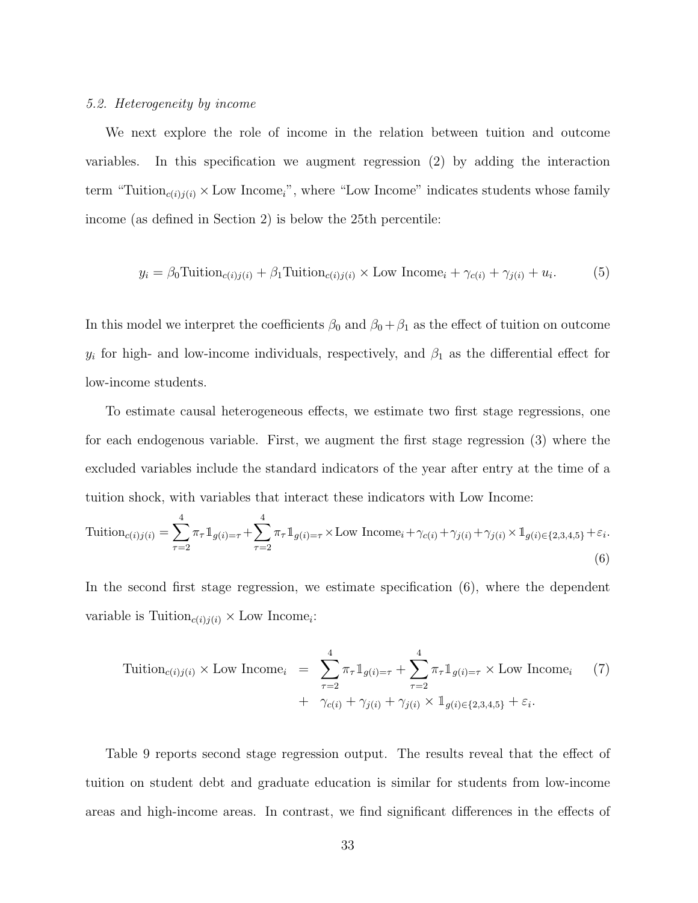### 5.2. Heterogeneity by income

We next explore the role of income in the relation between tuition and outcome variables. In this specification we augment regression (2) by adding the interaction term "$\text{Tuition}_{c(i)j(i)} \times \text{Low Income}_i$", where "Low Income" indicates students whose family income (as defined in Section 2) is below the 25th percentile:

$$y_i = \beta_0 \text{Tuition}_{c(i)j(i)} + \beta_1 \text{Tuition}_{c(i)j(i)} \times \text{Low Income}_i + \gamma_{c(i)} + \gamma_{j(i)} + u_i. \tag{5}$$

In this model we interpret the coefficients $\beta_0$ and $\beta_0 + \beta_1$ as the effect of tuition on outcome $y_i$ for high- and low-income individuals, respectively, and $\beta_1$ as the differential effect for low-income students.

To estimate causal heterogeneous effects, we estimate two first stage regressions, one for each endogenous variable. First, we augment the first stage regression (3) where the excluded variables include the standard indicators of the year after entry at the time of a tuition shock, with variables that interact these indicators with Low Income:

$$\text{Tuition}_{c(i)j(i)} = \sum_{\tau=2}^{4} \pi_\tau \mathbb{1}_{g(i)=\tau} + \sum_{\tau=2}^{4} \pi_\tau \mathbb{1}_{g(i)=\tau} \times \text{Low Income}_i + \gamma_{c(i)} + \gamma_{j(i)} + \gamma_{j(i)} \times \mathbb{1}_{g(i)\in\{2,3,4,5\}} + \varepsilon_i. \tag{6}$$

In the second first stage regression, we estimate specification (6), where the dependent variable is $\text{Tuition}_{c(i)j(i)} \times \text{Low Income}_i$:

$$\begin{aligned} \text{Tuition}_{c(i)j(i)} \times \text{Low Income}_i \;=\; & \sum_{\tau=2}^{4} \pi_\tau \mathbb{1}_{g(i)=\tau} + \sum_{\tau=2}^{4} \pi_\tau \mathbb{1}_{g(i)=\tau} \times \text{Low Income}_i \\ & + \;\gamma_{c(i)} + \gamma_{j(i)} + \gamma_{j(i)} \times \mathbb{1}_{g(i)\in\{2,3,4,5\}} + \varepsilon_i. \end{aligned} \tag{7}$$

Table 9 reports second stage regression output. The results reveal that the effect of tuition on student debt and graduate education is similar for students from low-income areas and high-income areas. In contrast, we find significant differences in the effects of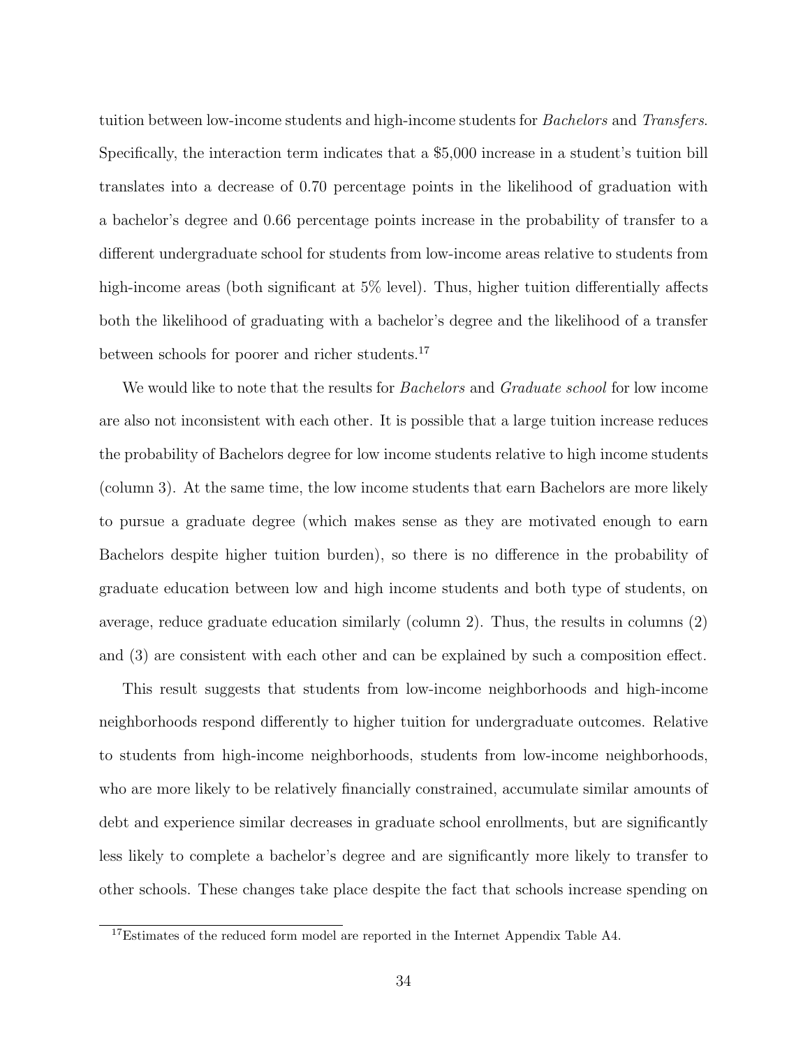tuition between low-income students and high-income students for *Bachelors* and *Transfers*. Specifically, the interaction term indicates that a \$5,000 increase in a student's tuition bill translates into a decrease of 0.70 percentage points in the likelihood of graduation with a bachelor's degree and 0.66 percentage points increase in the probability of transfer to a different undergraduate school for students from low-income areas relative to students from high-income areas (both significant at 5% level). Thus, higher tuition differentially affects both the likelihood of graduating with a bachelor's degree and the likelihood of a transfer between schools for poorer and richer students.[17]

We would like to note that the results for *Bachelors* and *Graduate school* for low income are also not inconsistent with each other. It is possible that a large tuition increase reduces the probability of Bachelors degree for low income students relative to high income students (column 3). At the same time, the low income students that earn Bachelors are more likely to pursue a graduate degree (which makes sense as they are motivated enough to earn Bachelors despite higher tuition burden), so there is no difference in the probability of graduate education between low and high income students and both type of students, on average, reduce graduate education similarly (column 2). Thus, the results in columns (2) and (3) are consistent with each other and can be explained by such a composition effect.

This result suggests that students from low-income neighborhoods and high-income neighborhoods respond differently to higher tuition for undergraduate outcomes. Relative to students from high-income neighborhoods, students from low-income neighborhoods, who are more likely to be relatively financially constrained, accumulate similar amounts of debt and experience similar decreases in graduate school enrollments, but are significantly less likely to complete a bachelor's degree and are significantly more likely to transfer to other schools. These changes take place despite the fact that schools increase spending on

[17]Estimates of the reduced form model are reported in the Internet Appendix Table A4.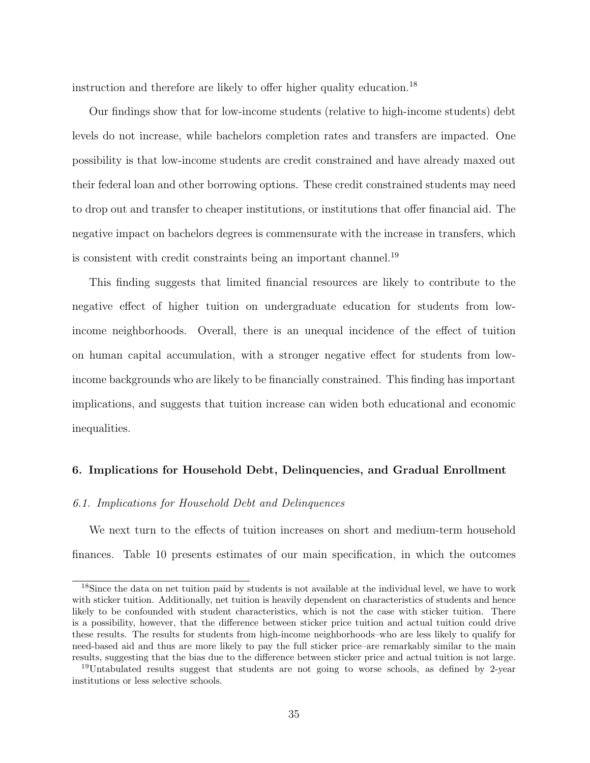instruction and therefore are likely to offer higher quality education.[18]

Our findings show that for low-income students (relative to high-income students) debt levels do not increase, while bachelors completion rates and transfers are impacted. One possibility is that low-income students are credit constrained and have already maxed out their federal loan and other borrowing options. These credit constrained students may need to drop out and transfer to cheaper institutions, or institutions that offer financial aid. The negative impact on bachelors degrees is commensurate with the increase in transfers, which is consistent with credit constraints being an important channel.[19]

This finding suggests that limited financial resources are likely to contribute to the negative effect of higher tuition on undergraduate education for students from low-income neighborhoods. Overall, there is an unequal incidence of the effect of tuition on human capital accumulation, with a stronger negative effect for students from low-income backgrounds who are likely to be financially constrained. This finding has important implications, and suggests that tuition increase can widen both educational and economic inequalities.

## 6. Implications for Household Debt, Delinquencies, and Gradual Enrollment

### *6.1. Implications for Household Debt and Delinquences*

We next turn to the effects of tuition increases on short and medium-term household finances. Table 10 presents estimates of our main specification, in which the outcomes

[18]Since the data on net tuition paid by students is not available at the individual level, we have to work with sticker tuition. Additionally, net tuition is heavily dependent on characteristics of students and hence likely to be confounded with student characteristics, which is not the case with sticker tuition. There is a possibility, however, that the difference between sticker price tuition and actual tuition could drive these results. The results for students from high-income neighborhoods–who are less likely to qualify for need-based aid and thus are more likely to pay the full sticker price–are remarkably similar to the main results, suggesting that the bias due to the difference between sticker price and actual tuition is not large.

[19]Untabulated results suggest that students are not going to worse schools, as defined by 2-year institutions or less selective schools.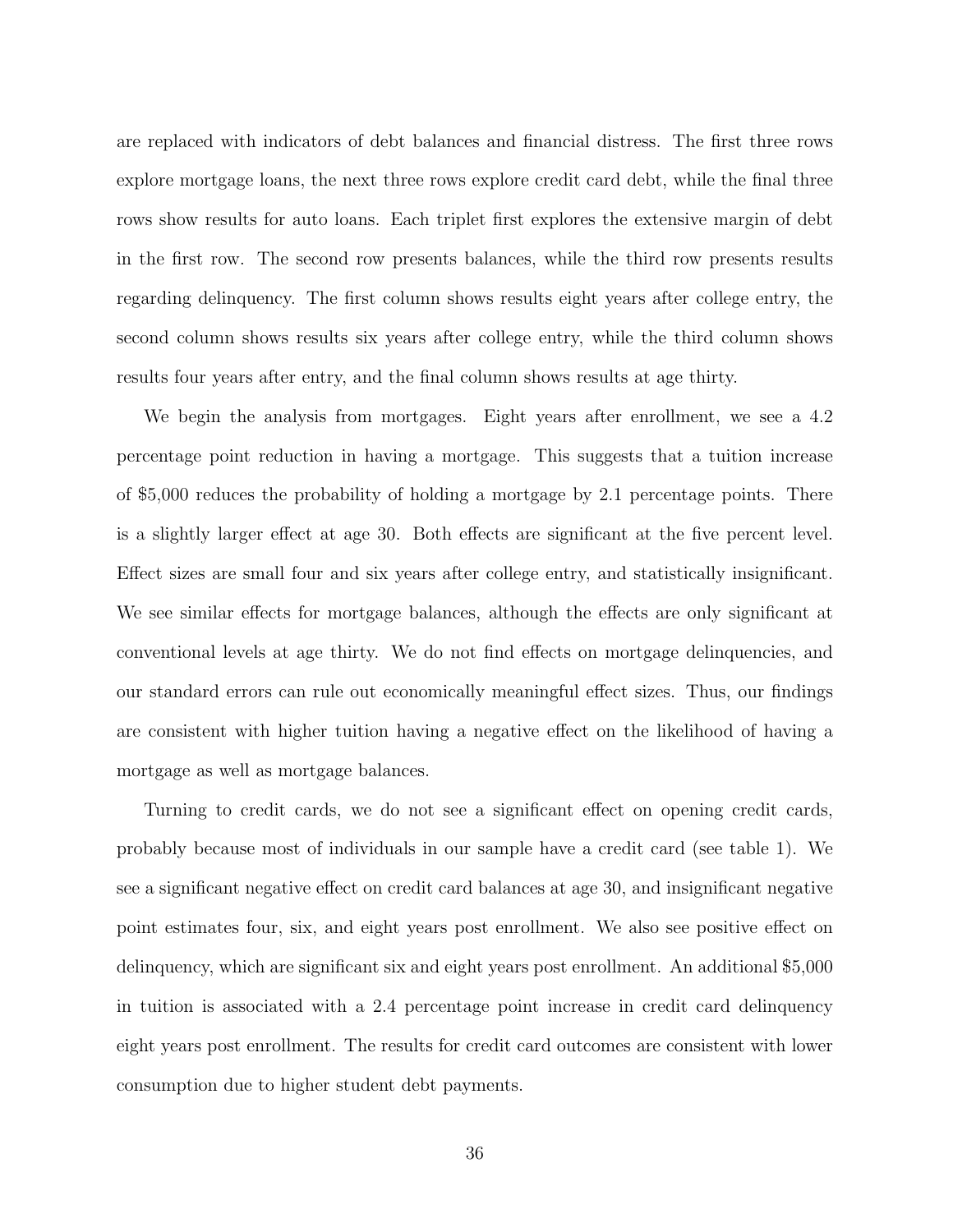are replaced with indicators of debt balances and financial distress. The first three rows explore mortgage loans, the next three rows explore credit card debt, while the final three rows show results for auto loans. Each triplet first explores the extensive margin of debt in the first row. The second row presents balances, while the third row presents results regarding delinquency. The first column shows results eight years after college entry, the second column shows results six years after college entry, while the third column shows results four years after entry, and the final column shows results at age thirty.

We begin the analysis from mortgages. Eight years after enrollment, we see a 4.2 percentage point reduction in having a mortgage. This suggests that a tuition increase of $5,000 reduces the probability of holding a mortgage by 2.1 percentage points. There is a slightly larger effect at age 30. Both effects are significant at the five percent level. Effect sizes are small four and six years after college entry, and statistically insignificant. We see similar effects for mortgage balances, although the effects are only significant at conventional levels at age thirty. We do not find effects on mortgage delinquencies, and our standard errors can rule out economically meaningful effect sizes. Thus, our findings are consistent with higher tuition having a negative effect on the likelihood of having a mortgage as well as mortgage balances.

Turning to credit cards, we do not see a significant effect on opening credit cards, probably because most of individuals in our sample have a credit card (see table 1). We see a significant negative effect on credit card balances at age 30, and insignificant negative point estimates four, six, and eight years post enrollment. We also see positive effect on delinquency, which are significant six and eight years post enrollment. An additional $5,000 in tuition is associated with a 2.4 percentage point increase in credit card delinquency eight years post enrollment. The results for credit card outcomes are consistent with lower consumption due to higher student debt payments.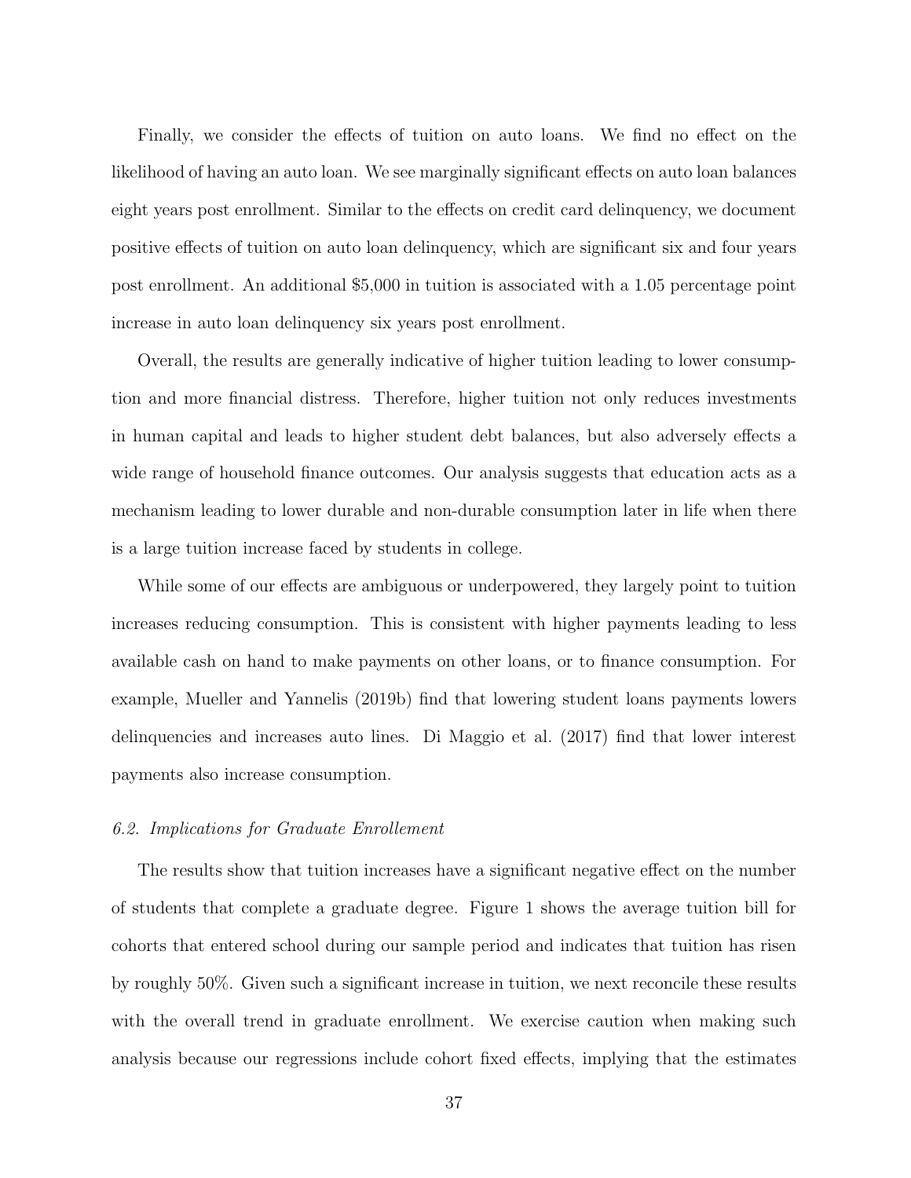Finally, we consider the effects of tuition on auto loans. We find no effect on the likelihood of having an auto loan. We see marginally significant effects on auto loan balances eight years post enrollment. Similar to the effects on credit card delinquency, we document positive effects of tuition on auto loan delinquency, which are significant six and four years post enrollment. An additional $5,000 in tuition is associated with a 1.05 percentage point increase in auto loan delinquency six years post enrollment.

Overall, the results are generally indicative of higher tuition leading to lower consumption and more financial distress. Therefore, higher tuition not only reduces investments in human capital and leads to higher student debt balances, but also adversely effects a wide range of household finance outcomes. Our analysis suggests that education acts as a mechanism leading to lower durable and non-durable consumption later in life when there is a large tuition increase faced by students in college.

While some of our effects are ambiguous or underpowered, they largely point to tuition increases reducing consumption. This is consistent with higher payments leading to less available cash on hand to make payments on other loans, or to finance consumption. For example, Mueller and Yannelis (2019b) find that lowering student loans payments lowers delinquencies and increases auto lines. Di Maggio et al. (2017) find that lower interest payments also increase consumption.

### *6.2. Implications for Graduate Enrollement*

The results show that tuition increases have a significant negative effect on the number of students that complete a graduate degree. Figure 1 shows the average tuition bill for cohorts that entered school during our sample period and indicates that tuition has risen by roughly 50%. Given such a significant increase in tuition, we next reconcile these results with the overall trend in graduate enrollment. We exercise caution when making such analysis because our regressions include cohort fixed effects, implying that the estimates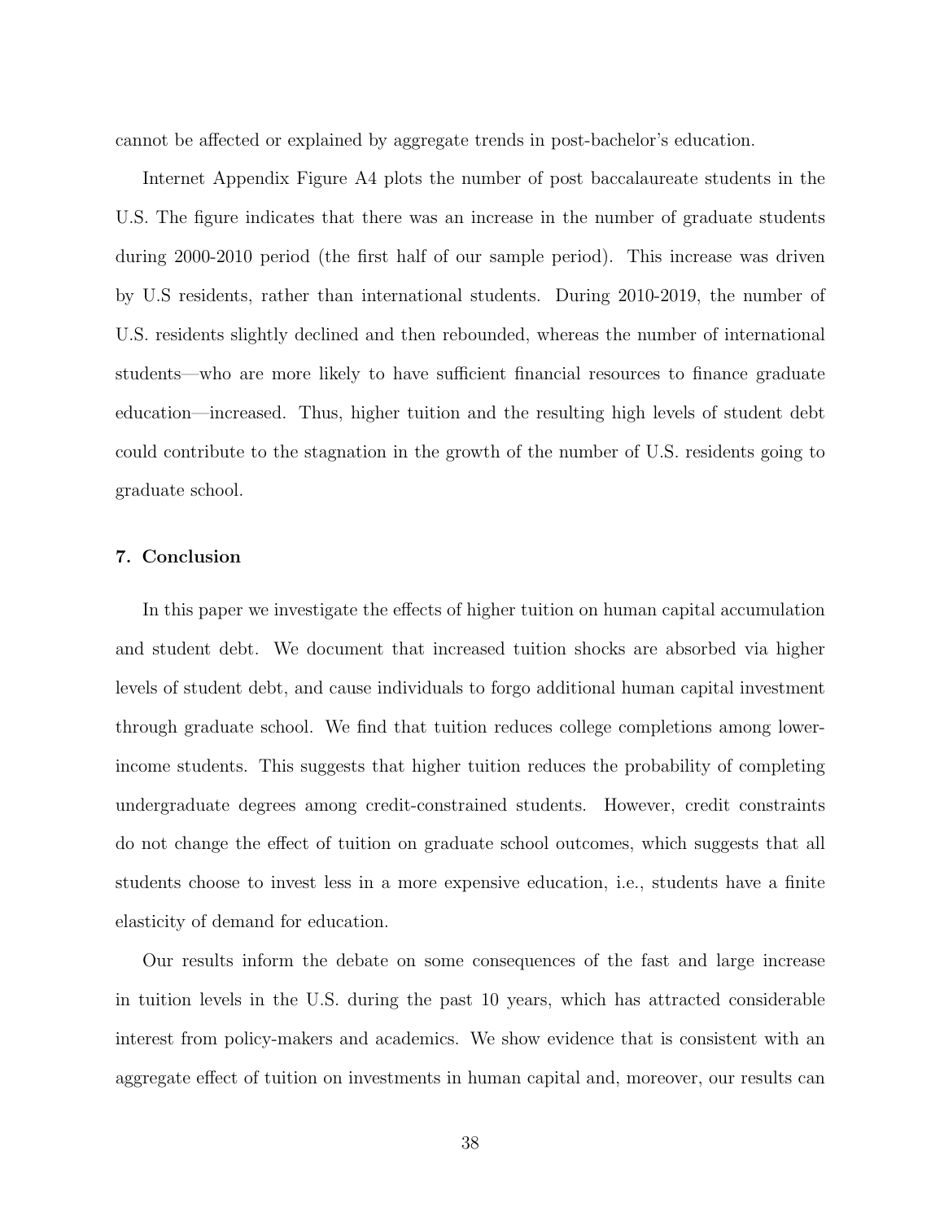cannot be affected or explained by aggregate trends in post-bachelor's education.

Internet Appendix Figure A4 plots the number of post baccalaureate students in the U.S. The figure indicates that there was an increase in the number of graduate students during 2000-2010 period (the first half of our sample period). This increase was driven by U.S residents, rather than international students. During 2010-2019, the number of U.S. residents slightly declined and then rebounded, whereas the number of international students—who are more likely to have sufficient financial resources to finance graduate education—increased. Thus, higher tuition and the resulting high levels of student debt could contribute to the stagnation in the growth of the number of U.S. residents going to graduate school.

## 7. Conclusion

In this paper we investigate the effects of higher tuition on human capital accumulation and student debt. We document that increased tuition shocks are absorbed via higher levels of student debt, and cause individuals to forgo additional human capital investment through graduate school. We find that tuition reduces college completions among lower-income students. This suggests that higher tuition reduces the probability of completing undergraduate degrees among credit-constrained students. However, credit constraints do not change the effect of tuition on graduate school outcomes, which suggests that all students choose to invest less in a more expensive education, i.e., students have a finite elasticity of demand for education.

Our results inform the debate on some consequences of the fast and large increase in tuition levels in the U.S. during the past 10 years, which has attracted considerable interest from policy-makers and academics. We show evidence that is consistent with an aggregate effect of tuition on investments in human capital and, moreover, our results can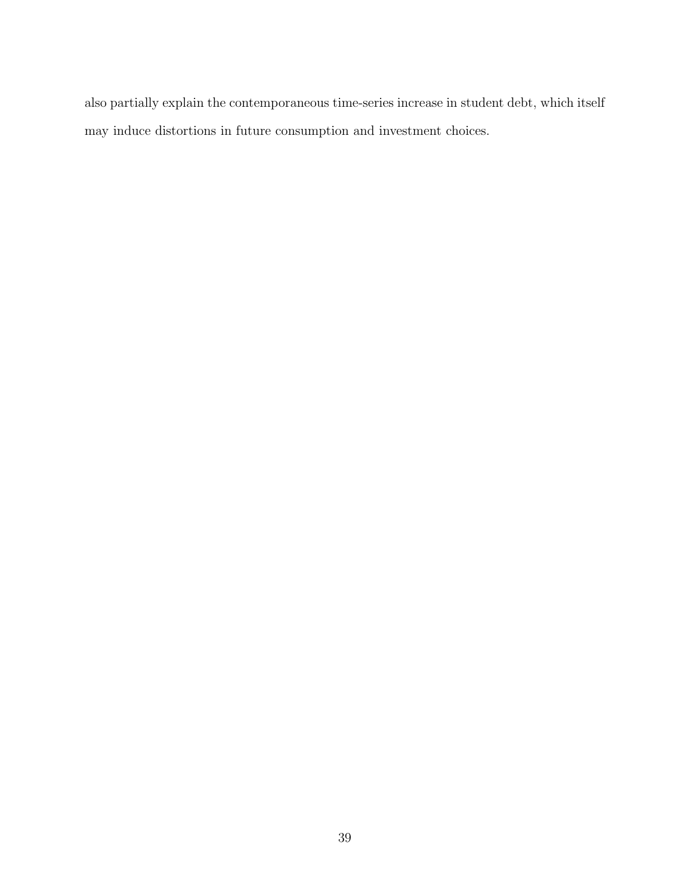also partially explain the contemporaneous time-series increase in student debt, which itself may induce distortions in future consumption and investment choices.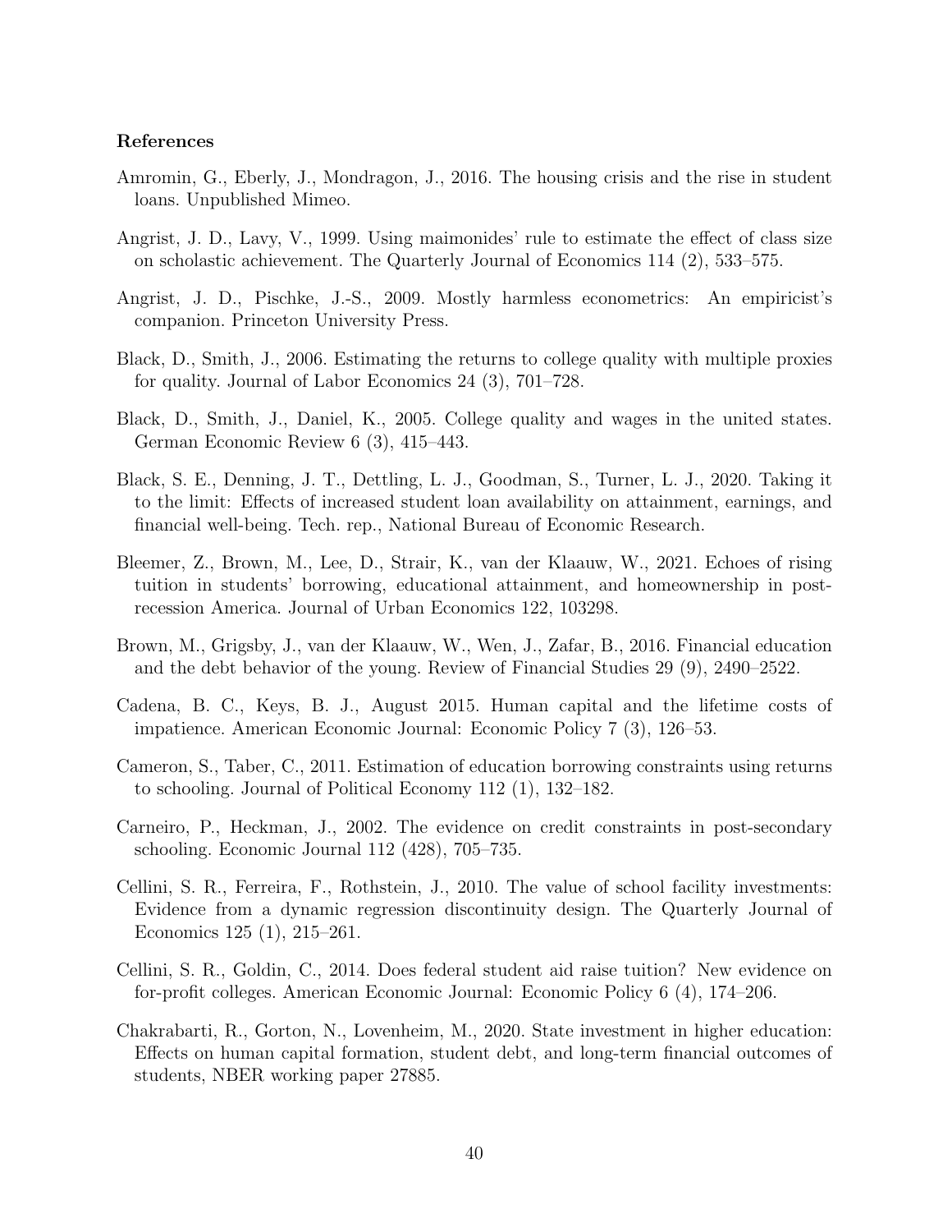## References

Amromin, G., Eberly, J., Mondragon, J., 2016. The housing crisis and the rise in student loans. Unpublished Mimeo.

Angrist, J. D., Lavy, V., 1999. Using maimonides' rule to estimate the effect of class size on scholastic achievement. The Quarterly Journal of Economics 114 (2), 533–575.

Angrist, J. D., Pischke, J.-S., 2009. Mostly harmless econometrics: An empiricist's companion. Princeton University Press.

Black, D., Smith, J., 2006. Estimating the returns to college quality with multiple proxies for quality. Journal of Labor Economics 24 (3), 701–728.

Black, D., Smith, J., Daniel, K., 2005. College quality and wages in the united states. German Economic Review 6 (3), 415–443.

Black, S. E., Denning, J. T., Dettling, L. J., Goodman, S., Turner, L. J., 2020. Taking it to the limit: Effects of increased student loan availability on attainment, earnings, and financial well-being. Tech. rep., National Bureau of Economic Research.

Bleemer, Z., Brown, M., Lee, D., Strair, K., van der Klaauw, W., 2021. Echoes of rising tuition in students' borrowing, educational attainment, and homeownership in post-recession America. Journal of Urban Economics 122, 103298.

Brown, M., Grigsby, J., van der Klaauw, W., Wen, J., Zafar, B., 2016. Financial education and the debt behavior of the young. Review of Financial Studies 29 (9), 2490–2522.

Cadena, B. C., Keys, B. J., August 2015. Human capital and the lifetime costs of impatience. American Economic Journal: Economic Policy 7 (3), 126–53.

Cameron, S., Taber, C., 2011. Estimation of education borrowing constraints using returns to schooling. Journal of Political Economy 112 (1), 132–182.

Carneiro, P., Heckman, J., 2002. The evidence on credit constraints in post-secondary schooling. Economic Journal 112 (428), 705–735.

Cellini, S. R., Ferreira, F., Rothstein, J., 2010. The value of school facility investments: Evidence from a dynamic regression discontinuity design. The Quarterly Journal of Economics 125 (1), 215–261.

Cellini, S. R., Goldin, C., 2014. Does federal student aid raise tuition? New evidence on for-profit colleges. American Economic Journal: Economic Policy 6 (4), 174–206.

Chakrabarti, R., Gorton, N., Lovenheim, M., 2020. State investment in higher education: Effects on human capital formation, student debt, and long-term financial outcomes of students, NBER working paper 27885.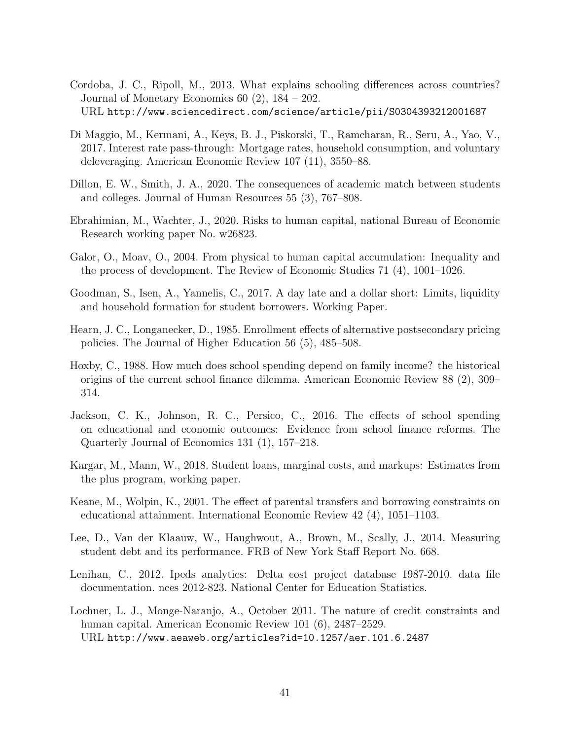Cordoba, J. C., Ripoll, M., 2013. What explains schooling differences across countries? Journal of Monetary Economics 60 (2), 184 – 202.
URL http://www.sciencedirect.com/science/article/pii/S0304393212001687

Di Maggio, M., Kermani, A., Keys, B. J., Piskorski, T., Ramcharan, R., Seru, A., Yao, V., 2017. Interest rate pass-through: Mortgage rates, household consumption, and voluntary deleveraging. American Economic Review 107 (11), 3550–88.

Dillon, E. W., Smith, J. A., 2020. The consequences of academic match between students and colleges. Journal of Human Resources 55 (3), 767–808.

Ebrahimian, M., Wachter, J., 2020. Risks to human capital, national Bureau of Economic Research working paper No. w26823.

Galor, O., Moav, O., 2004. From physical to human capital accumulation: Inequality and the process of development. The Review of Economic Studies 71 (4), 1001–1026.

Goodman, S., Isen, A., Yannelis, C., 2017. A day late and a dollar short: Limits, liquidity and household formation for student borrowers. Working Paper.

Hearn, J. C., Longanecker, D., 1985. Enrollment effects of alternative postsecondary pricing policies. The Journal of Higher Education 56 (5), 485–508.

Hoxby, C., 1988. How much does school spending depend on family income? the historical origins of the current school finance dilemma. American Economic Review 88 (2), 309–314.

Jackson, C. K., Johnson, R. C., Persico, C., 2016. The effects of school spending on educational and economic outcomes: Evidence from school finance reforms. The Quarterly Journal of Economics 131 (1), 157–218.

Kargar, M., Mann, W., 2018. Student loans, marginal costs, and markups: Estimates from the plus program, working paper.

Keane, M., Wolpin, K., 2001. The effect of parental transfers and borrowing constraints on educational attainment. International Economic Review 42 (4), 1051–1103.

Lee, D., Van der Klaauw, W., Haughwout, A., Brown, M., Scally, J., 2014. Measuring student debt and its performance. FRB of New York Staff Report No. 668.

Lenihan, C., 2012. Ipeds analytics: Delta cost project database 1987-2010. data file documentation. nces 2012-823. National Center for Education Statistics.

Lochner, L. J., Monge-Naranjo, A., October 2011. The nature of credit constraints and human capital. American Economic Review 101 (6), 2487–2529.
URL http://www.aeaweb.org/articles?id=10.1257/aer.101.6.2487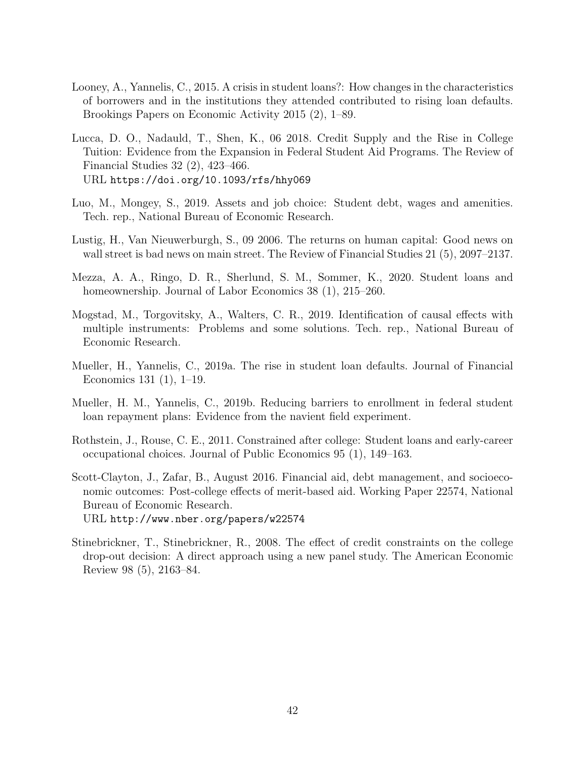Looney, A., Yannelis, C., 2015. A crisis in student loans?: How changes in the characteristics of borrowers and in the institutions they attended contributed to rising loan defaults. Brookings Papers on Economic Activity 2015 (2), 1–89.

Lucca, D. O., Nadauld, T., Shen, K., 06 2018. Credit Supply and the Rise in College Tuition: Evidence from the Expansion in Federal Student Aid Programs. The Review of Financial Studies 32 (2), 423–466.
URL https://doi.org/10.1093/rfs/hhy069

Luo, M., Mongey, S., 2019. Assets and job choice: Student debt, wages and amenities. Tech. rep., National Bureau of Economic Research.

Lustig, H., Van Nieuwerburgh, S., 09 2006. The returns on human capital: Good news on wall street is bad news on main street. The Review of Financial Studies 21 (5), 2097–2137.

Mezza, A. A., Ringo, D. R., Sherlund, S. M., Sommer, K., 2020. Student loans and homeownership. Journal of Labor Economics 38 (1), 215–260.

Mogstad, M., Torgovitsky, A., Walters, C. R., 2019. Identification of causal effects with multiple instruments: Problems and some solutions. Tech. rep., National Bureau of Economic Research.

Mueller, H., Yannelis, C., 2019a. The rise in student loan defaults. Journal of Financial Economics 131 (1), 1–19.

Mueller, H. M., Yannelis, C., 2019b. Reducing barriers to enrollment in federal student loan repayment plans: Evidence from the navient field experiment.

Rothstein, J., Rouse, C. E., 2011. Constrained after college: Student loans and early-career occupational choices. Journal of Public Economics 95 (1), 149–163.

Scott-Clayton, J., Zafar, B., August 2016. Financial aid, debt management, and socioeconomic outcomes: Post-college effects of merit-based aid. Working Paper 22574, National Bureau of Economic Research.
URL http://www.nber.org/papers/w22574

Stinebrickner, T., Stinebrickner, R., 2008. The effect of credit constraints on the college drop-out decision: A direct approach using a new panel study. The American Economic Review 98 (5), 2163–84.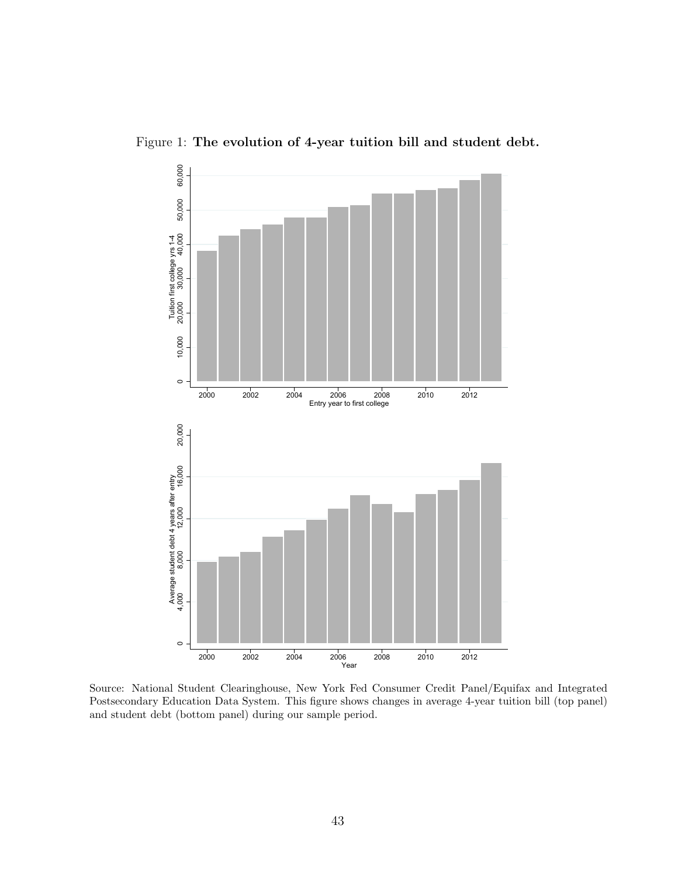Figure 1: **The evolution of 4-year tuition bill and student debt.**

Tuition first college yrs 1-4

0
10,000
20,000
30,000
40,000
50,000
60,000

2000
2002
2004
2006
2008
2010
2012

Entry year to first college

Average student debt 4 years after entry

0
4,000
8,000
12,000
16,000
20,000

2000
2002
2004
2006
2008
2010
2012

Year

Source: National Student Clearinghouse, New York Fed Consumer Credit Panel/Equifax and Integrated Postsecondary Education Data System. This figure shows changes in average 4-year tuition bill (top panel) and student debt (bottom panel) during our sample period.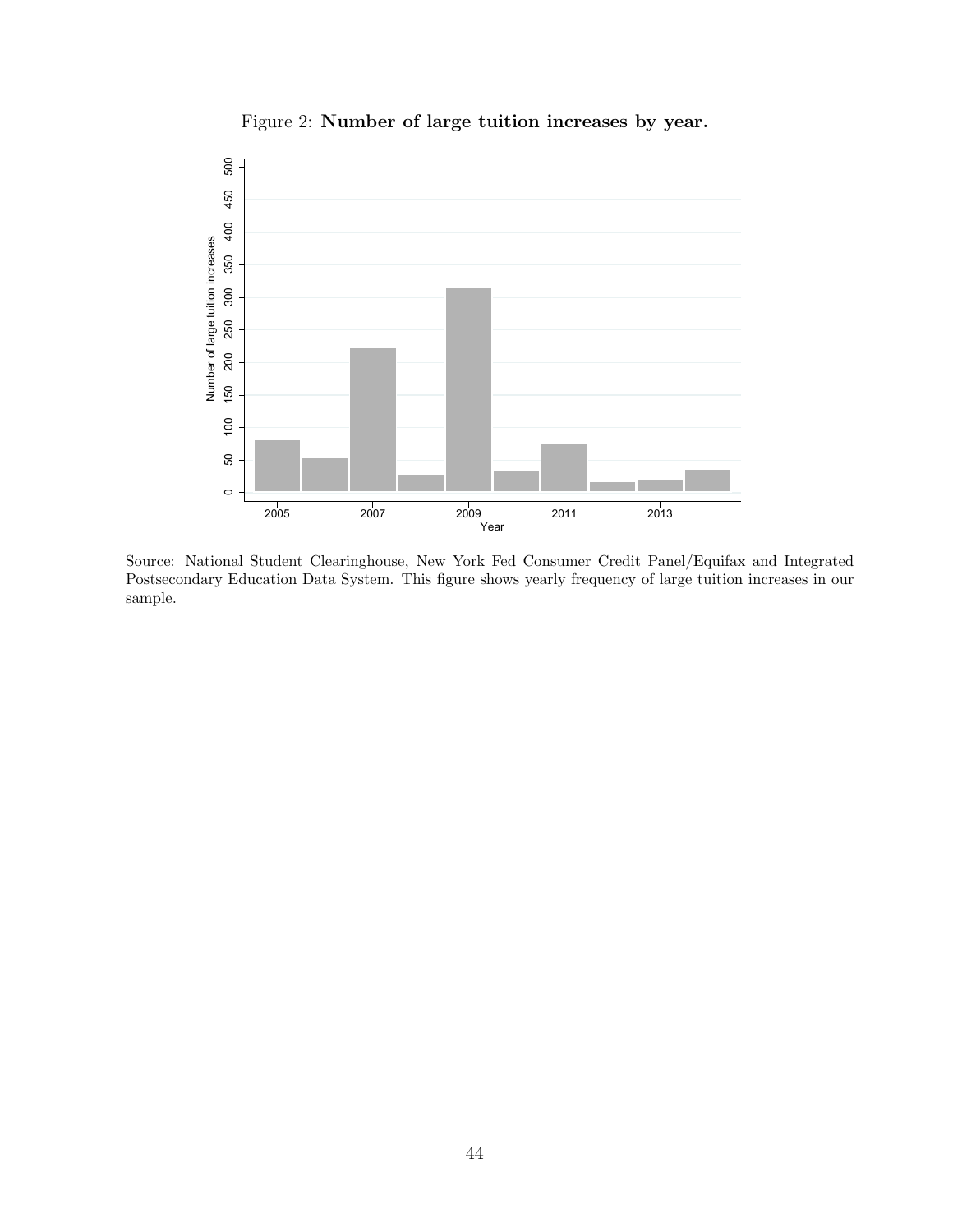Figure 2: **Number of large tuition increases by year.**

Number of large tuition increases

0
50
100
150
200
250
300
350
400
450
500

2005
2007
2009
2011
2013

Year

Source: National Student Clearinghouse, New York Fed Consumer Credit Panel/Equifax and Integrated Postsecondary Education Data System. This figure shows yearly frequency of large tuition increases in our sample.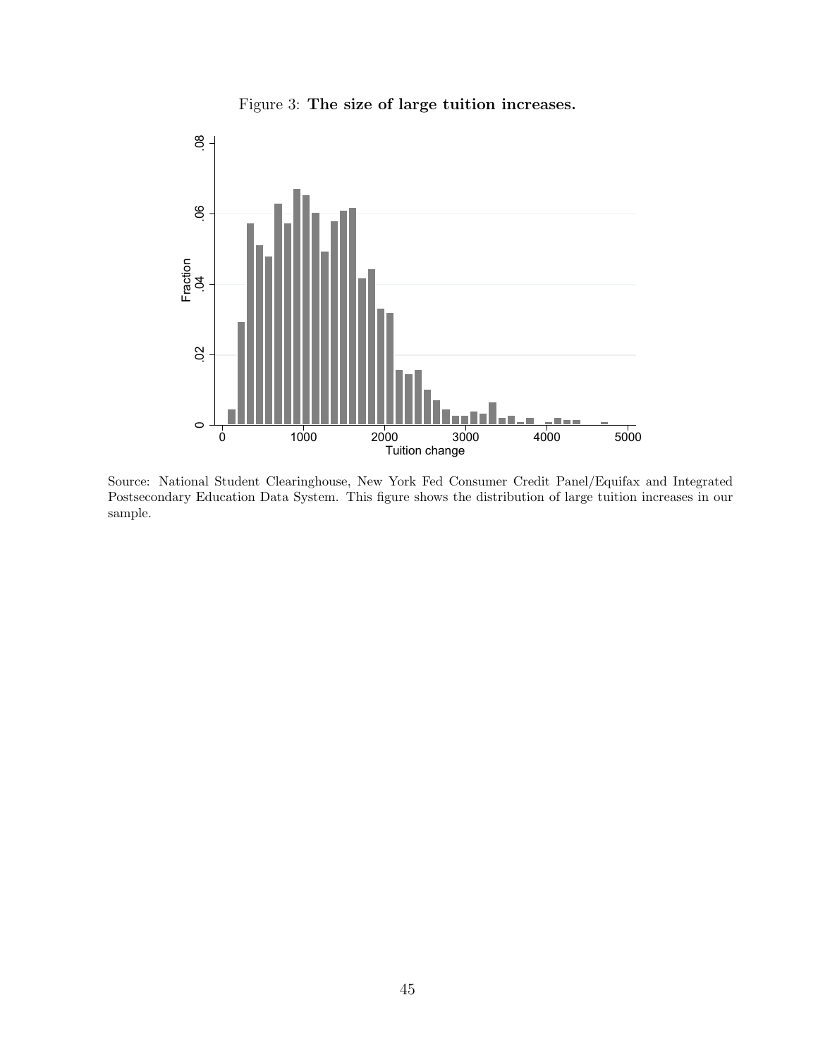Figure 3: **The size of large tuition increases.**

.08

.06

.04

.02

0

Fraction

0

1000

2000

3000

4000

5000

Tuition change

Source: National Student Clearinghouse, New York Fed Consumer Credit Panel/Equifax and Integrated Postsecondary Education Data System. This figure shows the distribution of large tuition increases in our sample.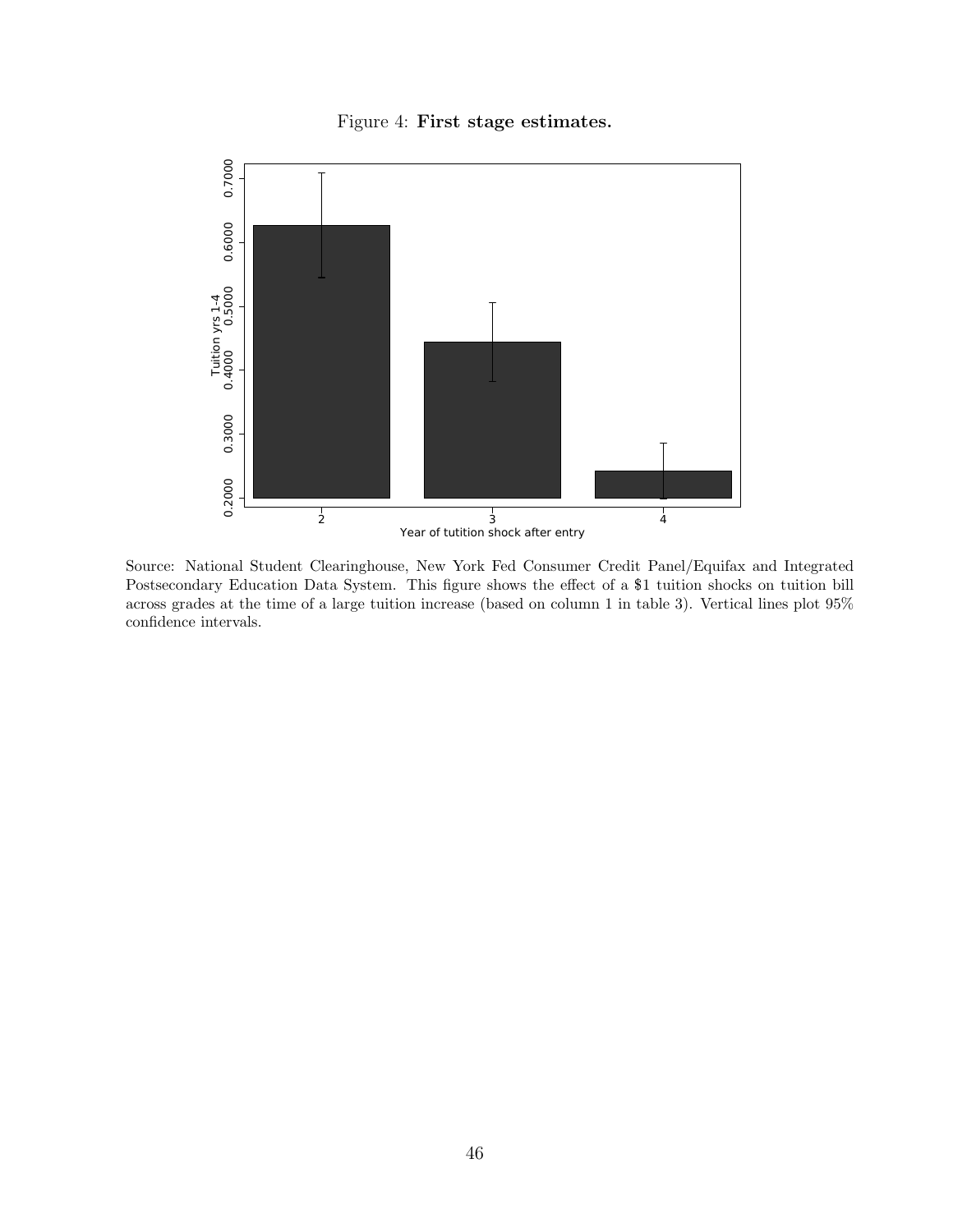Figure 4: **First stage estimates.**

Tuition yrs 1-4

0.7000
0.6000
0.5000
0.4000
0.3000
0.2000

2
3
4

Year of tutition shock after entry

Source: National Student Clearinghouse, New York Fed Consumer Credit Panel/Equifax and Integrated Postsecondary Education Data System. This figure shows the effect of a $1 tuition shocks on tuition bill across grades at the time of a large tuition increase (based on column 1 in table 3). Vertical lines plot 95% confidence intervals.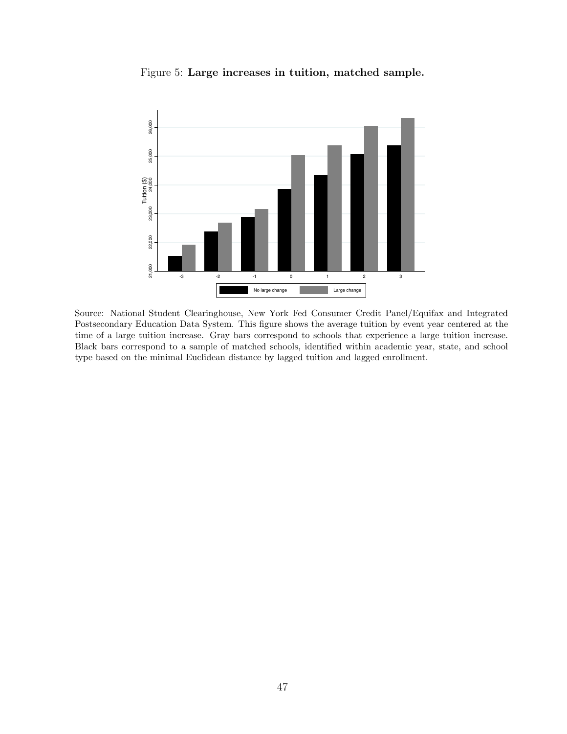Figure 5: **Large increases in tuition, matched sample.**

Tuition ($)

26,000
25,000
24,000
23,000
22,000
21,000

-3
-2
-1
0
1
2
3

No large change
Large change

Source: National Student Clearinghouse, New York Fed Consumer Credit Panel/Equifax and Integrated Postsecondary Education Data System. This figure shows the average tuition by event year centered at the time of a large tuition increase. Gray bars correspond to schools that experience a large tuition increase. Black bars correspond to a sample of matched schools, identified within academic year, state, and school type based on the minimal Euclidean distance by lagged tuition and lagged enrollment.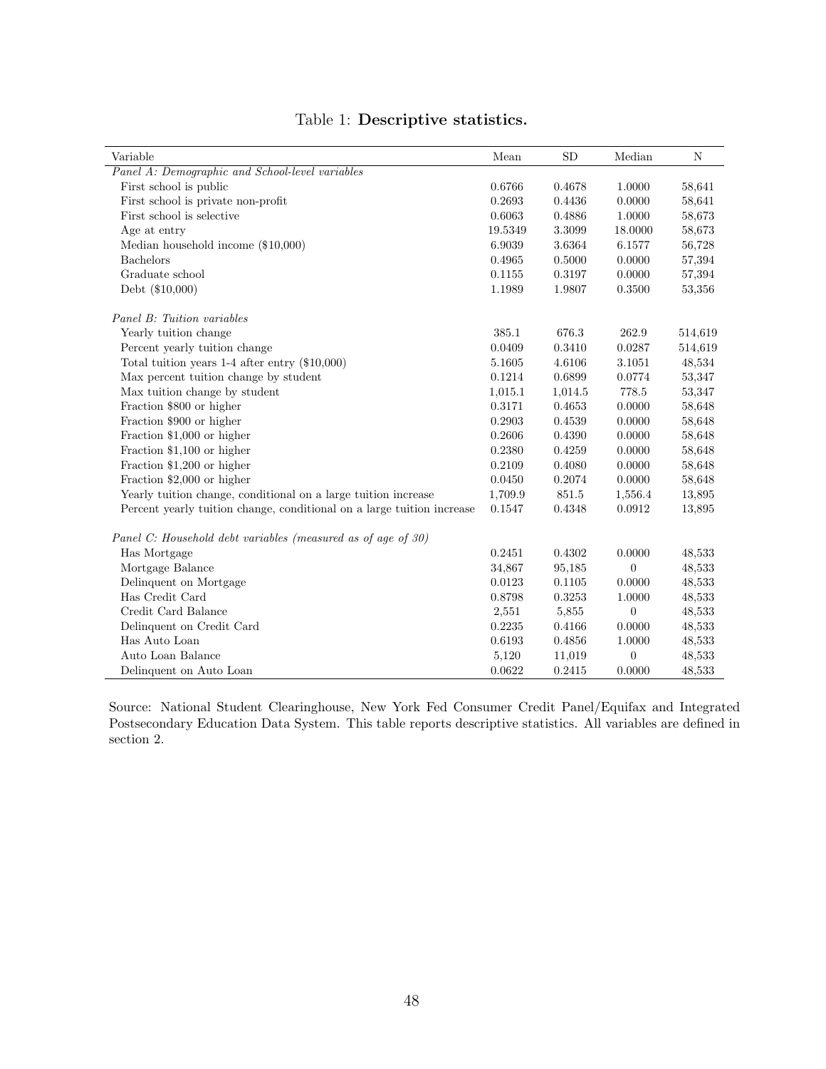Table 1: **Descriptive statistics.**

| Variable | Mean | SD | Median | N |
|---|---|---|---|---|
| *Panel A: Demographic and School-level variables* | | | | |
| First school is public | 0.6766 | 0.4678 | 1.0000 | 58,641 |
| First school is private non-profit | 0.2693 | 0.4436 | 0.0000 | 58,641 |
| First school is selective | 0.6063 | 0.4886 | 1.0000 | 58,673 |
| Age at entry | 19.5349 | 3.3099 | 18.0000 | 58,673 |
| Median household income ($10,000) | 6.9039 | 3.6364 | 6.1577 | 56,728 |
| Bachelors | 0.4965 | 0.5000 | 0.0000 | 57,394 |
| Graduate school | 0.1155 | 0.3197 | 0.0000 | 57,394 |
| Debt ($10,000) | 1.1989 | 1.9807 | 0.3500 | 53,356 |
| *Panel B: Tuition variables* | | | | |
| Yearly tuition change | 385.1 | 676.3 | 262.9 | 514,619 |
| Percent yearly tuition change | 0.0409 | 0.3410 | 0.0287 | 514,619 |
| Total tuition years 1-4 after entry ($10,000) | 5.1605 | 4.6106 | 3.1051 | 48,534 |
| Max percent tuition change by student | 0.1214 | 0.6899 | 0.0774 | 53,347 |
| Max tuition change by student | 1,015.1 | 1,014.5 | 778.5 | 53,347 |
| Fraction $800 or higher | 0.3171 | 0.4653 | 0.0000 | 58,648 |
| Fraction $900 or higher | 0.2903 | 0.4539 | 0.0000 | 58,648 |
| Fraction $1,000 or higher | 0.2606 | 0.4390 | 0.0000 | 58,648 |
| Fraction $1,100 or higher | 0.2380 | 0.4259 | 0.0000 | 58,648 |
| Fraction $1,200 or higher | 0.2109 | 0.4080 | 0.0000 | 58,648 |
| Fraction $2,000 or higher | 0.0450 | 0.2074 | 0.0000 | 58,648 |
| Yearly tuition change, conditional on a large tuition increase | 1,709.9 | 851.5 | 1,556.4 | 13,895 |
| Percent yearly tuition change, conditional on a large tuition increase | 0.1547 | 0.4348 | 0.0912 | 13,895 |
| *Panel C: Household debt variables (measured as of age of 30)* | | | | |
| Has Mortgage | 0.2451 | 0.4302 | 0.0000 | 48,533 |
| Mortgage Balance | 34,867 | 95,185 | 0 | 48,533 |
| Delinquent on Mortgage | 0.0123 | 0.1105 | 0.0000 | 48,533 |
| Has Credit Card | 0.8798 | 0.3253 | 1.0000 | 48,533 |
| Credit Card Balance | 2,551 | 5,855 | 0 | 48,533 |
| Delinquent on Credit Card | 0.2235 | 0.4166 | 0.0000 | 48,533 |
| Has Auto Loan | 0.6193 | 0.4856 | 1.0000 | 48,533 |
| Auto Loan Balance | 5,120 | 11,019 | 0 | 48,533 |
| Delinquent on Auto Loan | 0.0622 | 0.2415 | 0.0000 | 48,533 |

Source: National Student Clearinghouse, New York Fed Consumer Credit Panel/Equifax and Integrated Postsecondary Education Data System. This table reports descriptive statistics. All variables are defined in section 2.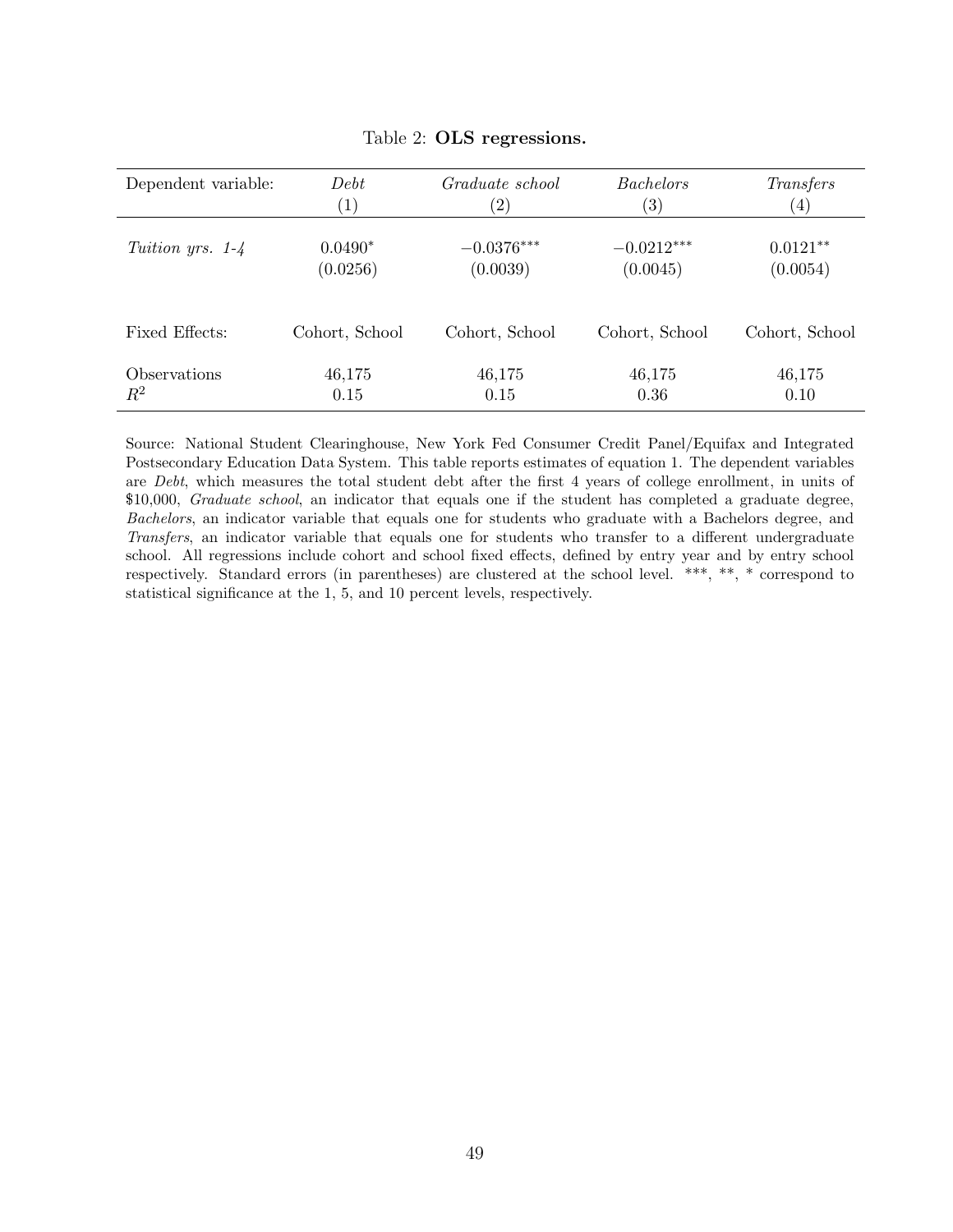Table 2: **OLS regressions.**

| Dependent variable: | *Debt* (1) | *Graduate school* (2) | *Bachelors* (3) | *Transfers* (4) |
|---|---|---|---|---|
| *Tuition yrs. 1-4* | $0.0490^{*}$ | $-0.0376^{***}$ | $-0.0212^{***}$ | $0.0121^{**}$ |
| | (0.0256) | (0.0039) | (0.0045) | (0.0054) |
| Fixed Effects: | Cohort, School | Cohort, School | Cohort, School | Cohort, School |
| Observations | 46,175 | 46,175 | 46,175 | 46,175 |
| $R^2$ | 0.15 | 0.15 | 0.36 | 0.10 |

Source: National Student Clearinghouse, New York Fed Consumer Credit Panel/Equifax and Integrated Postsecondary Education Data System. This table reports estimates of equation 1. The dependent variables are *Debt*, which measures the total student debt after the first 4 years of college enrollment, in units of $10,000, *Graduate school*, an indicator that equals one if the student has completed a graduate degree, *Bachelors*, an indicator variable that equals one for students who graduate with a Bachelors degree, and *Transfers*, an indicator variable that equals one for students who transfer to a different undergraduate school. All regressions include cohort and school fixed effects, defined by entry year and by entry school respectively. Standard errors (in parentheses) are clustered at the school level. ***, **, * correspond to statistical significance at the 1, 5, and 10 percent levels, respectively.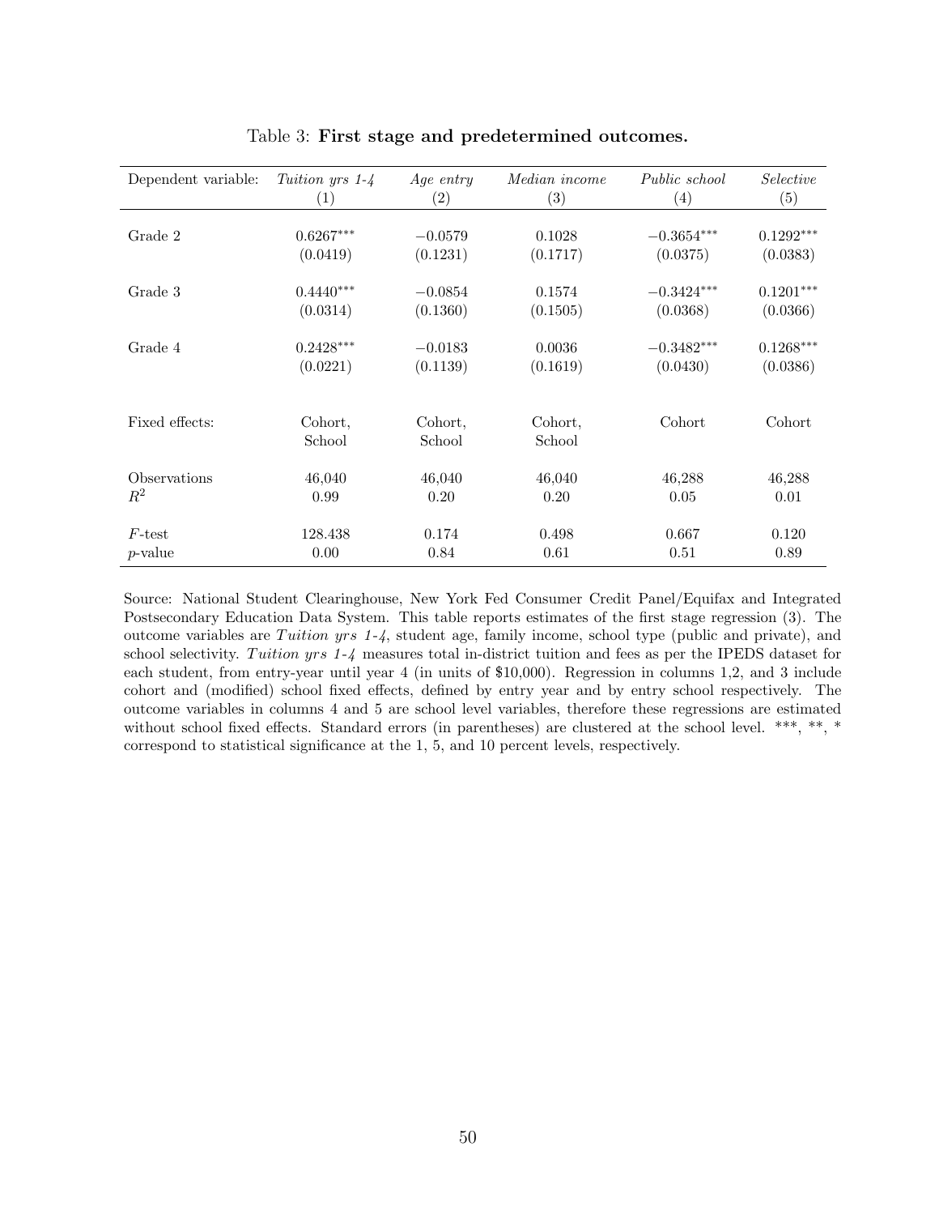Table 3: **First stage and predetermined outcomes.**

| Dependent variable: | *Tuition yrs 1-4* (1) | *Age entry* (2) | *Median income* (3) | *Public school* (4) | *Selective* (5) |
|---|---|---|---|---|---|
| Grade 2 | 0.6267*** | −0.0579 | 0.1028 | −0.3654*** | 0.1292*** |
| | (0.0419) | (0.1231) | (0.1717) | (0.0375) | (0.0383) |
| Grade 3 | 0.4440*** | −0.0854 | 0.1574 | −0.3424*** | 0.1201*** |
| | (0.0314) | (0.1360) | (0.1505) | (0.0368) | (0.0366) |
| Grade 4 | 0.2428*** | −0.0183 | 0.0036 | −0.3482*** | 0.1268*** |
| | (0.0221) | (0.1139) | (0.1619) | (0.0430) | (0.0386) |
| Fixed effects: | Cohort, School | Cohort, School | Cohort, School | Cohort | Cohort |
| Observations | 46,040 | 46,040 | 46,040 | 46,288 | 46,288 |
| $R^2$ | 0.99 | 0.20 | 0.20 | 0.05 | 0.01 |
| $F$-test | 128.438 | 0.174 | 0.498 | 0.667 | 0.120 |
| $p$-value | 0.00 | 0.84 | 0.61 | 0.51 | 0.89 |

Source: National Student Clearinghouse, New York Fed Consumer Credit Panel/Equifax and Integrated Postsecondary Education Data System. This table reports estimates of the first stage regression (3). The outcome variables are *Tuition yrs 1-4*, student age, family income, school type (public and private), and school selectivity. *Tuition yrs 1-4* measures total in-district tuition and fees as per the IPEDS dataset for each student, from entry-year until year 4 (in units of $10,000). Regression in columns 1,2, and 3 include cohort and (modified) school fixed effects, defined by entry year and by entry school respectively. The outcome variables in columns 4 and 5 are school level variables, therefore these regressions are estimated without school fixed effects. Standard errors (in parentheses) are clustered at the school level. ***, **, * correspond to statistical significance at the 1, 5, and 10 percent levels, respectively.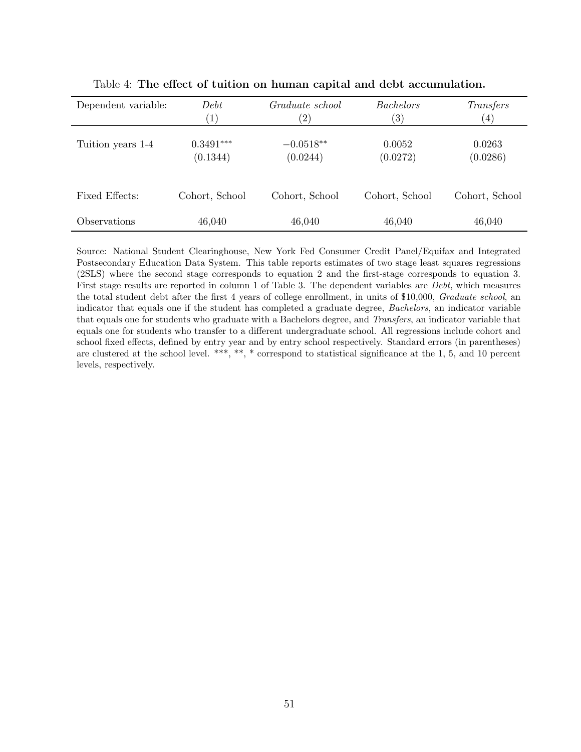Table 4: **The effect of tuition on human capital and debt accumulation.**

| Dependent variable: | *Debt* (1) | *Graduate school* (2) | *Bachelors* (3) | *Transfers* (4) |
|---|---|---|---|---|
| Tuition years 1-4 | $0.3491^{***}$ | $-0.0518^{**}$ | 0.0052 | 0.0263 |
| | (0.1344) | (0.0244) | (0.0272) | (0.0286) |
| Fixed Effects: | Cohort, School | Cohort, School | Cohort, School | Cohort, School |
| Observations | 46,040 | 46,040 | 46,040 | 46,040 |

Source: National Student Clearinghouse, New York Fed Consumer Credit Panel/Equifax and Integrated Postsecondary Education Data System. This table reports estimates of two stage least squares regressions (2SLS) where the second stage corresponds to equation 2 and the first-stage corresponds to equation 3. First stage results are reported in column 1 of Table 3. The dependent variables are *Debt*, which measures the total student debt after the first 4 years of college enrollment, in units of \$10,000, *Graduate school*, an indicator that equals one if the student has completed a graduate degree, *Bachelors*, an indicator variable that equals one for students who graduate with a Bachelors degree, and *Transfers*, an indicator variable that equals one for students who transfer to a different undergraduate school. All regressions include cohort and school fixed effects, defined by entry year and by entry school respectively. Standard errors (in parentheses) are clustered at the school level. ***, **, * correspond to statistical significance at the 1, 5, and 10 percent levels, respectively.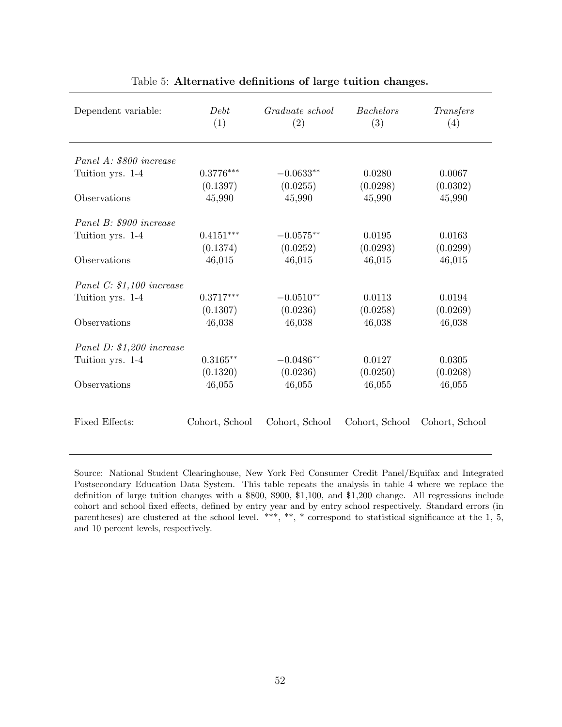Table 5: **Alternative definitions of large tuition changes.**

| Dependent variable: | *Debt* (1) | *Graduate school* (2) | *Bachelors* (3) | *Transfers* (4) |
|---|---|---|---|---|
| *Panel A: \$800 increase* | | | | |
| Tuition yrs. 1-4 | $0.3776^{***}$ | $-0.0633^{**}$ | 0.0280 | 0.0067 |
| | (0.1397) | (0.0255) | (0.0298) | (0.0302) |
| Observations | 45,990 | 45,990 | 45,990 | 45,990 |
| *Panel B: \$900 increase* | | | | |
| Tuition yrs. 1-4 | $0.4151^{***}$ | $-0.0575^{**}$ | 0.0195 | 0.0163 |
| | (0.1374) | (0.0252) | (0.0293) | (0.0299) |
| Observations | 46,015 | 46,015 | 46,015 | 46,015 |
| *Panel C: \$1,100 increase* | | | | |
| Tuition yrs. 1-4 | $0.3717^{***}$ | $-0.0510^{**}$ | 0.0113 | 0.0194 |
| | (0.1307) | (0.0236) | (0.0258) | (0.0269) |
| Observations | 46,038 | 46,038 | 46,038 | 46,038 |
| *Panel D: \$1,200 increase* | | | | |
| Tuition yrs. 1-4 | $0.3165^{**}$ | $-0.0486^{**}$ | 0.0127 | 0.0305 |
| | (0.1320) | (0.0236) | (0.0250) | (0.0268) |
| Observations | 46,055 | 46,055 | 46,055 | 46,055 |
| Fixed Effects: | Cohort, School | Cohort, School | Cohort, School | Cohort, School |

Source: National Student Clearinghouse, New York Fed Consumer Credit Panel/Equifax and Integrated Postsecondary Education Data System. This table repeats the analysis in table 4 where we replace the definition of large tuition changes with a \$800, \$900, \$1,100, and \$1,200 change. All regressions include cohort and school fixed effects, defined by entry year and by entry school respectively. Standard errors (in parentheses) are clustered at the school level. ***, **, * correspond to statistical significance at the 1, 5, and 10 percent levels, respectively.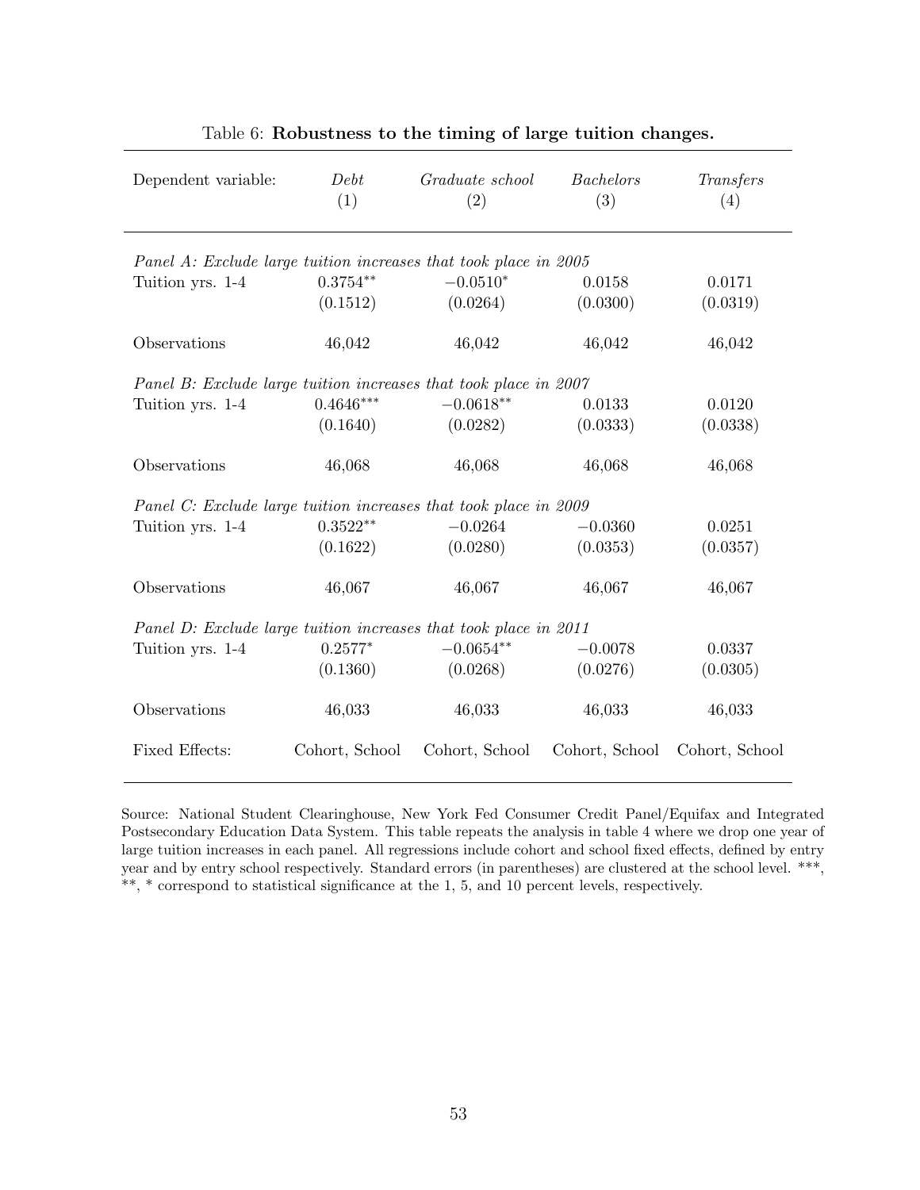Table 6: **Robustness to the timing of large tuition changes.**

| Dependent variable: | *Debt* (1) | *Graduate school* (2) | *Bachelors* (3) | *Transfers* (4) |
|---|---|---|---|---|
| *Panel A: Exclude large tuition increases that took place in 2005* | | | | |
| Tuition yrs. 1-4 | $0.3754^{**}$ | $-0.0510^{*}$ | 0.0158 | 0.0171 |
| | (0.1512) | (0.0264) | (0.0300) | (0.0319) |
| Observations | 46,042 | 46,042 | 46,042 | 46,042 |
| *Panel B: Exclude large tuition increases that took place in 2007* | | | | |
| Tuition yrs. 1-4 | $0.4646^{***}$ | $-0.0618^{**}$ | 0.0133 | 0.0120 |
| | (0.1640) | (0.0282) | (0.0333) | (0.0338) |
| Observations | 46,068 | 46,068 | 46,068 | 46,068 |
| *Panel C: Exclude large tuition increases that took place in 2009* | | | | |
| Tuition yrs. 1-4 | $0.3522^{**}$ | $-0.0264$ | $-0.0360$ | 0.0251 |
| | (0.1622) | (0.0280) | (0.0353) | (0.0357) |
| Observations | 46,067 | 46,067 | 46,067 | 46,067 |
| *Panel D: Exclude large tuition increases that took place in 2011* | | | | |
| Tuition yrs. 1-4 | $0.2577^{*}$ | $-0.0654^{**}$ | $-0.0078$ | 0.0337 |
| | (0.1360) | (0.0268) | (0.0276) | (0.0305) |
| Observations | 46,033 | 46,033 | 46,033 | 46,033 |
| Fixed Effects: | Cohort, School | Cohort, School | Cohort, School | Cohort, School |

Source: National Student Clearinghouse, New York Fed Consumer Credit Panel/Equifax and Integrated Postsecondary Education Data System. This table repeats the analysis in table 4 where we drop one year of large tuition increases in each panel. All regressions include cohort and school fixed effects, defined by entry year and by entry school respectively. Standard errors (in parentheses) are clustered at the school level. ***, **, * correspond to statistical significance at the 1, 5, and 10 percent levels, respectively.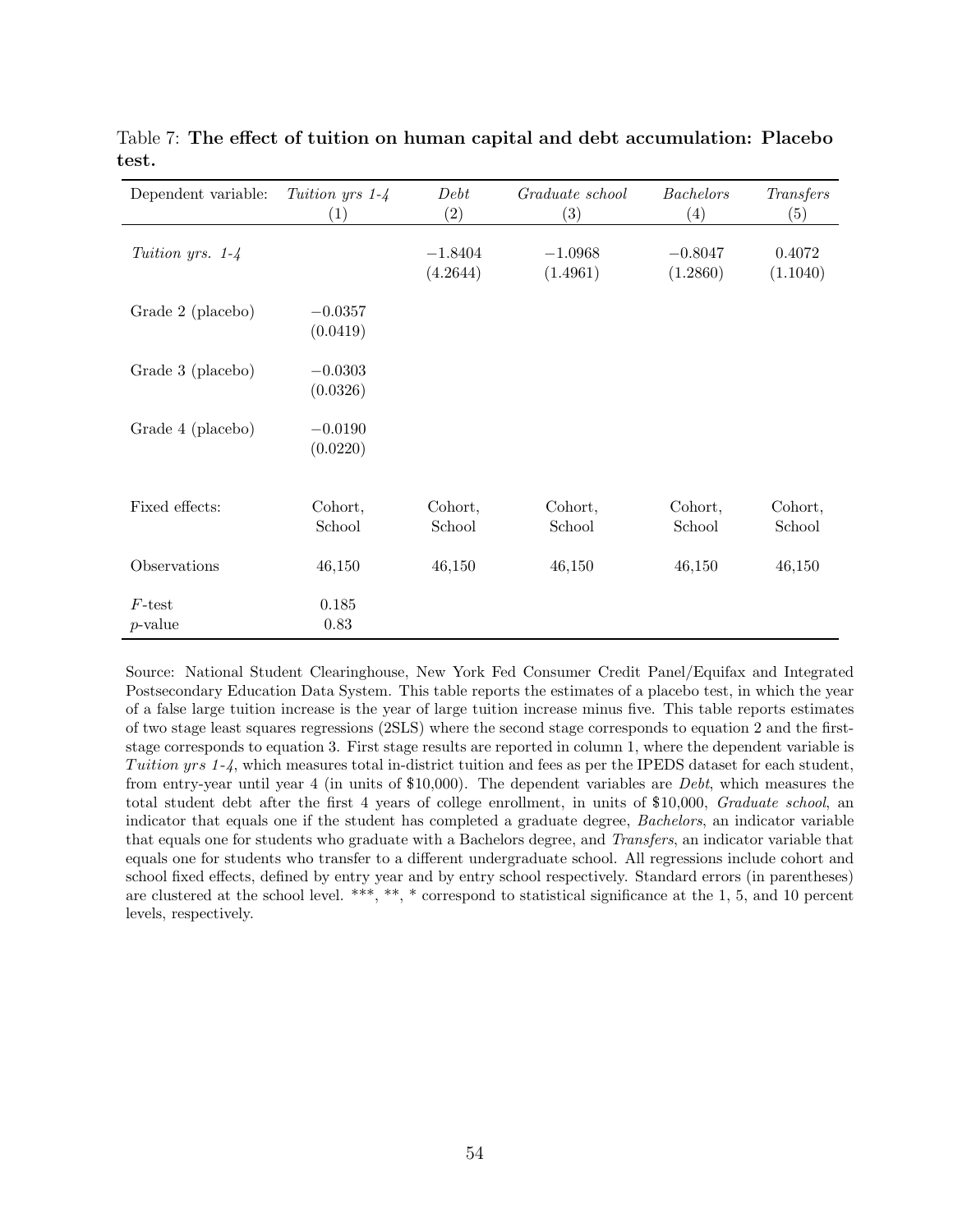Table 7: **The effect of tuition on human capital and debt accumulation: Placebo test.**

| Dependent variable: | *Tuition yrs 1-4* (1) | *Debt* (2) | *Graduate school* (3) | *Bachelors* (4) | *Transfers* (5) |
|---|---|---|---|---|---|
| *Tuition yrs. 1-4* | | −1.8404 (4.2644) | −1.0968 (1.4961) | −0.8047 (1.2860) | 0.4072 (1.1040) |
| Grade 2 (placebo) | −0.0357 (0.0419) | | | | |
| Grade 3 (placebo) | −0.0303 (0.0326) | | | | |
| Grade 4 (placebo) | −0.0190 (0.0220) | | | | |
| Fixed effects: | Cohort, School | Cohort, School | Cohort, School | Cohort, School | Cohort, School |
| Observations | 46,150 | 46,150 | 46,150 | 46,150 | 46,150 |
| $F$-test | 0.185 | | | | |
| $p$-value | 0.83 | | | | |

Source: National Student Clearinghouse, New York Fed Consumer Credit Panel/Equifax and Integrated Postsecondary Education Data System. This table reports the estimates of a placebo test, in which the year of a false large tuition increase is the year of large tuition increase minus five. This table reports estimates of two stage least squares regressions (2SLS) where the second stage corresponds to equation 2 and the first-stage corresponds to equation 3. First stage results are reported in column 1, where the dependent variable is *Tuition yrs 1-4*, which measures total in-district tuition and fees as per the IPEDS dataset for each student, from entry-year until year 4 (in units of $10,000). The dependent variables are *Debt*, which measures the total student debt after the first 4 years of college enrollment, in units of $10,000, *Graduate school*, an indicator that equals one if the student has completed a graduate degree, *Bachelors*, an indicator variable that equals one for students who graduate with a Bachelors degree, and *Transfers*, an indicator variable that equals one for students who transfer to a different undergraduate school. All regressions include cohort and school fixed effects, defined by entry year and by entry school respectively. Standard errors (in parentheses) are clustered at the school level. ***, **, * correspond to statistical significance at the 1, 5, and 10 percent levels, respectively.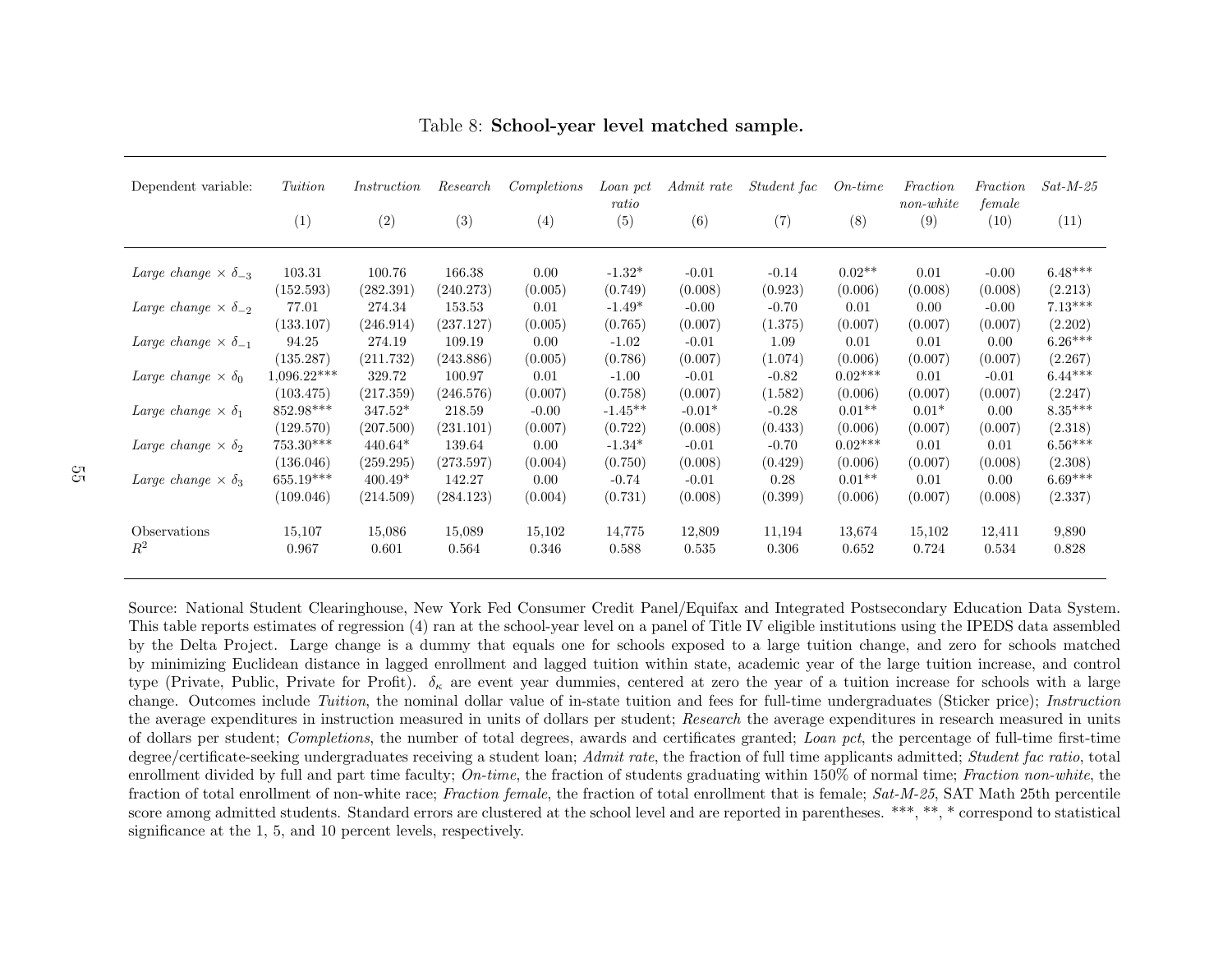Table 8: **School-year level matched sample.**

| Dependent variable: | *Tuition* | *Instruction* | *Research* | *Completions* | *Loan pct ratio* | *Admit rate* | *Student fac* | *On-time* | *Fraction non-white* | *Fraction female* | *Sat-M-25* |
|---|---|---|---|---|---|---|---|---|---|---|---|
| | (1) | (2) | (3) | (4) | (5) | (6) | (7) | (8) | (9) | (10) | (11) |
| *Large change* $\times$ $\delta_{-3}$ | 103.31 | 100.76 | 166.38 | 0.00 | -1.32* | -0.01 | -0.14 | 0.02** | 0.01 | -0.00 | 6.48*** |
| | (152.593) | (282.391) | (240.273) | (0.005) | (0.749) | (0.008) | (0.923) | (0.006) | (0.008) | (0.008) | (2.213) |
| *Large change* $\times$ $\delta_{-2}$ | 77.01 | 274.34 | 153.53 | 0.01 | -1.49* | -0.00 | -0.70 | 0.01 | 0.00 | -0.00 | 7.13*** |
| | (133.107) | (246.914) | (237.127) | (0.005) | (0.765) | (0.007) | (1.375) | (0.007) | (0.007) | (0.007) | (2.202) |
| *Large change* $\times$ $\delta_{-1}$ | 94.25 | 274.19 | 109.19 | 0.00 | -1.02 | -0.01 | 1.09 | 0.01 | 0.01 | 0.00 | 6.26*** |
| | (135.287) | (211.732) | (243.886) | (0.005) | (0.786) | (0.007) | (1.074) | (0.006) | (0.007) | (0.007) | (2.267) |
| *Large change* $\times$ $\delta_{0}$ | 1,096.22*** | 329.72 | 100.97 | 0.01 | -1.00 | -0.01 | -0.82 | 0.02*** | 0.01 | -0.01 | 6.44*** |
| | (103.475) | (217.359) | (246.576) | (0.007) | (0.758) | (0.007) | (1.582) | (0.006) | (0.007) | (0.007) | (2.247) |
| *Large change* $\times$ $\delta_{1}$ | 852.98*** | 347.52* | 218.59 | -0.00 | -1.45** | -0.01* | -0.28 | 0.01** | 0.01* | 0.00 | 8.35*** |
| | (129.570) | (207.500) | (231.101) | (0.007) | (0.722) | (0.008) | (0.433) | (0.006) | (0.007) | (0.007) | (2.318) |
| *Large change* $\times$ $\delta_{2}$ | 753.30*** | 440.64* | 139.64 | 0.00 | -1.34* | -0.01 | -0.70 | 0.02*** | 0.01 | 0.01 | 6.56*** |
| | (136.046) | (259.295) | (273.597) | (0.004) | (0.750) | (0.008) | (0.429) | (0.006) | (0.007) | (0.008) | (2.308) |
| *Large change* $\times$ $\delta_{3}$ | 655.19*** | 400.49* | 142.27 | 0.00 | -0.74 | -0.01 | 0.28 | 0.01** | 0.01 | 0.00 | 6.69*** |
| | (109.046) | (214.509) | (284.123) | (0.004) | (0.731) | (0.008) | (0.399) | (0.006) | (0.007) | (0.008) | (2.337) |
| Observations | 15,107 | 15,086 | 15,089 | 15,102 | 14,775 | 12,809 | 11,194 | 13,674 | 15,102 | 12,411 | 9,890 |
| $R^2$ | 0.967 | 0.601 | 0.564 | 0.346 | 0.588 | 0.535 | 0.306 | 0.652 | 0.724 | 0.534 | 0.828 |

Source: National Student Clearinghouse, New York Fed Consumer Credit Panel/Equifax and Integrated Postsecondary Education Data System. This table reports estimates of regression (4) ran at the school-year level on a panel of Title IV eligible institutions using the IPEDS data assembled by the Delta Project. Large change is a dummy that equals one for schools exposed to a large tuition change, and zero for schools matched by minimizing Euclidean distance in lagged enrollment and lagged tuition within state, academic year of the large tuition increase, and control type (Private, Public, Private for Profit). $\delta_\kappa$ are event year dummies, centered at zero the year of a tuition increase for schools with a large change. Outcomes include *Tuition*, the nominal dollar value of in-state tuition and fees for full-time undergraduates (Sticker price); *Instruction* the average expenditures in instruction measured in units of dollars per student; *Research* the average expenditures in research measured in units of dollars per student; *Completions*, the number of total degrees, awards and certificates granted; *Loan pct*, the percentage of full-time first-time degree/certificate-seeking undergraduates receiving a student loan; *Admit rate*, the fraction of full time applicants admitted; *Student fac ratio*, total enrollment divided by full and part time faculty; *On-time*, the fraction of students graduating within 150% of normal time; *Fraction non-white*, the fraction of total enrollment of non-white race; *Fraction female*, the fraction of total enrollment that is female; *Sat-M-25*, SAT Math 25th percentile score among admitted students. Standard errors are clustered at the school level and are reported in parentheses. ***, **, * correspond to statistical significance at the 1, 5, and 10 percent levels, respectively.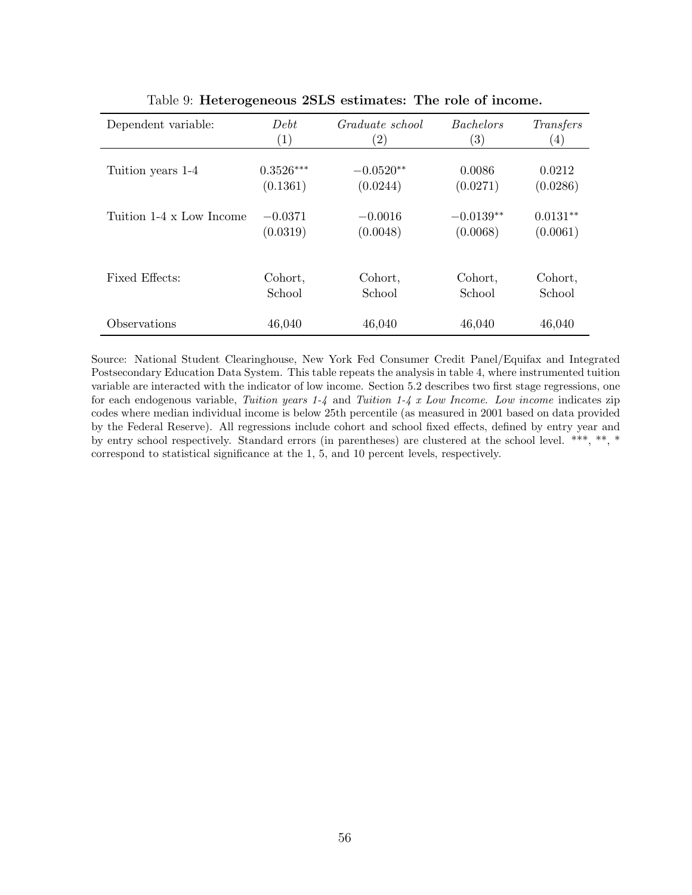Table 9: **Heterogeneous 2SLS estimates: The role of income.**

| Dependent variable: | *Debt*<br>(1) | *Graduate school*<br>(2) | *Bachelors*<br>(3) | *Transfers*<br>(4) |
|---|---|---|---|---|
| Tuition years 1-4 | $0.3526^{***}$<br>(0.1361) | $-0.0520^{**}$<br>(0.0244) | 0.0086<br>(0.0271) | 0.0212<br>(0.0286) |
| Tuition 1-4 x Low Income | $-0.0371$<br>(0.0319) | $-0.0016$<br>(0.0048) | $-0.0139^{**}$<br>(0.0068) | $0.0131^{**}$<br>(0.0061) |
| Fixed Effects: | Cohort, School | Cohort, School | Cohort, School | Cohort, School |
| Observations | 46,040 | 46,040 | 46,040 | 46,040 |

Source: National Student Clearinghouse, New York Fed Consumer Credit Panel/Equifax and Integrated Postsecondary Education Data System. This table repeats the analysis in table 4, where instrumented tuition variable are interacted with the indicator of low income. Section 5.2 describes two first stage regressions, one for each endogenous variable, *Tuition years 1-4* and *Tuition 1-4 x Low Income*. *Low income* indicates zip codes where median individual income is below 25th percentile (as measured in 2001 based on data provided by the Federal Reserve). All regressions include cohort and school fixed effects, defined by entry year and by entry school respectively. Standard errors (in parentheses) are clustered at the school level. ***, **, * correspond to statistical significance at the 1, 5, and 10 percent levels, respectively.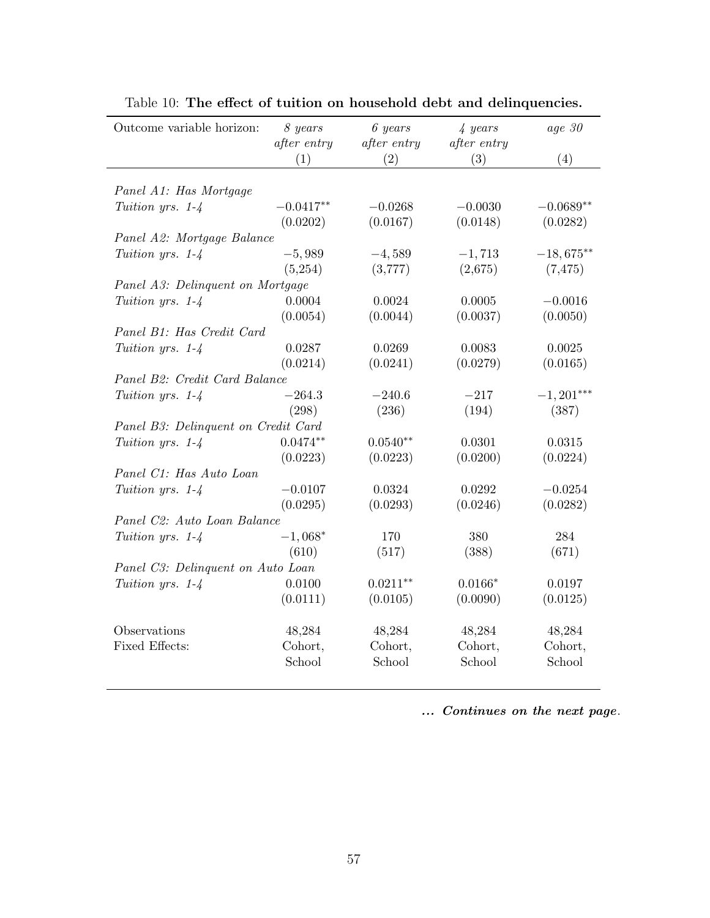Table 10: **The effect of tuition on household debt and delinquencies.**

| Outcome variable horizon: | *8 years after entry* (1) | *6 years after entry* (2) | *4 years after entry* (3) | *age 30* (4) |
|---|---|---|---|---|
| *Panel A1: Has Mortgage* | | | | |
| *Tuition yrs. 1-4* | $-0.0417^{**}$ | $-0.0268$ | $-0.0030$ | $-0.0689^{**}$ |
| | (0.0202) | (0.0167) | (0.0148) | (0.0282) |
| *Panel A2: Mortgage Balance* | | | | |
| *Tuition yrs. 1-4* | $-5,989$ | $-4,589$ | $-1,713$ | $-18,675^{**}$ |
| | (5,254) | (3,777) | (2,675) | (7,475) |
| *Panel A3: Delinquent on Mortgage* | | | | |
| *Tuition yrs. 1-4* | 0.0004 | 0.0024 | 0.0005 | $-0.0016$ |
| | (0.0054) | (0.0044) | (0.0037) | (0.0050) |
| *Panel B1: Has Credit Card* | | | | |
| *Tuition yrs. 1-4* | 0.0287 | 0.0269 | 0.0083 | 0.0025 |
| | (0.0214) | (0.0241) | (0.0279) | (0.0165) |
| *Panel B2: Credit Card Balance* | | | | |
| *Tuition yrs. 1-4* | $-264.3$ | $-240.6$ | $-217$ | $-1,201^{***}$ |
| | (298) | (236) | (194) | (387) |
| *Panel B3: Delinquent on Credit Card* | | | | |
| *Tuition yrs. 1-4* | $0.0474^{**}$ | $0.0540^{**}$ | 0.0301 | 0.0315 |
| | (0.0223) | (0.0223) | (0.0200) | (0.0224) |
| *Panel C1: Has Auto Loan* | | | | |
| *Tuition yrs. 1-4* | $-0.0107$ | 0.0324 | 0.0292 | $-0.0254$ |
| | (0.0295) | (0.0293) | (0.0246) | (0.0282) |
| *Panel C2: Auto Loan Balance* | | | | |
| *Tuition yrs. 1-4* | $-1,068^{*}$ | 170 | 380 | 284 |
| | (610) | (517) | (388) | (671) |
| *Panel C3: Delinquent on Auto Loan* | | | | |
| *Tuition yrs. 1-4* | 0.0100 | $0.0211^{**}$ | $0.0166^{*}$ | 0.0197 |
| | (0.0111) | (0.0105) | (0.0090) | (0.0125) |
| Observations | 48,284 | 48,284 | 48,284 | 48,284 |
| Fixed Effects: | Cohort, School | Cohort, School | Cohort, School | Cohort, School |

***... Continues on the next page***.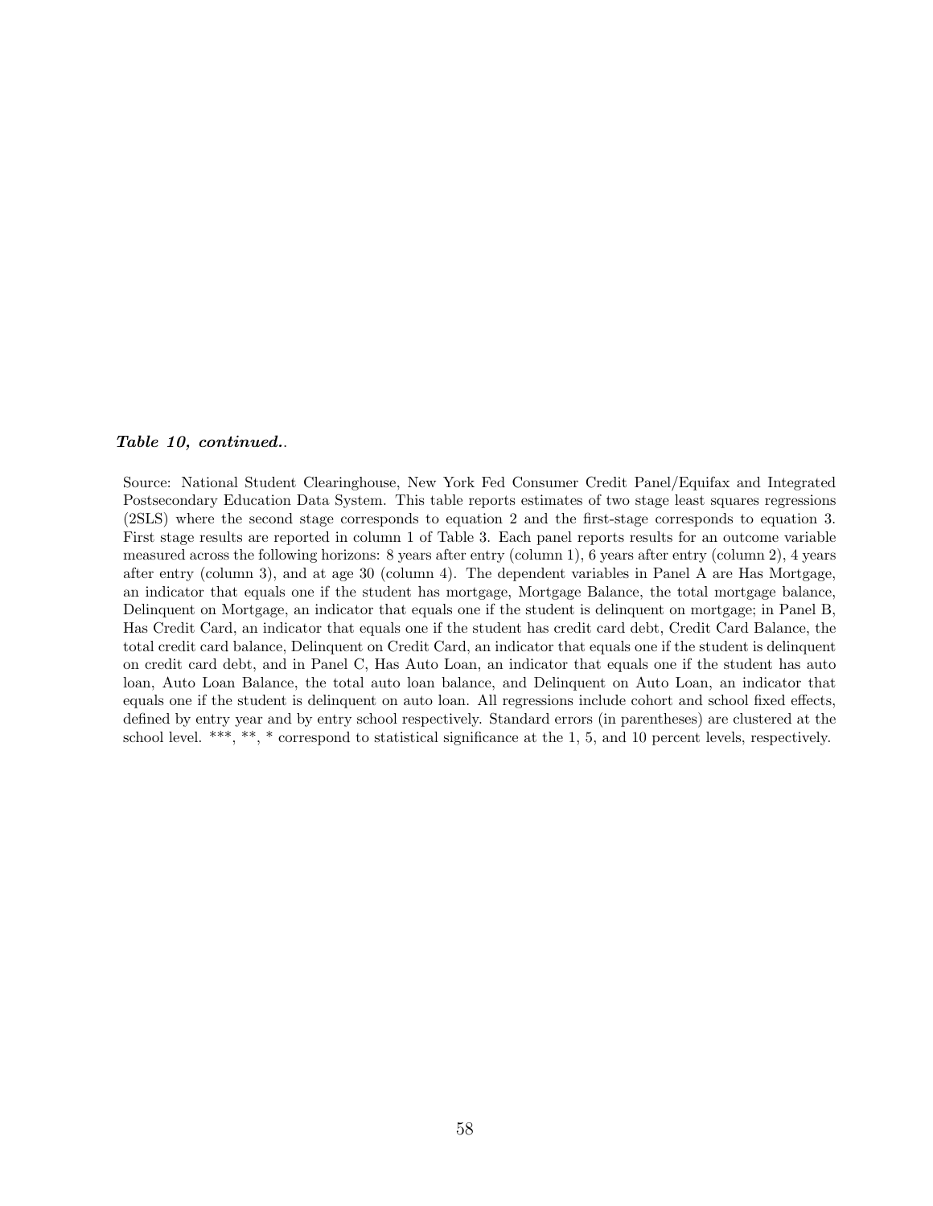***Table 10, continued..***

Source: National Student Clearinghouse, New York Fed Consumer Credit Panel/Equifax and Integrated Postsecondary Education Data System. This table reports estimates of two stage least squares regressions (2SLS) where the second stage corresponds to equation 2 and the first-stage corresponds to equation 3. First stage results are reported in column 1 of Table 3. Each panel reports results for an outcome variable measured across the following horizons: 8 years after entry (column 1), 6 years after entry (column 2), 4 years after entry (column 3), and at age 30 (column 4). The dependent variables in Panel A are Has Mortgage, an indicator that equals one if the student has mortgage, Mortgage Balance, the total mortgage balance, Delinquent on Mortgage, an indicator that equals one if the student is delinquent on mortgage; in Panel B, Has Credit Card, an indicator that equals one if the student has credit card debt, Credit Card Balance, the total credit card balance, Delinquent on Credit Card, an indicator that equals one if the student is delinquent on credit card debt, and in Panel C, Has Auto Loan, an indicator that equals one if the student has auto loan, Auto Loan Balance, the total auto loan balance, and Delinquent on Auto Loan, an indicator that equals one if the student is delinquent on auto loan. All regressions include cohort and school fixed effects, defined by entry year and by entry school respectively. Standard errors (in parentheses) are clustered at the school level. ***, **, * correspond to statistical significance at the 1, 5, and 10 percent levels, respectively.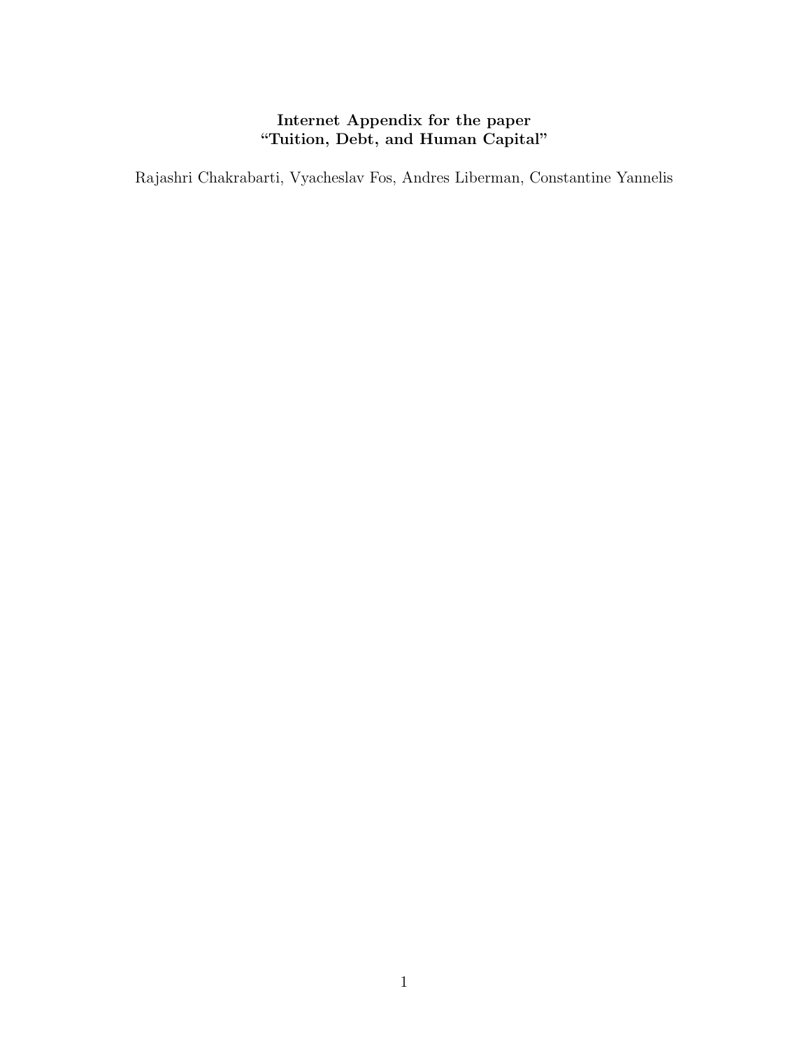**Internet Appendix for the paper**
**"Tuition, Debt, and Human Capital"**

Rajashri Chakrabarti, Vyacheslav Fos, Andres Liberman, Constantine Yannelis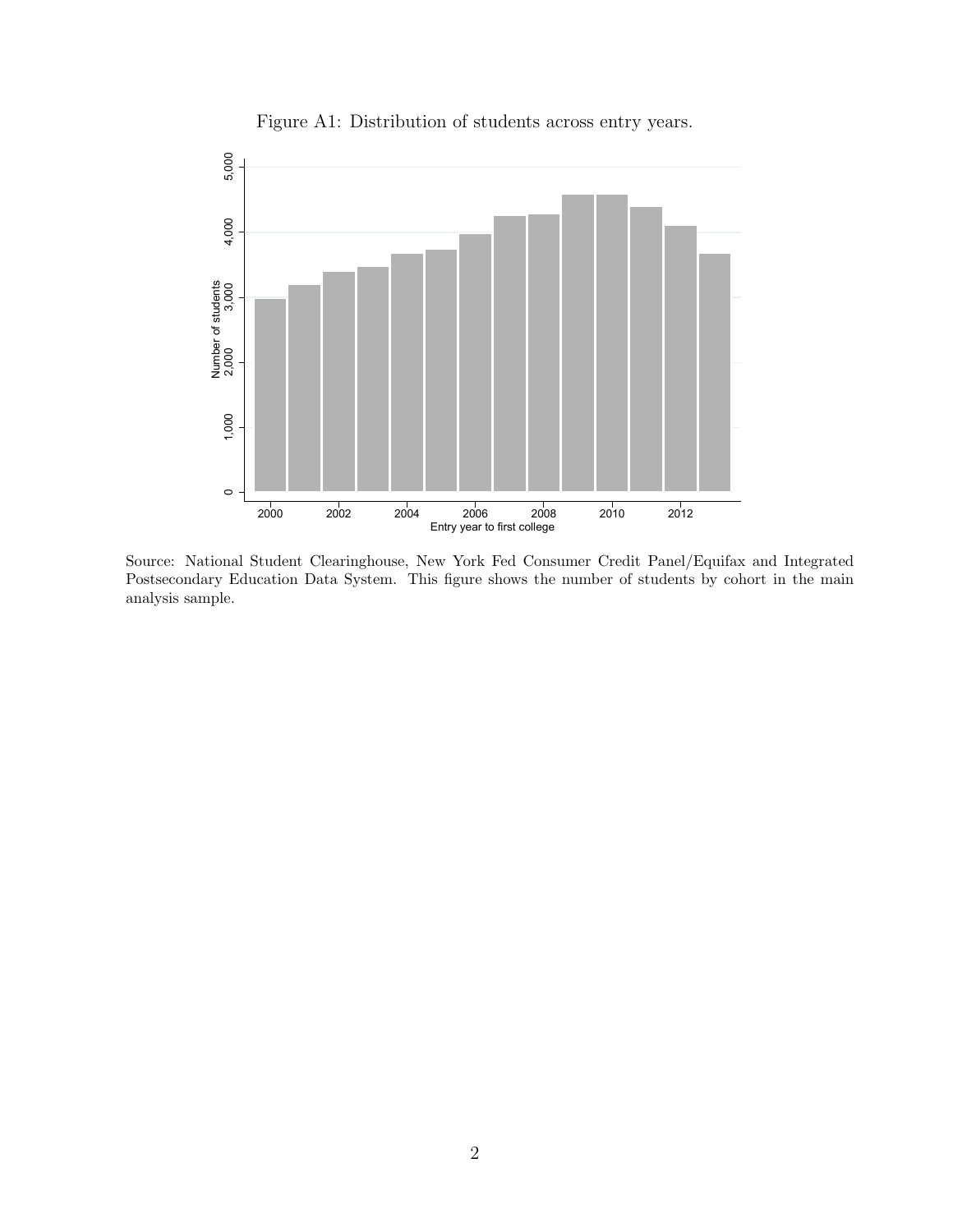Figure A1: Distribution of students across entry years.

Number of students

5,000
4,000
3,000
2,000
1,000
0

2000 2002 2004 2006 2008 2010 2012

Entry year to first college

Source: National Student Clearinghouse, New York Fed Consumer Credit Panel/Equifax and Integrated Postsecondary Education Data System. This figure shows the number of students by cohort in the main analysis sample.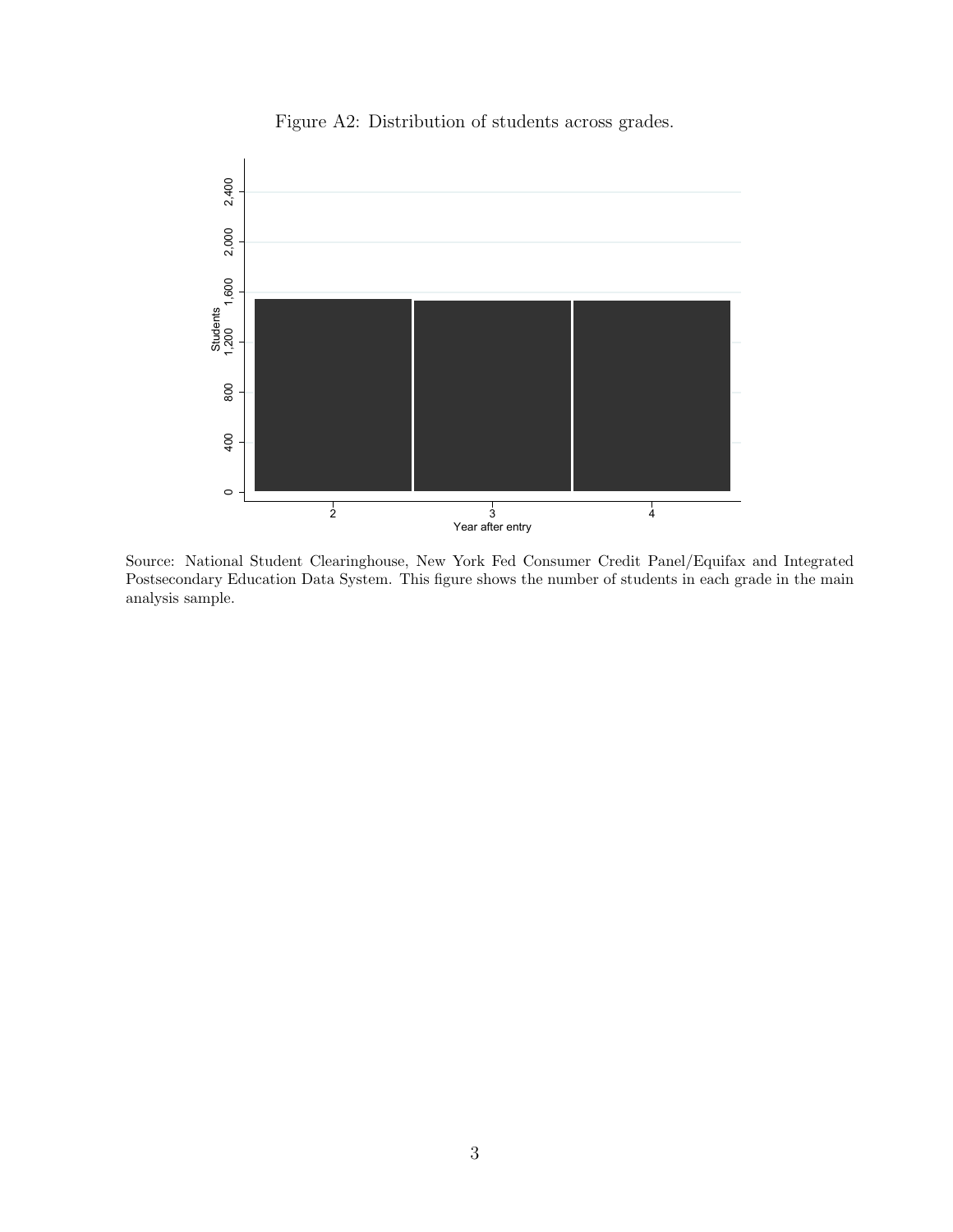Figure A2: Distribution of students across grades.

Source: National Student Clearinghouse, New York Fed Consumer Credit Panel/Equifax and Integrated Postsecondary Education Data System. This figure shows the number of students in each grade in the main analysis sample.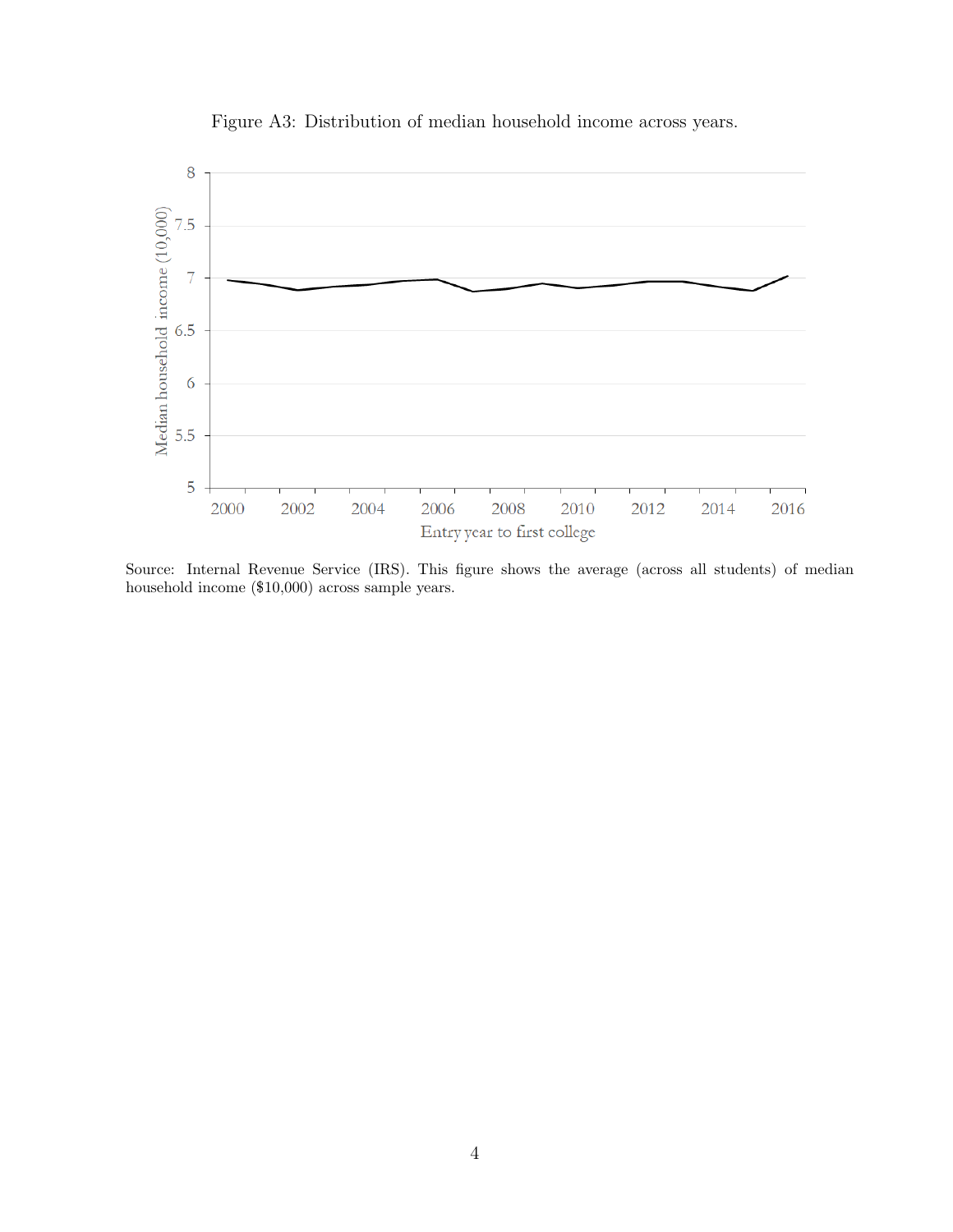Figure A3: Distribution of median household income across years.

Median household income (10,000)

8

7.5

7

6.5

6

5.5

5

2000 2002 2004 2006 2008 2010 2012 2014 2016

Entry year to first college

Source: Internal Revenue Service (IRS). This figure shows the average (across all students) of median household income ($10,000) across sample years.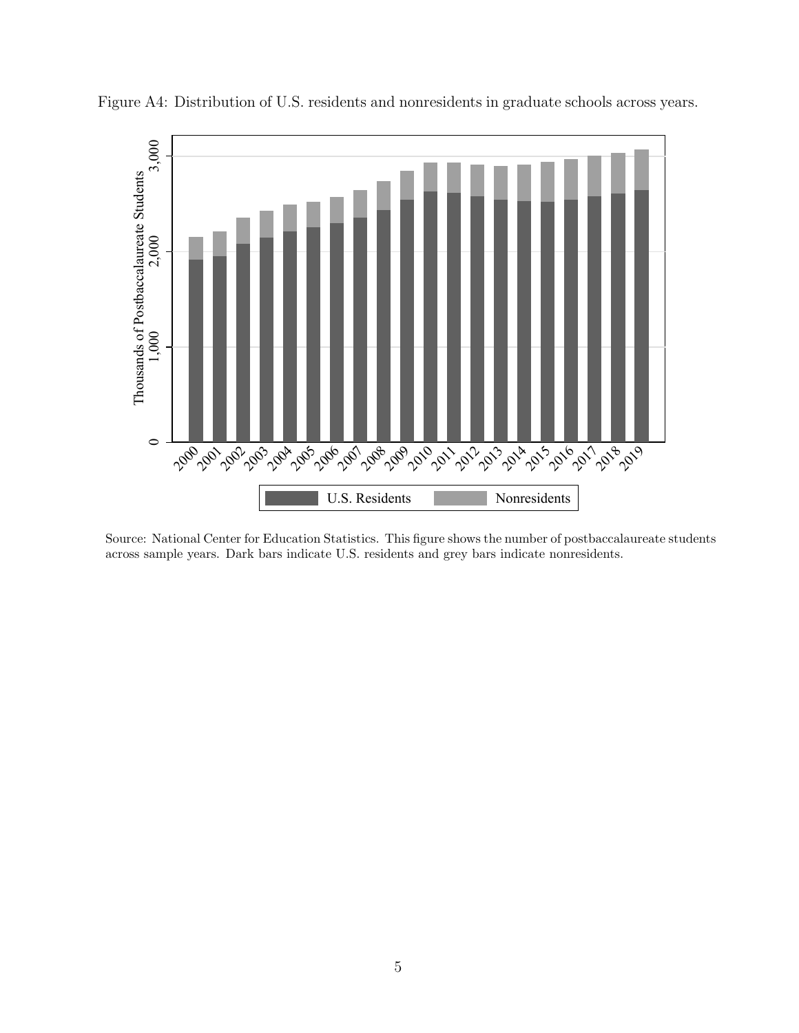Figure A4: Distribution of U.S. residents and nonresidents in graduate schools across years.

Thousands of Postbaccalaureate Students

0
1,000
2,000
3,000

2000 2001 2002 2003 2004 2005 2006 2007 2008 2009 2010 2011 2012 2013 2014 2015 2016 2017 2018 2019

U.S. Residents
Nonresidents

Source: National Center for Education Statistics. This figure shows the number of postbaccalaureate students across sample years. Dark bars indicate U.S. residents and grey bars indicate nonresidents.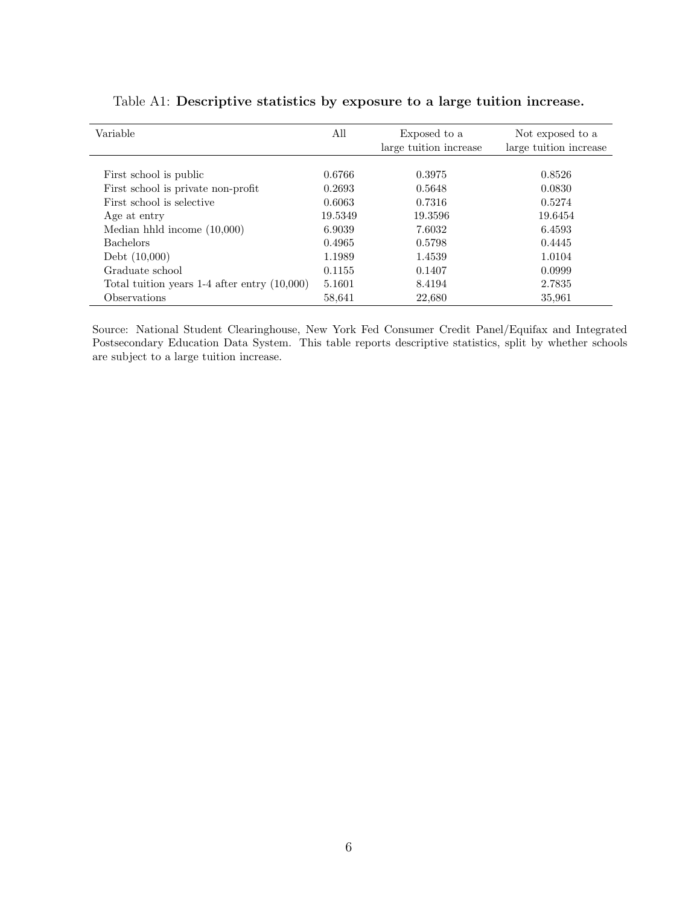Table A1: **Descriptive statistics by exposure to a large tuition increase.**

| Variable | All | Exposed to a large tuition increase | Not exposed to a large tuition increase |
|---|---|---|---|
| First school is public | 0.6766 | 0.3975 | 0.8526 |
| First school is private non-profit | 0.2693 | 0.5648 | 0.0830 |
| First school is selective | 0.6063 | 0.7316 | 0.5274 |
| Age at entry | 19.5349 | 19.3596 | 19.6454 |
| Median hhld income (10,000) | 6.9039 | 7.6032 | 6.4593 |
| Bachelors | 0.4965 | 0.5798 | 0.4445 |
| Debt (10,000) | 1.1989 | 1.4539 | 1.0104 |
| Graduate school | 0.1155 | 0.1407 | 0.0999 |
| Total tuition years 1-4 after entry (10,000) | 5.1601 | 8.4194 | 2.7835 |
| Observations | 58,641 | 22,680 | 35,961 |

Source: National Student Clearinghouse, New York Fed Consumer Credit Panel/Equifax and Integrated Postsecondary Education Data System. This table reports descriptive statistics, split by whether schools are subject to a large tuition increase.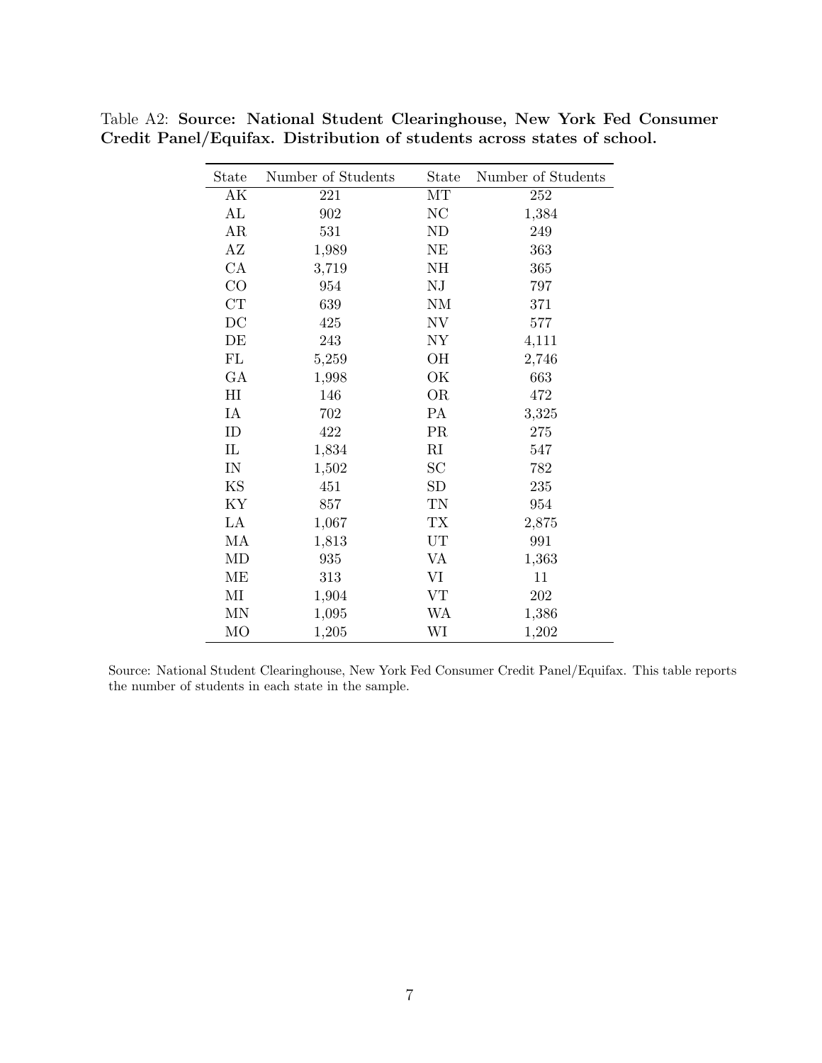Table A2: **Source: National Student Clearinghouse, New York Fed Consumer Credit Panel/Equifax. Distribution of students across states of school.**

| State | Number of Students | State | Number of Students |
|---|---|---|---|
| AK | 221 | MT | 252 |
| AL | 902 | NC | 1,384 |
| AR | 531 | ND | 249 |
| AZ | 1,989 | NE | 363 |
| CA | 3,719 | NH | 365 |
| CO | 954 | NJ | 797 |
| CT | 639 | NM | 371 |
| DC | 425 | NV | 577 |
| DE | 243 | NY | 4,111 |
| FL | 5,259 | OH | 2,746 |
| GA | 1,998 | OK | 663 |
| HI | 146 | OR | 472 |
| IA | 702 | PA | 3,325 |
| ID | 422 | PR | 275 |
| IL | 1,834 | RI | 547 |
| IN | 1,502 | SC | 782 |
| KS | 451 | SD | 235 |
| KY | 857 | TN | 954 |
| LA | 1,067 | TX | 2,875 |
| MA | 1,813 | UT | 991 |
| MD | 935 | VA | 1,363 |
| ME | 313 | VI | 11 |
| MI | 1,904 | VT | 202 |
| MN | 1,095 | WA | 1,386 |
| MO | 1,205 | WI | 1,202 |

Source: National Student Clearinghouse, New York Fed Consumer Credit Panel/Equifax. This table reports the number of students in each state in the sample.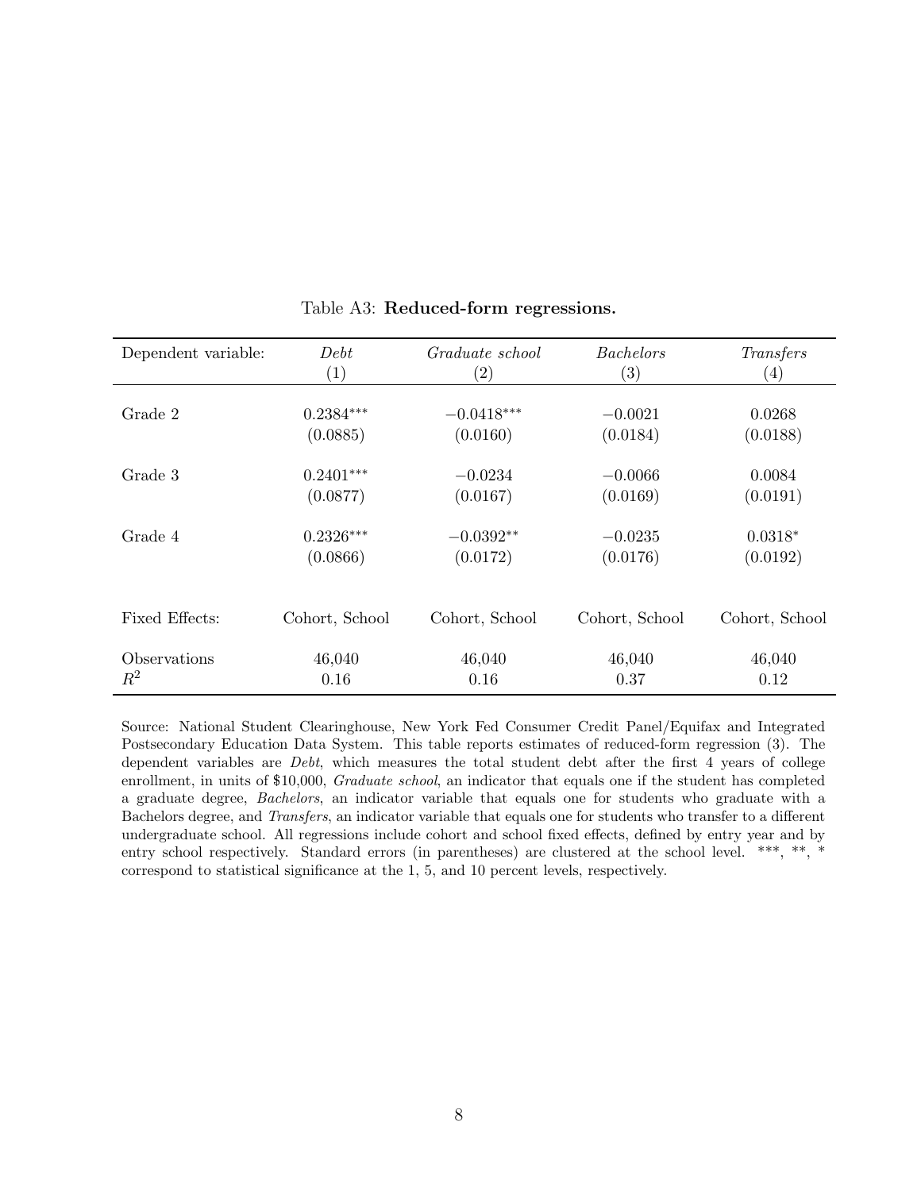Table A3: **Reduced-form regressions.**

| Dependent variable: | *Debt* (1) | *Graduate school* (2) | *Bachelors* (3) | *Transfers* (4) |
|---|---|---|---|---|
| Grade 2 | 0.2384*** | −0.0418*** | −0.0021 | 0.0268 |
| | (0.0885) | (0.0160) | (0.0184) | (0.0188) |
| Grade 3 | 0.2401*** | −0.0234 | −0.0066 | 0.0084 |
| | (0.0877) | (0.0167) | (0.0169) | (0.0191) |
| Grade 4 | 0.2326*** | −0.0392** | −0.0235 | 0.0318* |
| | (0.0866) | (0.0172) | (0.0176) | (0.0192) |
| Fixed Effects: | Cohort, School | Cohort, School | Cohort, School | Cohort, School |
| Observations | 46,040 | 46,040 | 46,040 | 46,040 |
| $R^2$ | 0.16 | 0.16 | 0.37 | 0.12 |

Source: National Student Clearinghouse, New York Fed Consumer Credit Panel/Equifax and Integrated Postsecondary Education Data System. This table reports estimates of reduced-form regression (3). The dependent variables are *Debt*, which measures the total student debt after the first 4 years of college enrollment, in units of $10,000, *Graduate school*, an indicator that equals one if the student has completed a graduate degree, *Bachelors*, an indicator variable that equals one for students who graduate with a Bachelors degree, and *Transfers*, an indicator variable that equals one for students who transfer to a different undergraduate school. All regressions include cohort and school fixed effects, defined by entry year and by entry school respectively. Standard errors (in parentheses) are clustered at the school level. ***, **, * correspond to statistical significance at the 1, 5, and 10 percent levels, respectively.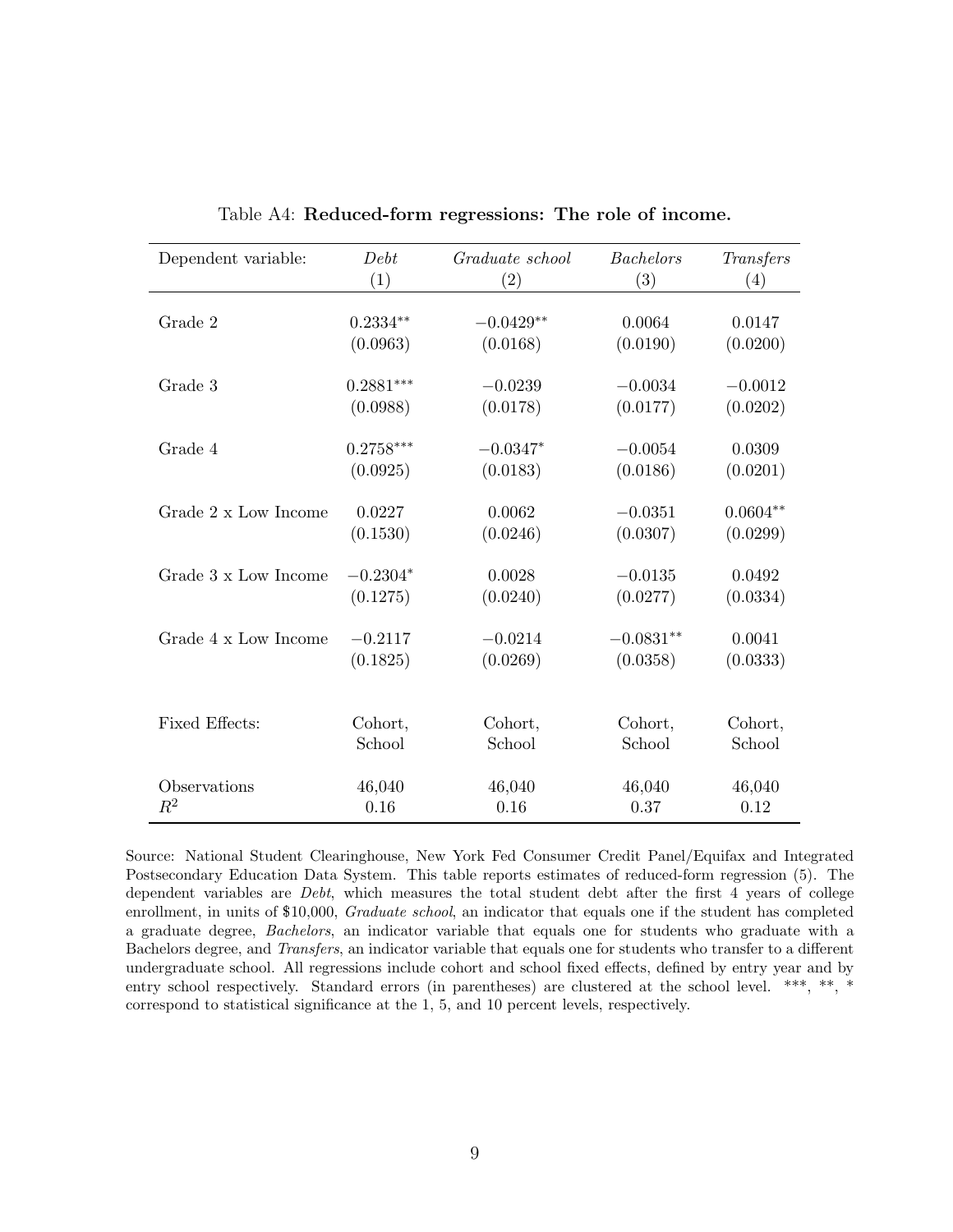Table A4: **Reduced-form regressions: The role of income.**

| Dependent variable: | *Debt* (1) | *Graduate school* (2) | *Bachelors* (3) | *Transfers* (4) |
|---|---|---|---|---|
| Grade 2 | $0.2334^{**}$ | $-0.0429^{**}$ | 0.0064 | 0.0147 |
| | (0.0963) | (0.0168) | (0.0190) | (0.0200) |
| Grade 3 | $0.2881^{***}$ | $-0.0239$ | $-0.0034$ | $-0.0012$ |
| | (0.0988) | (0.0178) | (0.0177) | (0.0202) |
| Grade 4 | $0.2758^{***}$ | $-0.0347^{*}$ | $-0.0054$ | 0.0309 |
| | (0.0925) | (0.0183) | (0.0186) | (0.0201) |
| Grade 2 x Low Income | 0.0227 | 0.0062 | $-0.0351$ | $0.0604^{**}$ |
| | (0.1530) | (0.0246) | (0.0307) | (0.0299) |
| Grade 3 x Low Income | $-0.2304^{*}$ | 0.0028 | $-0.0135$ | 0.0492 |
| | (0.1275) | (0.0240) | (0.0277) | (0.0334) |
| Grade 4 x Low Income | $-0.2117$ | $-0.0214$ | $-0.0831^{**}$ | 0.0041 |
| | (0.1825) | (0.0269) | (0.0358) | (0.0333) |
| Fixed Effects: | Cohort, School | Cohort, School | Cohort, School | Cohort, School |
| Observations | 46,040 | 46,040 | 46,040 | 46,040 |
| $R^2$ | 0.16 | 0.16 | 0.37 | 0.12 |

Source: National Student Clearinghouse, New York Fed Consumer Credit Panel/Equifax and Integrated Postsecondary Education Data System. This table reports estimates of reduced-form regression (5). The dependent variables are *Debt*, which measures the total student debt after the first 4 years of college enrollment, in units of $10,000, *Graduate school*, an indicator that equals one if the student has completed a graduate degree, *Bachelors*, an indicator variable that equals one for students who graduate with a Bachelors degree, and *Transfers*, an indicator variable that equals one for students who transfer to a different undergraduate school. All regressions include cohort and school fixed effects, defined by entry year and by entry school respectively. Standard errors (in parentheses) are clustered at the school level. ***, **, * correspond to statistical significance at the 1, 5, and 10 percent levels, respectively.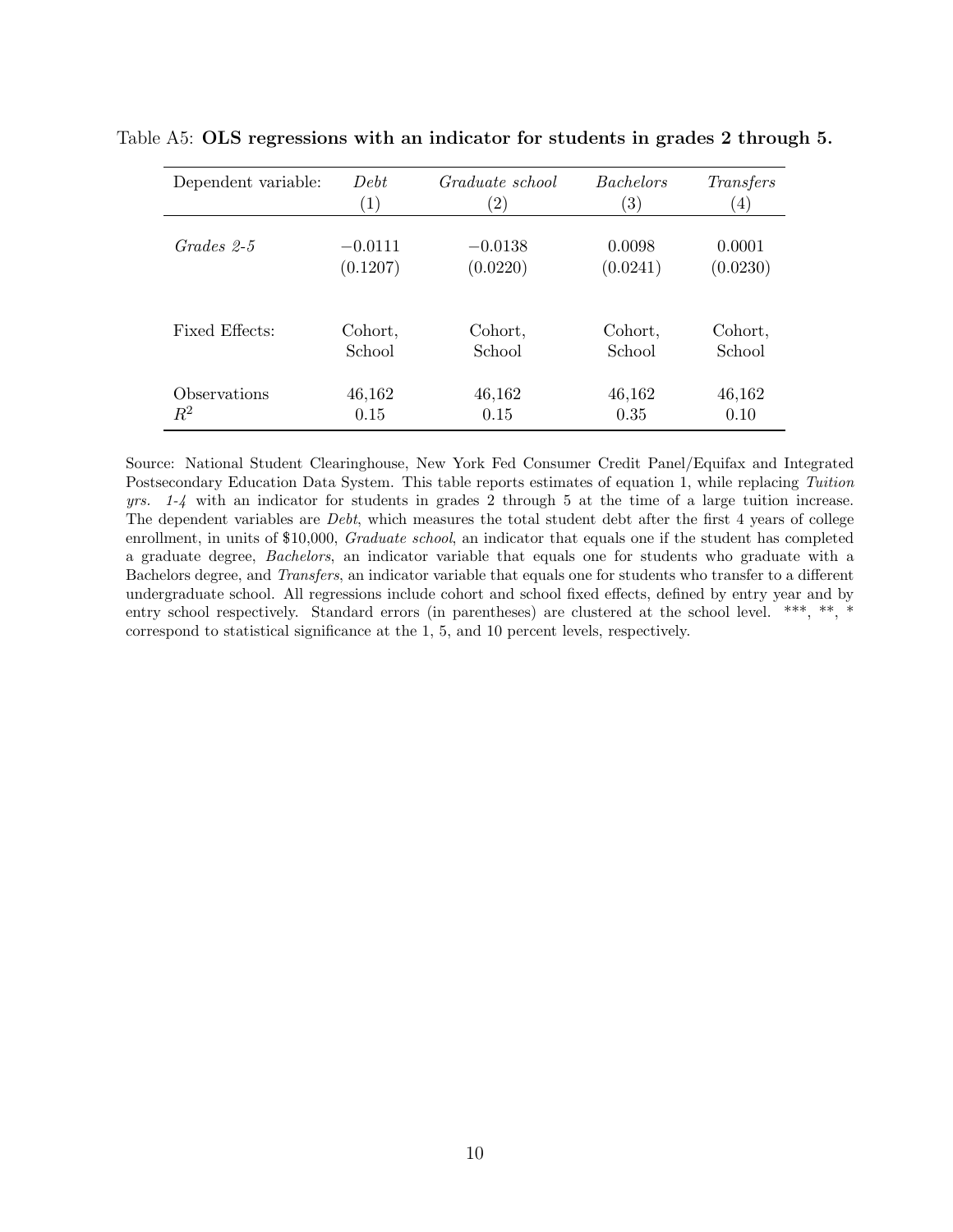Table A5: **OLS regressions with an indicator for students in grades 2 through 5.**

| Dependent variable: | *Debt* (1) | *Graduate school* (2) | *Bachelors* (3) | *Transfers* (4) |
|---|---|---|---|---|
| *Grades 2-5* | −0.0111 | −0.0138 | 0.0098 | 0.0001 |
| | (0.1207) | (0.0220) | (0.0241) | (0.0230) |
| Fixed Effects: | Cohort, School | Cohort, School | Cohort, School | Cohort, School |
| Observations | 46,162 | 46,162 | 46,162 | 46,162 |
| $R^2$ | 0.15 | 0.15 | 0.35 | 0.10 |

Source: National Student Clearinghouse, New York Fed Consumer Credit Panel/Equifax and Integrated Postsecondary Education Data System. This table reports estimates of equation 1, while replacing *Tuition yrs. 1-4* with an indicator for students in grades 2 through 5 at the time of a large tuition increase. The dependent variables are *Debt*, which measures the total student debt after the first 4 years of college enrollment, in units of $10,000, *Graduate school*, an indicator that equals one if the student has completed a graduate degree, *Bachelors*, an indicator variable that equals one for students who graduate with a Bachelors degree, and *Transfers*, an indicator variable that equals one for students who transfer to a different undergraduate school. All regressions include cohort and school fixed effects, defined by entry year and by entry school respectively. Standard errors (in parentheses) are clustered at the school level. \*\*\*, \*\*, \* correspond to statistical significance at the 1, 5, and 10 percent levels, respectively.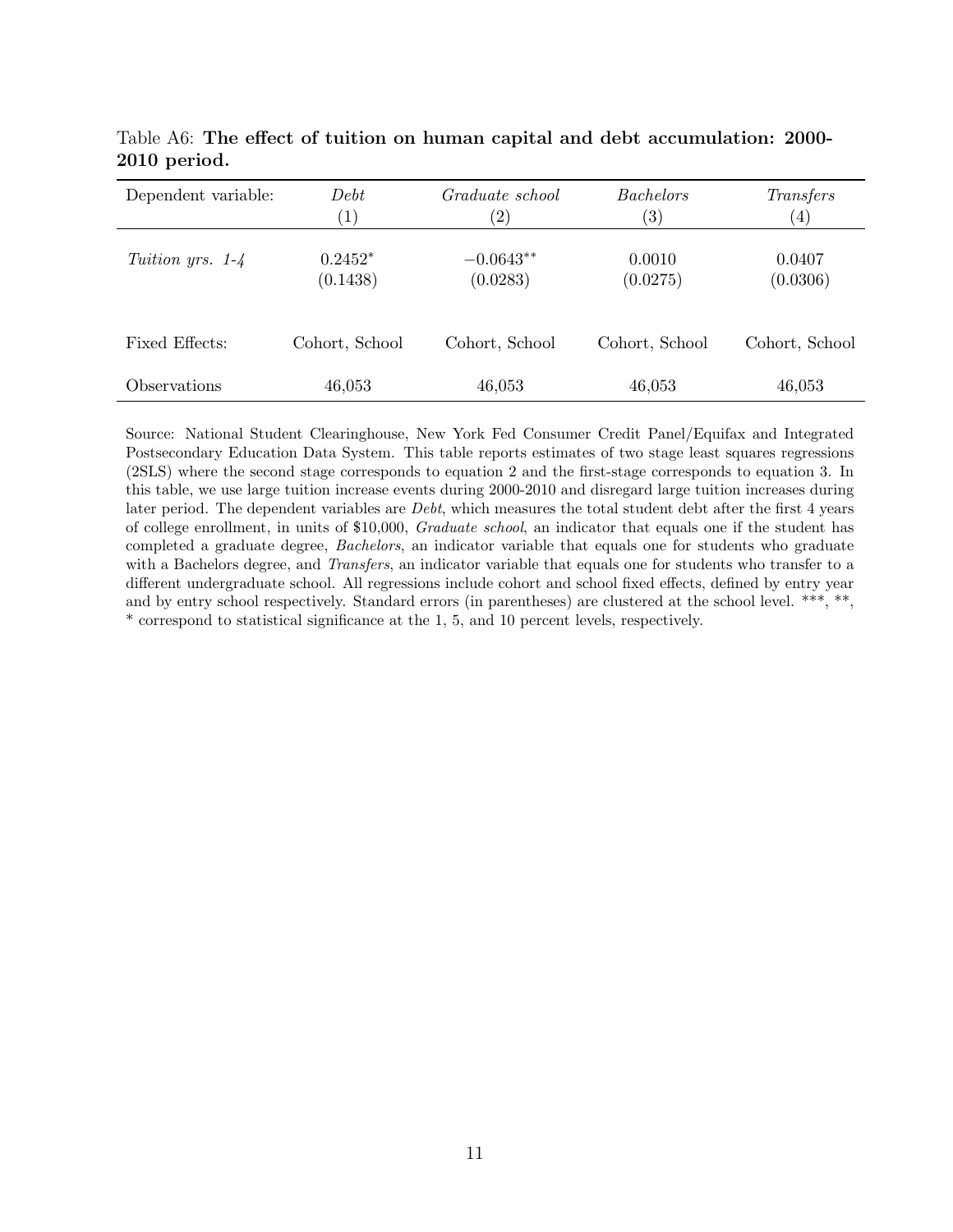Table A6: **The effect of tuition on human capital and debt accumulation: 2000-2010 period.**

| Dependent variable: | *Debt* (1) | *Graduate school* (2) | *Bachelors* (3) | *Transfers* (4) |
|---|---|---|---|---|
| *Tuition yrs. 1-4* | $0.2452^{*}$ | $-0.0643^{**}$ | 0.0010 | 0.0407 |
| | (0.1438) | (0.0283) | (0.0275) | (0.0306) |
| Fixed Effects: | Cohort, School | Cohort, School | Cohort, School | Cohort, School |
| Observations | 46,053 | 46,053 | 46,053 | 46,053 |

Source: National Student Clearinghouse, New York Fed Consumer Credit Panel/Equifax and Integrated Postsecondary Education Data System. This table reports estimates of two stage least squares regressions (2SLS) where the second stage corresponds to equation 2 and the first-stage corresponds to equation 3. In this table, we use large tuition increase events during 2000-2010 and disregard large tuition increases during later period. The dependent variables are *Debt*, which measures the total student debt after the first 4 years of college enrollment, in units of $10,000, *Graduate school*, an indicator that equals one if the student has completed a graduate degree, *Bachelors*, an indicator variable that equals one for students who graduate with a Bachelors degree, and *Transfers*, an indicator variable that equals one for students who transfer to a different undergraduate school. All regressions include cohort and school fixed effects, defined by entry year and by entry school respectively. Standard errors (in parentheses) are clustered at the school level. ***, **, * correspond to statistical significance at the 1, 5, and 10 percent levels, respectively.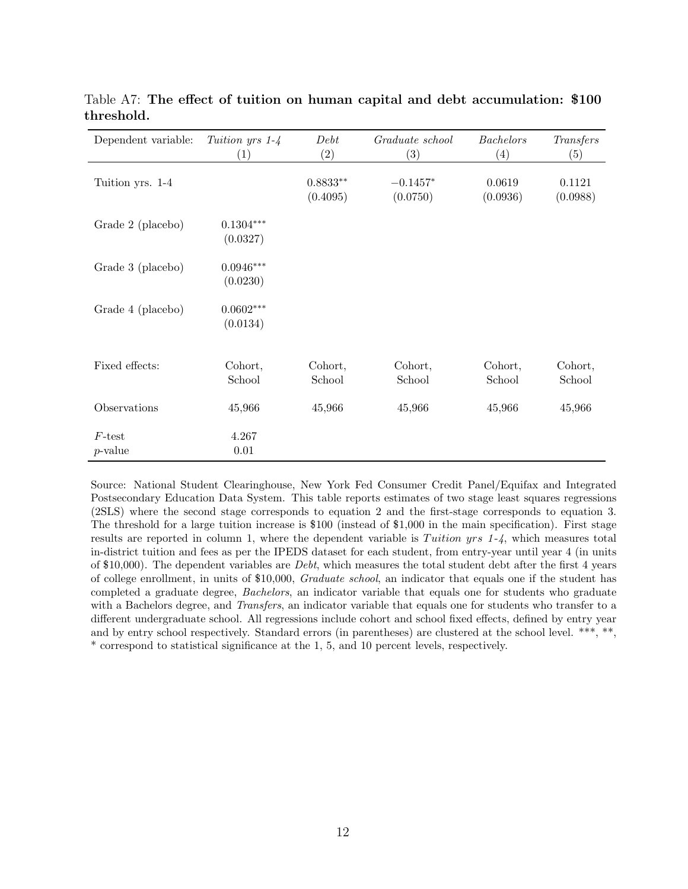Table A7: **The effect of tuition on human capital and debt accumulation: $100 threshold.**

| Dependent variable: | *Tuition yrs 1-4* (1) | *Debt* (2) | *Graduate school* (3) | *Bachelors* (4) | *Transfers* (5) |
|---|---|---|---|---|---|
| Tuition yrs. 1-4 | | $0.8833^{**}$ (0.4095) | $-0.1457^{*}$ (0.0750) | 0.0619 (0.0936) | 0.1121 (0.0988) |
| Grade 2 (placebo) | $0.1304^{***}$ (0.0327) | | | | |
| Grade 3 (placebo) | $0.0946^{***}$ (0.0230) | | | | |
| Grade 4 (placebo) | $0.0602^{***}$ (0.0134) | | | | |
| Fixed effects: | Cohort, School | Cohort, School | Cohort, School | Cohort, School | Cohort, School |
| Observations | 45,966 | 45,966 | 45,966 | 45,966 | 45,966 |
| $F$-test | 4.267 | | | | |
| $p$-value | 0.01 | | | | |

Source: National Student Clearinghouse, New York Fed Consumer Credit Panel/Equifax and Integrated Postsecondary Education Data System. This table reports estimates of two stage least squares regressions (2SLS) where the second stage corresponds to equation 2 and the first-stage corresponds to equation 3. The threshold for a large tuition increase is $100 (instead of $1,000 in the main specification). First stage results are reported in column 1, where the dependent variable is *Tuition yrs 1-4*, which measures total in-district tuition and fees as per the IPEDS dataset for each student, from entry-year until year 4 (in units of $10,000). The dependent variables are *Debt*, which measures the total student debt after the first 4 years of college enrollment, in units of $10,000, *Graduate school*, an indicator that equals one if the student has completed a graduate degree, *Bachelors*, an indicator variable that equals one for students who graduate with a Bachelors degree, and *Transfers*, an indicator variable that equals one for students who transfer to a different undergraduate school. All regressions include cohort and school fixed effects, defined by entry year and by entry school respectively. Standard errors (in parentheses) are clustered at the school level. ***, **, * correspond to statistical significance at the 1, 5, and 10 percent levels, respectively.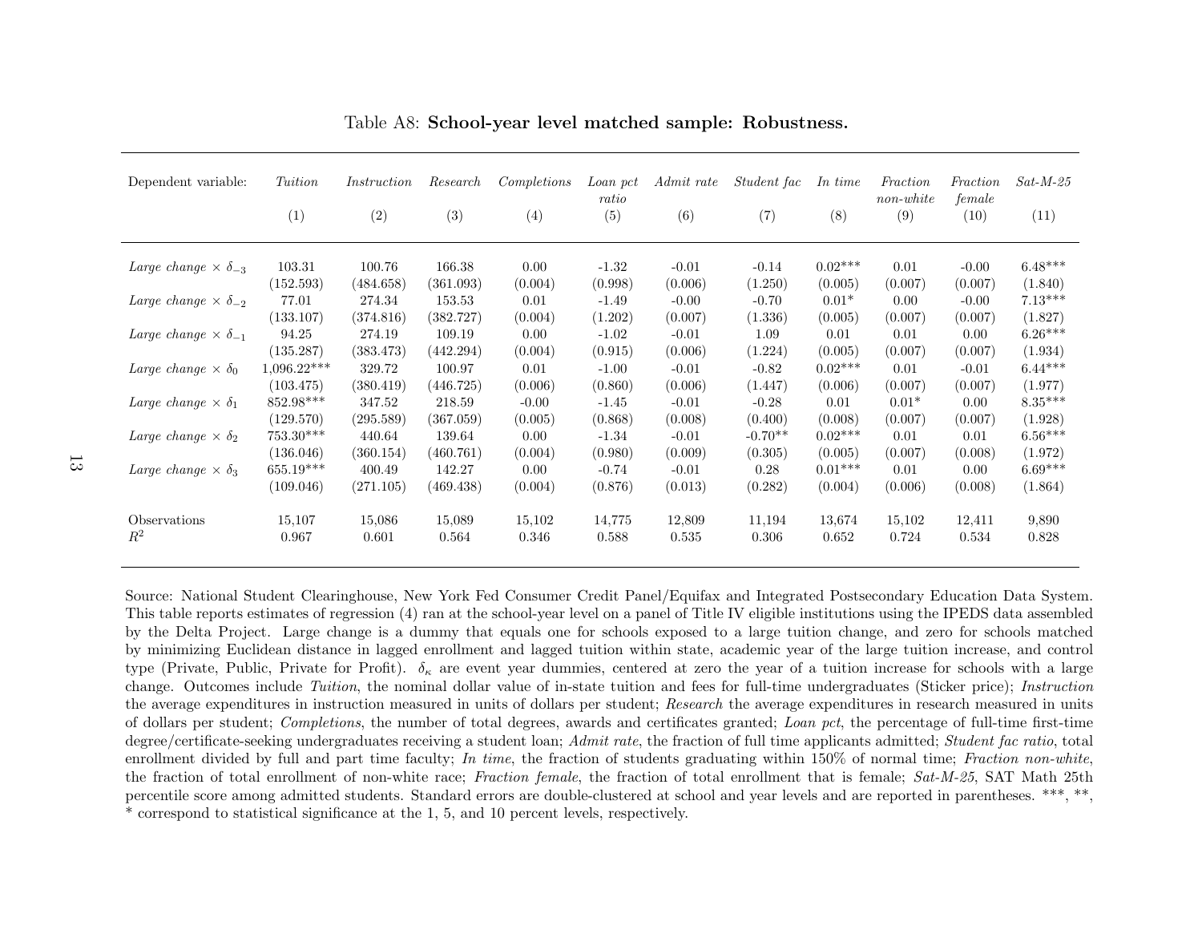Table A8: **School-year level matched sample: Robustness.**

| Dependent variable: | *Tuition* | *Instruction* | *Research* | *Completions* | *Loan pct ratio* | *Admit rate* | *Student fac* | *In time* | *Fraction non-white* | *Fraction female* | *Sat-M-25* |
|---|---|---|---|---|---|---|---|---|---|---|---|
| | (1) | (2) | (3) | (4) | (5) | (6) | (7) | (8) | (9) | (10) | (11) |
| *Large change* × $\delta_{-3}$ | 103.31 | 100.76 | 166.38 | 0.00 | -1.32 | -0.01 | -0.14 | 0.02*** | 0.01 | -0.00 | 6.48*** |
| | (152.593) | (484.658) | (361.093) | (0.004) | (0.998) | (0.006) | (1.250) | (0.005) | (0.007) | (0.007) | (1.840) |
| *Large change* × $\delta_{-2}$ | 77.01 | 274.34 | 153.53 | 0.01 | -1.49 | -0.00 | -0.70 | 0.01* | 0.00 | -0.00 | 7.13*** |
| | (133.107) | (374.816) | (382.727) | (0.004) | (1.202) | (0.007) | (1.336) | (0.005) | (0.007) | (0.007) | (1.827) |
| *Large change* × $\delta_{-1}$ | 94.25 | 274.19 | 109.19 | 0.00 | -1.02 | -0.01 | 1.09 | 0.01 | 0.01 | 0.00 | 6.26*** |
| | (135.287) | (383.473) | (442.294) | (0.004) | (0.915) | (0.006) | (1.224) | (0.005) | (0.007) | (0.007) | (1.934) |
| *Large change* × $\delta_{0}$ | 1,096.22*** | 329.72 | 100.97 | 0.01 | -1.00 | -0.01 | -0.82 | 0.02*** | 0.01 | -0.01 | 6.44*** |
| | (103.475) | (380.419) | (446.725) | (0.006) | (0.860) | (0.006) | (1.447) | (0.006) | (0.007) | (0.007) | (1.977) |
| *Large change* × $\delta_{1}$ | 852.98*** | 347.52 | 218.59 | -0.00 | -1.45 | -0.01 | -0.28 | 0.01 | 0.01* | 0.00 | 8.35*** |
| | (129.570) | (295.589) | (367.059) | (0.005) | (0.868) | (0.008) | (0.400) | (0.008) | (0.007) | (0.007) | (1.928) |
| *Large change* × $\delta_{2}$ | 753.30*** | 440.64 | 139.64 | 0.00 | -1.34 | -0.01 | -0.70** | 0.02*** | 0.01 | 0.01 | 6.56*** |
| | (136.046) | (360.154) | (460.761) | (0.004) | (0.980) | (0.009) | (0.305) | (0.005) | (0.007) | (0.008) | (1.972) |
| *Large change* × $\delta_{3}$ | 655.19*** | 400.49 | 142.27 | 0.00 | -0.74 | -0.01 | 0.28 | 0.01*** | 0.01 | 0.00 | 6.69*** |
| | (109.046) | (271.105) | (469.438) | (0.004) | (0.876) | (0.013) | (0.282) | (0.004) | (0.006) | (0.008) | (1.864) |
| Observations | 15,107 | 15,086 | 15,089 | 15,102 | 14,775 | 12,809 | 11,194 | 13,674 | 15,102 | 12,411 | 9,890 |
| $R^2$ | 0.967 | 0.601 | 0.564 | 0.346 | 0.588 | 0.535 | 0.306 | 0.652 | 0.724 | 0.534 | 0.828 |

Source: National Student Clearinghouse, New York Fed Consumer Credit Panel/Equifax and Integrated Postsecondary Education Data System. This table reports estimates of regression (4) ran at the school-year level on a panel of Title IV eligible institutions using the IPEDS data assembled by the Delta Project. Large change is a dummy that equals one for schools exposed to a large tuition change, and zero for schools matched by minimizing Euclidean distance in lagged enrollment and lagged tuition within state, academic year of the large tuition increase, and control type (Private, Public, Private for Profit). $\delta_\kappa$ are event year dummies, centered at zero the year of a tuition increase for schools with a large change. Outcomes include *Tuition*, the nominal dollar value of in-state tuition and fees for full-time undergraduates (Sticker price); *Instruction* the average expenditures in instruction measured in units of dollars per student; *Research* the average expenditures in research measured in units of dollars per student; *Completions*, the number of total degrees, awards and certificates granted; *Loan pct*, the percentage of full-time first-time degree/certificate-seeking undergraduates receiving a student loan; *Admit rate*, the fraction of full time applicants admitted; *Student fac ratio*, total enrollment divided by full and part time faculty; *In time*, the fraction of students graduating within 150% of normal time; *Fraction non-white*, the fraction of total enrollment of non-white race; *Fraction female*, the fraction of total enrollment that is female; *Sat-M-25*, SAT Math 25th percentile score among admitted students. Standard errors are double-clustered at school and year levels and are reported in parentheses. ***, **, * correspond to statistical significance at the 1, 5, and 10 percent levels, respectively.